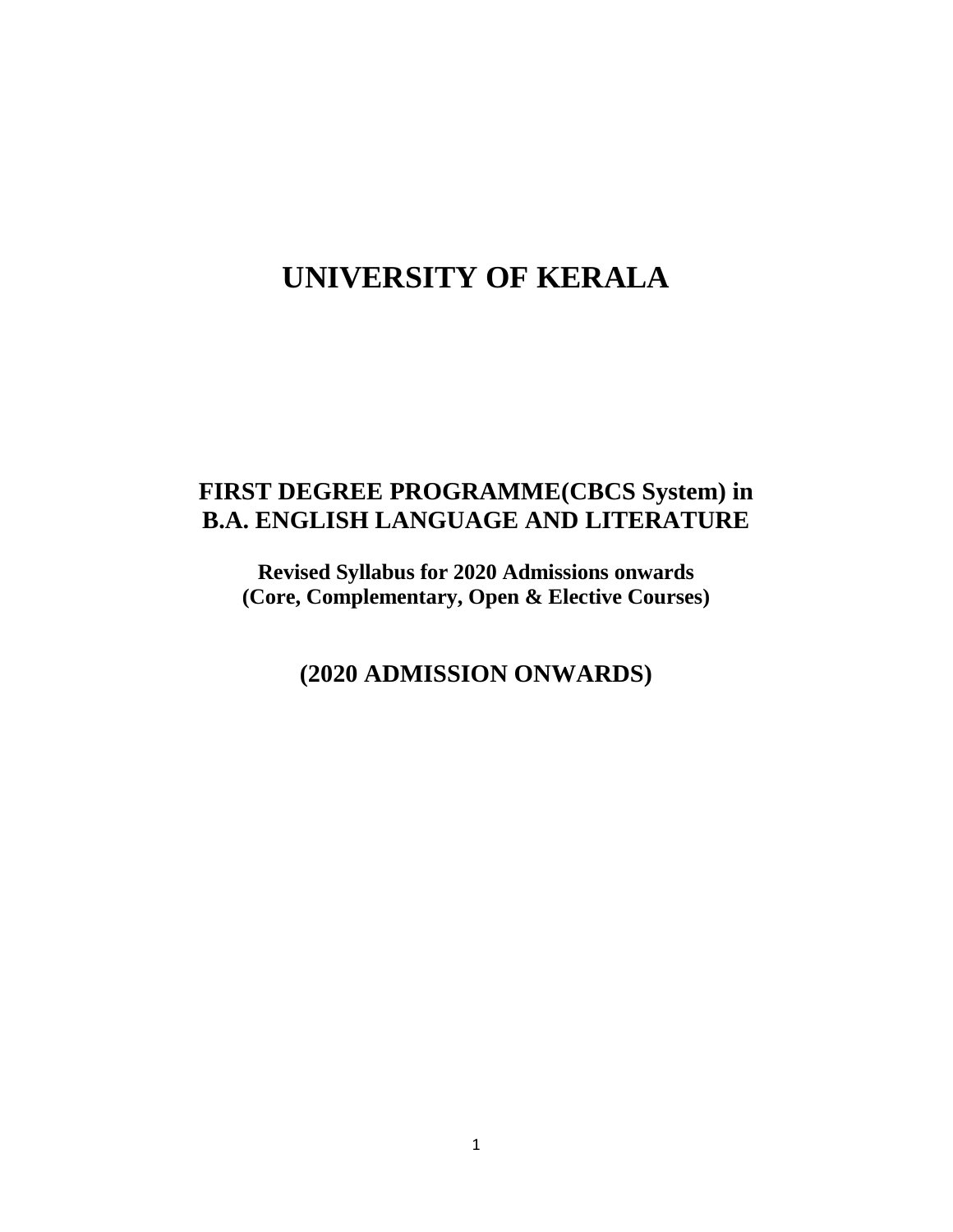# UNIVERSITY OF KERALA

## FIRST DEGREE PROGRAMME(CBCS System) in B.A. ENGLISH LANGUAGE AND LITERATURE

**Revised Syllabus for 2020 Admissions onwards**
**(Core, Complementary, Open & Elective Courses)**

## (2020 ADMISSION ONWARDS)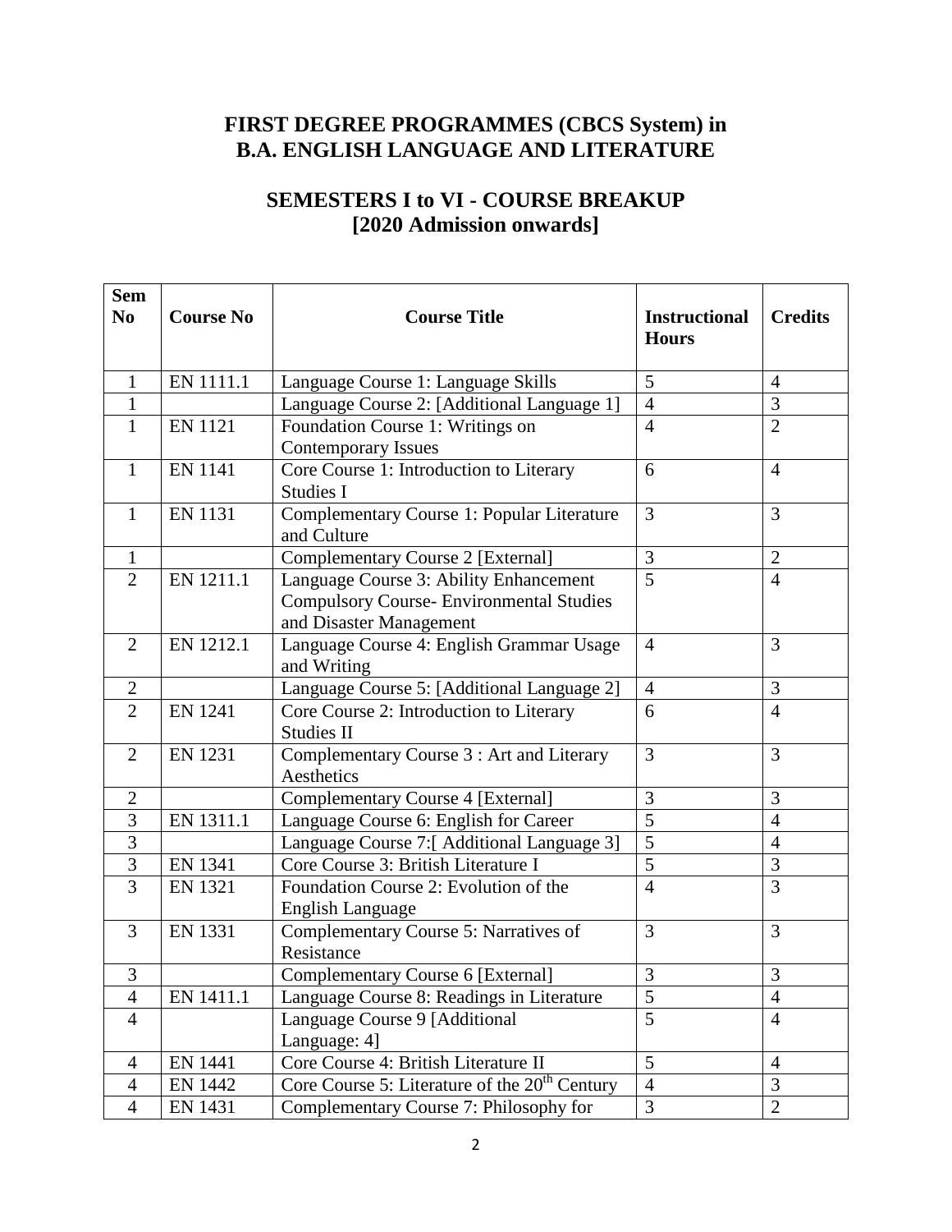## FIRST DEGREE PROGRAMMES (CBCS System) in B.A. ENGLISH LANGUAGE AND LITERATURE

## SEMESTERS I to VI - COURSE BREAKUP [2020 Admission onwards]

| Sem No | Course No | Course Title | Instructional Hours | Credits |
|---|---|---|---|---|
| 1 | EN 1111.1 | Language Course 1: Language Skills | 5 | 4 |
| 1 | | Language Course 2: [Additional Language 1] | 4 | 3 |
| 1 | EN 1121 | Foundation Course 1: Writings on Contemporary Issues | 4 | 2 |
| 1 | EN 1141 | Core Course 1: Introduction to Literary Studies I | 6 | 4 |
| 1 | EN 1131 | Complementary Course 1: Popular Literature and Culture | 3 | 3 |
| 1 | | Complementary Course 2 [External] | 3 | 2 |
| 2 | EN 1211.1 | Language Course 3: Ability Enhancement Compulsory Course- Environmental Studies and Disaster Management | 5 | 4 |
| 2 | EN 1212.1 | Language Course 4: English Grammar Usage and Writing | 4 | 3 |
| 2 | | Language Course 5: [Additional Language 2] | 4 | 3 |
| 2 | EN 1241 | Core Course 2: Introduction to Literary Studies II | 6 | 4 |
| 2 | EN 1231 | Complementary Course 3 : Art and Literary Aesthetics | 3 | 3 |
| 2 | | Complementary Course 4 [External] | 3 | 3 |
| 3 | EN 1311.1 | Language Course 6: English for Career | 5 | 4 |
| 3 | | Language Course 7:[ Additional Language 3] | 5 | 4 |
| 3 | EN 1341 | Core Course 3: British Literature I | 5 | 3 |
| 3 | EN 1321 | Foundation Course 2: Evolution of the English Language | 4 | 3 |
| 3 | EN 1331 | Complementary Course 5: Narratives of Resistance | 3 | 3 |
| 3 | | Complementary Course 6 [External] | 3 | 3 |
| 4 | EN 1411.1 | Language Course 8: Readings in Literature | 5 | 4 |
| 4 | | Language Course 9 [Additional Language: 4] | 5 | 4 |
| 4 | EN 1441 | Core Course 4: British Literature II | 5 | 4 |
| 4 | EN 1442 | Core Course 5: Literature of the 20th Century | 4 | 3 |
| 4 | EN 1431 | Complementary Course 7: Philosophy for | 3 | 2 |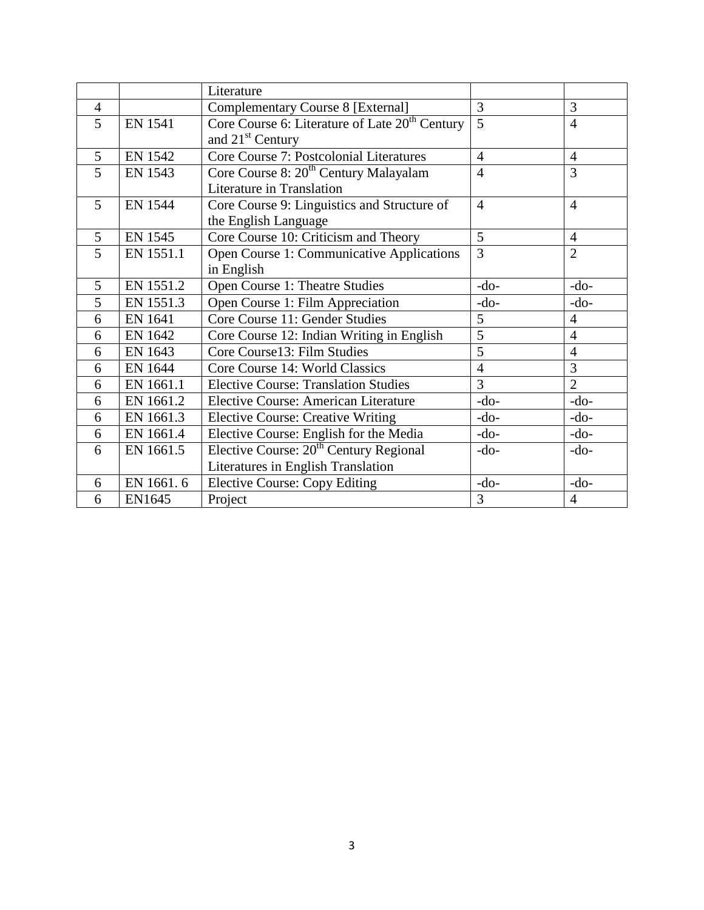| | | | | |
|---|---|---|---|---|
| | | Literature | | |
| 4 | | Complementary Course 8 [External] | 3 | 3 |
| 5 | EN 1541 | Core Course 6: Literature of Late 20th Century and 21st Century | 5 | 4 |
| 5 | EN 1542 | Core Course 7: Postcolonial Literatures | 4 | 4 |
| 5 | EN 1543 | Core Course 8: 20th Century Malayalam Literature in Translation | 4 | 3 |
| 5 | EN 1544 | Core Course 9: Linguistics and Structure of the English Language | 4 | 4 |
| 5 | EN 1545 | Core Course 10: Criticism and Theory | 5 | 4 |
| 5 | EN 1551.1 | Open Course 1: Communicative Applications in English | 3 | 2 |
| 5 | EN 1551.2 | Open Course 1: Theatre Studies | -do- | -do- |
| 5 | EN 1551.3 | Open Course 1: Film Appreciation | -do- | -do- |
| 6 | EN 1641 | Core Course 11: Gender Studies | 5 | 4 |
| 6 | EN 1642 | Core Course 12: Indian Writing in English | 5 | 4 |
| 6 | EN 1643 | Core Course13: Film Studies | 5 | 4 |
| 6 | EN 1644 | Core Course 14: World Classics | 4 | 3 |
| 6 | EN 1661.1 | Elective Course: Translation Studies | 3 | 2 |
| 6 | EN 1661.2 | Elective Course: American Literature | -do- | -do- |
| 6 | EN 1661.3 | Elective Course: Creative Writing | -do- | -do- |
| 6 | EN 1661.4 | Elective Course: English for the Media | -do- | -do- |
| 6 | EN 1661.5 | Elective Course: 20th Century Regional Literatures in English Translation | -do- | -do- |
| 6 | EN 1661. 6 | Elective Course: Copy Editing | -do- | -do- |
| 6 | EN1645 | Project | 3 | 4 |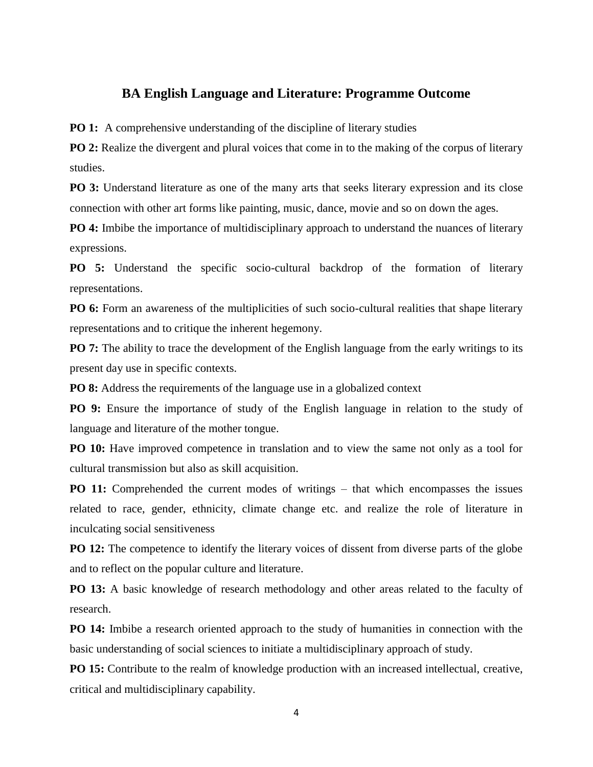## BA English Language and Literature: Programme Outcome

**PO 1:** A comprehensive understanding of the discipline of literary studies

**PO 2:** Realize the divergent and plural voices that come in to the making of the corpus of literary studies.

**PO 3:** Understand literature as one of the many arts that seeks literary expression and its close connection with other art forms like painting, music, dance, movie and so on down the ages.

**PO 4:** Imbibe the importance of multidisciplinary approach to understand the nuances of literary expressions.

**PO 5:** Understand the specific socio-cultural backdrop of the formation of literary representations.

**PO 6:** Form an awareness of the multiplicities of such socio-cultural realities that shape literary representations and to critique the inherent hegemony.

**PO 7:** The ability to trace the development of the English language from the early writings to its present day use in specific contexts.

**PO 8:** Address the requirements of the language use in a globalized context

**PO 9:** Ensure the importance of study of the English language in relation to the study of language and literature of the mother tongue.

**PO 10:** Have improved competence in translation and to view the same not only as a tool for cultural transmission but also as skill acquisition.

**PO 11:** Comprehended the current modes of writings – that which encompasses the issues related to race, gender, ethnicity, climate change etc. and realize the role of literature in inculcating social sensitiveness

**PO 12:** The competence to identify the literary voices of dissent from diverse parts of the globe and to reflect on the popular culture and literature.

**PO 13:** A basic knowledge of research methodology and other areas related to the faculty of research.

**PO 14:** Imbibe a research oriented approach to the study of humanities in connection with the basic understanding of social sciences to initiate a multidisciplinary approach of study.

**PO 15:** Contribute to the realm of knowledge production with an increased intellectual, creative, critical and multidisciplinary capability.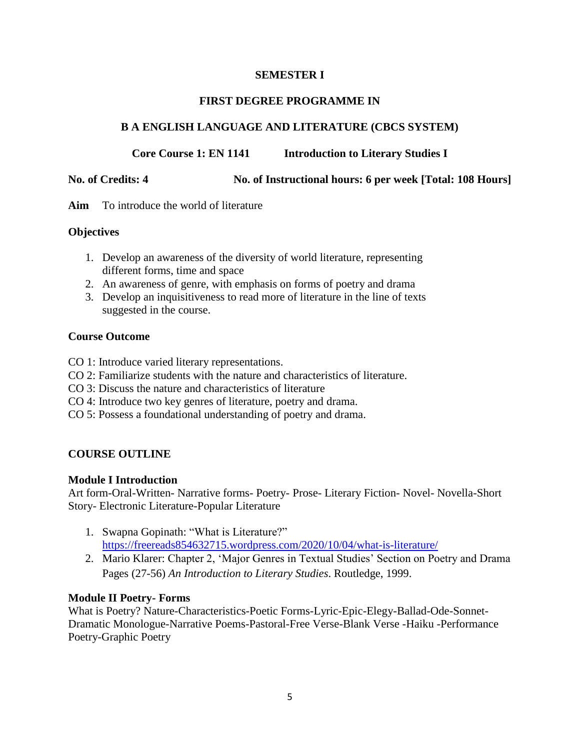**SEMESTER I**

**FIRST DEGREE PROGRAMME IN**

**B A ENGLISH LANGUAGE AND LITERATURE (CBCS SYSTEM)**

**Core Course 1: EN 1141 Introduction to Literary Studies I**

**No. of Credits: 4 No. of Instructional hours: 6 per week [Total: 108 Hours]**

**Aim** To introduce the world of literature

**Objectives**

1. Develop an awareness of the diversity of world literature, representing different forms, time and space
2. An awareness of genre, with emphasis on forms of poetry and drama
3. Develop an inquisitiveness to read more of literature in the line of texts suggested in the course.

**Course Outcome**

CO 1: Introduce varied literary representations.
CO 2: Familiarize students with the nature and characteristics of literature.
CO 3: Discuss the nature and characteristics of literature
CO 4: Introduce two key genres of literature, poetry and drama.
CO 5: Possess a foundational understanding of poetry and drama.

**COURSE OUTLINE**

**Module I Introduction**

Art form-Oral-Written- Narrative forms- Poetry- Prose- Literary Fiction- Novel- Novella-Short Story- Electronic Literature-Popular Literature

1. Swapna Gopinath: "What is Literature?" https://freereads854632715.wordpress.com/2020/10/04/what-is-literature/
2. Mario Klarer: Chapter 2, 'Major Genres in Textual Studies' Section on Poetry and Drama Pages (27-56) *An Introduction to Literary Studies*. Routledge, 1999.

**Module II Poetry- Forms**

What is Poetry? Nature-Characteristics-Poetic Forms-Lyric-Epic-Elegy-Ballad-Ode-Sonnet-Dramatic Monologue-Narrative Poems-Pastoral-Free Verse-Blank Verse -Haiku -Performance Poetry-Graphic Poetry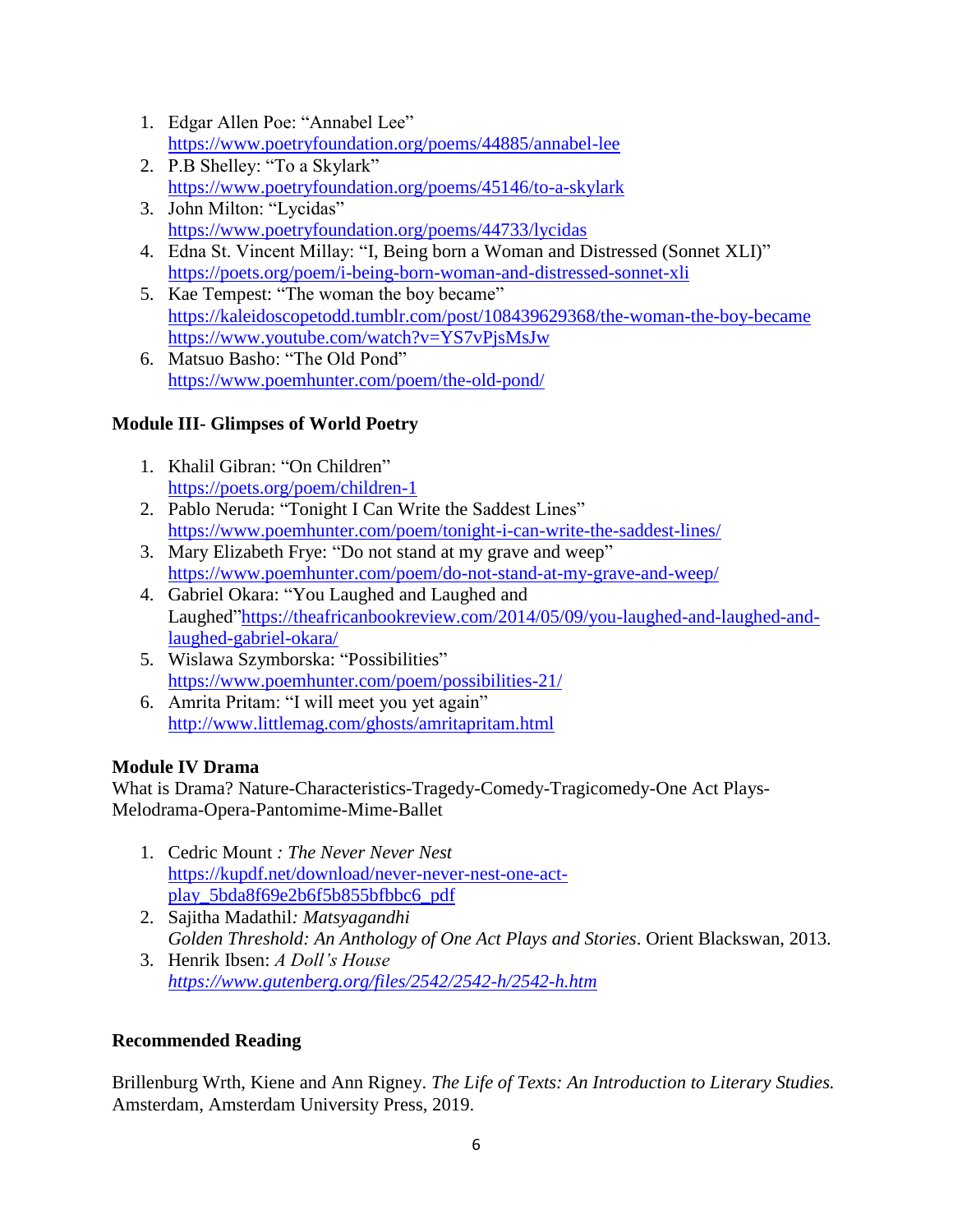1. Edgar Allen Poe: "Annabel Lee"
   https://www.poetryfoundation.org/poems/44885/annabel-lee
2. P.B Shelley: "To a Skylark"
   https://www.poetryfoundation.org/poems/45146/to-a-skylark
3. John Milton: "Lycidas"
   https://www.poetryfoundation.org/poems/44733/lycidas
4. Edna St. Vincent Millay: "I, Being born a Woman and Distressed (Sonnet XLI)"
   https://poets.org/poem/i-being-born-woman-and-distressed-sonnet-xli
5. Kae Tempest: "The woman the boy became"
   https://kaleidoscopetodd.tumblr.com/post/108439629368/the-woman-the-boy-became
   https://www.youtube.com/watch?v=YS7vPjsMsJw
6. Matsuo Basho: "The Old Pond"
   https://www.poemhunter.com/poem/the-old-pond/

### Module III- Glimpses of World Poetry

1. Khalil Gibran: "On Children"
   https://poets.org/poem/children-1
2. Pablo Neruda: "Tonight I Can Write the Saddest Lines"
   https://www.poemhunter.com/poem/tonight-i-can-write-the-saddest-lines/
3. Mary Elizabeth Frye: "Do not stand at my grave and weep"
   https://www.poemhunter.com/poem/do-not-stand-at-my-grave-and-weep/
4. Gabriel Okara: "You Laughed and Laughed and Laughed"https://theafricanbookreview.com/2014/05/09/you-laughed-and-laughed-and-laughed-gabriel-okara/
5. Wislawa Szymborska: "Possibilities"
   https://www.poemhunter.com/poem/possibilities-21/
6. Amrita Pritam: "I will meet you yet again"
   http://www.littlemag.com/ghosts/amritapritam.html

### Module IV Drama

What is Drama? Nature-Characteristics-Tragedy-Comedy-Tragicomedy-One Act Plays-Melodrama-Opera-Pantomime-Mime-Ballet

1. Cedric Mount *: The Never Never Nest*
   https://kupdf.net/download/never-never-nest-one-act-play_5bda8f69e2b6f5b855bfbbc6_pdf
2. Sajitha Madathil*: Matsyagandhi*
   *Golden Threshold: An Anthology of One Act Plays and Stories*. Orient Blackswan, 2013.
3. Henrik Ibsen: *A Doll's House*
   *https://www.gutenberg.org/files/2542/2542-h/2542-h.htm*

### Recommended Reading

Brillenburg Wrth, Kiene and Ann Rigney. *The Life of Texts: An Introduction to Literary Studies.* Amsterdam, Amsterdam University Press, 2019.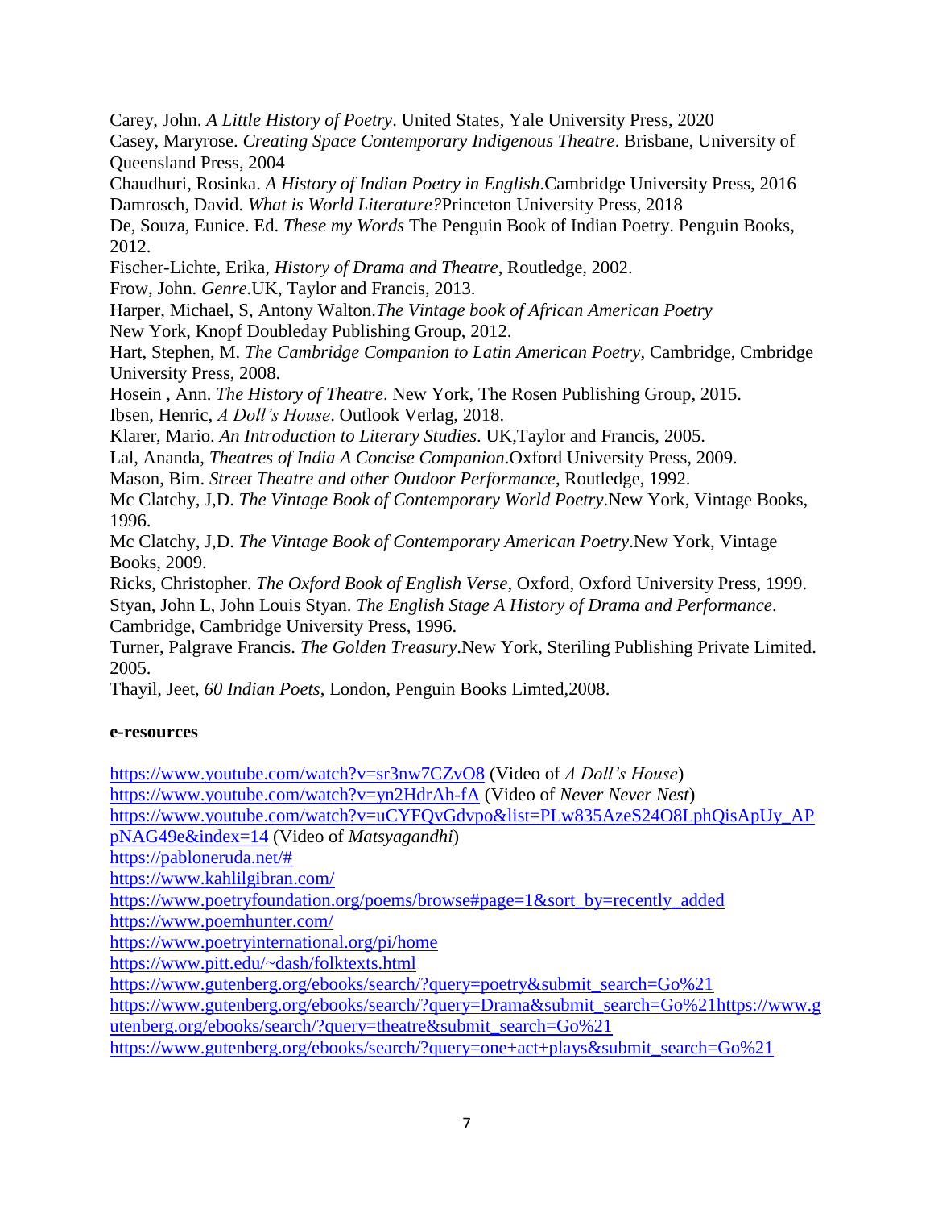Carey, John. *A Little History of Poetry*. United States, Yale University Press, 2020

Casey, Maryrose. *Creating Space Contemporary Indigenous Theatre*. Brisbane, University of Queensland Press, 2004

Chaudhuri, Rosinka. *A History of Indian Poetry in English*.Cambridge University Press, 2016

Damrosch, David. *What is World Literature?*Princeton University Press, 2018

De, Souza, Eunice. Ed. *These my Words* The Penguin Book of Indian Poetry. Penguin Books, 2012.

Fischer-Lichte, Erika, *History of Drama and Theatre*, Routledge, 2002.

Frow, John. *Genre*.UK, Taylor and Francis, 2013.

Harper, Michael, S, Antony Walton.*The Vintage book of African American Poetry* New York, Knopf Doubleday Publishing Group, 2012.

Hart, Stephen, M. *The Cambridge Companion to Latin American Poetry*, Cambridge, Cmbridge University Press, 2008.

Hosein , Ann. *The History of Theatre*. New York, The Rosen Publishing Group, 2015.

Ibsen, Henric, *A Doll's House*. Outlook Verlag, 2018.

Klarer, Mario. *An Introduction to Literary Studies*. UK,Taylor and Francis, 2005.

Lal, Ananda, *Theatres of India A Concise Companion*.Oxford University Press, 2009.

Mason, Bim. *Street Theatre and other Outdoor Performance*, Routledge, 1992.

Mc Clatchy, J,D. *The Vintage Book of Contemporary World Poetry*.New York, Vintage Books, 1996.

Mc Clatchy, J,D. *The Vintage Book of Contemporary American Poetry*.New York, Vintage Books, 2009.

Ricks, Christopher. *The Oxford Book of English Verse*, Oxford, Oxford University Press, 1999.

Styan, John L, John Louis Styan. *The English Stage A History of Drama and Performance*. Cambridge, Cambridge University Press, 1996.

Turner, Palgrave Francis. *The Golden Treasury*.New York, Steriling Publishing Private Limited. 2005.

Thayil, Jeet, *60 Indian Poets*, London, Penguin Books Limted,2008.

**e-resources**

https://www.youtube.com/watch?v=sr3nw7CZvO8 (Video of *A Doll's House*)

https://www.youtube.com/watch?v=yn2HdrAh-fA (Video of *Never Never Nest*)

https://www.youtube.com/watch?v=uCYFQvGdvpo&list=PLw835AzeS24O8LphQisApUy_APpNAG49e&index=14 (Video of *Matsyagandhi*)

https://pabloneruda.net/#

https://www.kahlilgibran.com/

https://www.poetryfoundation.org/poems/browse#page=1&sort_by=recently_added

https://www.poemhunter.com/

https://www.poetryinternational.org/pi/home

https://www.pitt.edu/~dash/folktexts.html

https://www.gutenberg.org/ebooks/search/?query=poetry&submit_search=Go%21

https://www.gutenberg.org/ebooks/search/?query=Drama&submit_search=Go%21https://www.gutenberg.org/ebooks/search/?query=theatre&submit_search=Go%21

https://www.gutenberg.org/ebooks/search/?query=one+act+plays&submit_search=Go%21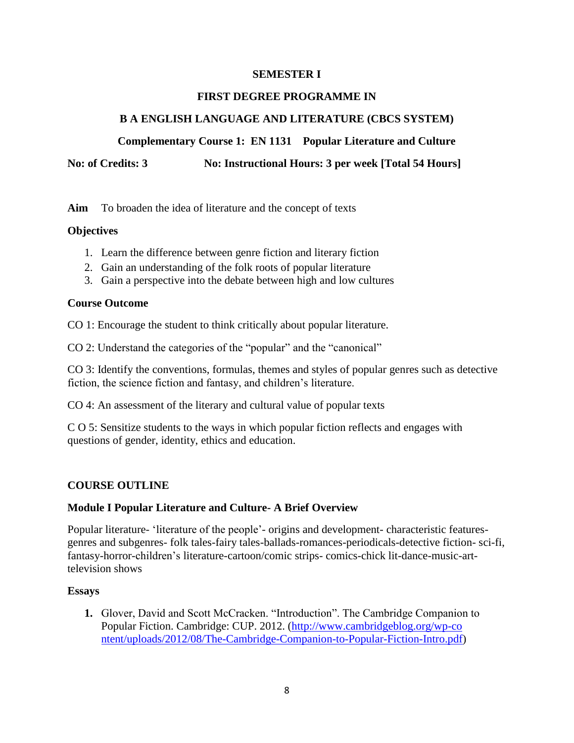**SEMESTER I**

**FIRST DEGREE PROGRAMME IN**

**B A ENGLISH LANGUAGE AND LITERATURE (CBCS SYSTEM)**

**Complementary Course 1: EN 1131 Popular Literature and Culture**

**No: of Credits: 3** **No: Instructional Hours: 3 per week [Total 54 Hours]**

**Aim** To broaden the idea of literature and the concept of texts

**Objectives**

1. Learn the difference between genre fiction and literary fiction
2. Gain an understanding of the folk roots of popular literature
3. Gain a perspective into the debate between high and low cultures

**Course Outcome**

CO 1: Encourage the student to think critically about popular literature.

CO 2: Understand the categories of the "popular" and the "canonical"

CO 3: Identify the conventions, formulas, themes and styles of popular genres such as detective fiction, the science fiction and fantasy, and children's literature.

CO 4: An assessment of the literary and cultural value of popular texts

C O 5: Sensitize students to the ways in which popular fiction reflects and engages with questions of gender, identity, ethics and education.

**COURSE OUTLINE**

**Module I Popular Literature and Culture- A Brief Overview**

Popular literature- 'literature of the people'- origins and development- characteristic features- genres and subgenres- folk tales-fairy tales-ballads-romances-periodicals-detective fiction- sci-fi, fantasy-horror-children's literature-cartoon/comic strips- comics-chick lit-dance-music-art-television shows

**Essays**

1. Glover, David and Scott McCracken. "Introduction". The Cambridge Companion to Popular Fiction. Cambridge: CUP. 2012. (http://www.cambridgeblog.org/wp-content/uploads/2012/08/The-Cambridge-Companion-to-Popular-Fiction-Intro.pdf)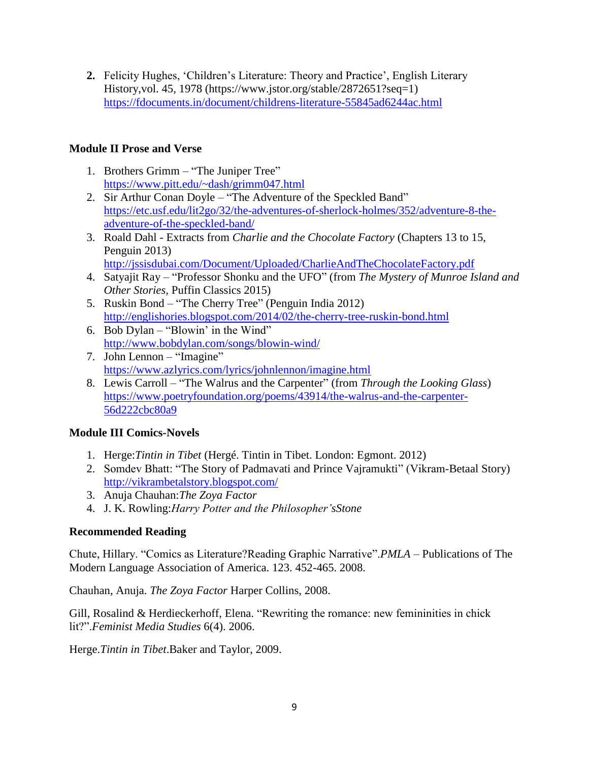2. Felicity Hughes, 'Children's Literature: Theory and Practice', English Literary History,vol. 45, 1978 (https://www.jstor.org/stable/2872651?seq=1) https://fdocuments.in/document/childrens-literature-55845ad6244ac.html

**Module II Prose and Verse**

1. Brothers Grimm – "The Juniper Tree" https://www.pitt.edu/~dash/grimm047.html
2. Sir Arthur Conan Doyle – "The Adventure of the Speckled Band" https://etc.usf.edu/lit2go/32/the-adventures-of-sherlock-holmes/352/adventure-8-the-adventure-of-the-speckled-band/
3. Roald Dahl - Extracts from *Charlie and the Chocolate Factory* (Chapters 13 to 15, Penguin 2013) http://jssisdubai.com/Document/Uploaded/CharlieAndTheChocolateFactory.pdf
4. Satyajit Ray – "Professor Shonku and the UFO" (from *The Mystery of Munroe Island and Other Stories,* Puffin Classics 2015)
5. Ruskin Bond – "The Cherry Tree" (Penguin India 2012) http://englishories.blogspot.com/2014/02/the-cherry-tree-ruskin-bond.html
6. Bob Dylan – "Blowin' in the Wind" http://www.bobdylan.com/songs/blowin-wind/
7. John Lennon – "Imagine" https://www.azlyrics.com/lyrics/johnlennon/imagine.html
8. Lewis Carroll – "The Walrus and the Carpenter" (from *Through the Looking Glass*) https://www.poetryfoundation.org/poems/43914/the-walrus-and-the-carpenter-56d222cbc80a9

**Module III Comics-Novels**

1. Herge:*Tintin in Tibet* (Hergé. Tintin in Tibet. London: Egmont. 2012)
2. Somdev Bhatt: "The Story of Padmavati and Prince Vajramukti" (Vikram-Betaal Story) http://vikrambetalstory.blogspot.com/
3. Anuja Chauhan:*The Zoya Factor*
4. J. K. Rowling:*Harry Potter and the Philosopher'sStone*

**Recommended Reading**

Chute, Hillary. "Comics as Literature?Reading Graphic Narrative".*PMLA* – Publications of The Modern Language Association of America. 123. 452-465. 2008.

Chauhan, Anuja. *The Zoya Factor* Harper Collins, 2008.

Gill, Rosalind & Herdieckerhoff, Elena. "Rewriting the romance: new femininities in chick lit?".*Feminist Media Studies* 6(4). 2006.

Herge.*Tintin in Tibet*.Baker and Taylor, 2009.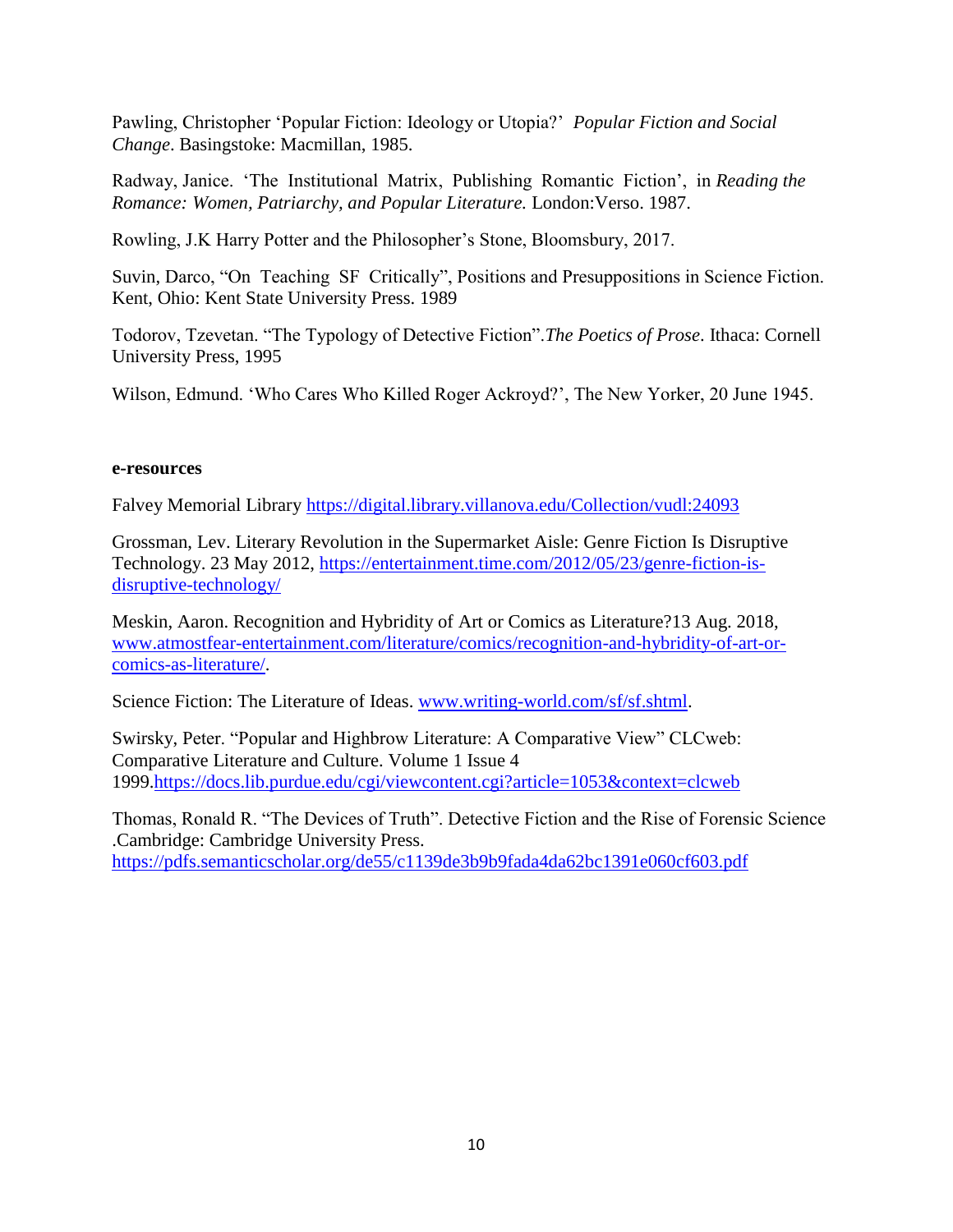Pawling, Christopher 'Popular Fiction: Ideology or Utopia?' *Popular Fiction and Social Change*. Basingstoke: Macmillan, 1985.

Radway, Janice. 'The Institutional Matrix, Publishing Romantic Fiction', in *Reading the Romance: Women, Patriarchy, and Popular Literature.* London:Verso. 1987.

Rowling, J.K Harry Potter and the Philosopher's Stone, Bloomsbury, 2017.

Suvin, Darco, "On Teaching SF Critically", Positions and Presuppositions in Science Fiction. Kent, Ohio: Kent State University Press. 1989

Todorov, Tzevetan. "The Typology of Detective Fiction".*The Poetics of Prose*. Ithaca: Cornell University Press, 1995

Wilson, Edmund. 'Who Cares Who Killed Roger Ackroyd?', The New Yorker, 20 June 1945.

**e-resources**

Falvey Memorial Library https://digital.library.villanova.edu/Collection/vudl:24093

Grossman, Lev. Literary Revolution in the Supermarket Aisle: Genre Fiction Is Disruptive Technology. 23 May 2012, https://entertainment.time.com/2012/05/23/genre-fiction-is-disruptive-technology/

Meskin, Aaron. Recognition and Hybridity of Art or Comics as Literature?13 Aug. 2018, www.atmostfear-entertainment.com/literature/comics/recognition-and-hybridity-of-art-or-comics-as-literature/.

Science Fiction: The Literature of Ideas. www.writing-world.com/sf/sf.shtml.

Swirsky, Peter. "Popular and Highbrow Literature: A Comparative View" CLCweb: Comparative Literature and Culture. Volume 1 Issue 4 1999.https://docs.lib.purdue.edu/cgi/viewcontent.cgi?article=1053&context=clcweb

Thomas, Ronald R. "The Devices of Truth". Detective Fiction and the Rise of Forensic Science .Cambridge: Cambridge University Press. https://pdfs.semanticscholar.org/de55/c1139de3b9b9fada4da62bc1391e060cf603.pdf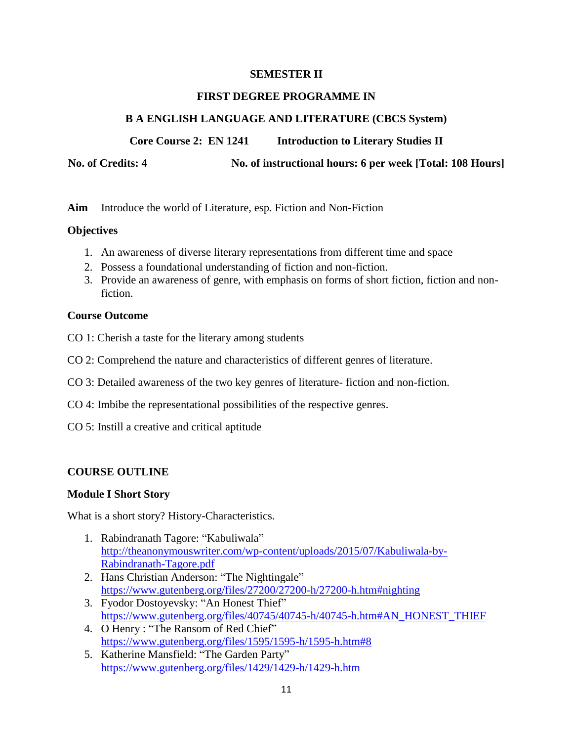**SEMESTER II**

**FIRST DEGREE PROGRAMME IN**

**B A ENGLISH LANGUAGE AND LITERATURE (CBCS System)**

**Core Course 2: EN 1241 Introduction to Literary Studies II**

**No. of Credits: 4 No. of instructional hours: 6 per week [Total: 108 Hours]**

**Aim** Introduce the world of Literature, esp. Fiction and Non-Fiction

**Objectives**

1. An awareness of diverse literary representations from different time and space
2. Possess a foundational understanding of fiction and non-fiction.
3. Provide an awareness of genre, with emphasis on forms of short fiction, fiction and non-fiction.

**Course Outcome**

CO 1: Cherish a taste for the literary among students

CO 2: Comprehend the nature and characteristics of different genres of literature.

CO 3: Detailed awareness of the two key genres of literature- fiction and non-fiction.

CO 4: Imbibe the representational possibilities of the respective genres.

CO 5: Instill a creative and critical aptitude

**COURSE OUTLINE**

**Module I Short Story**

What is a short story? History-Characteristics.

1. Rabindranath Tagore: "Kabuliwala"
   http://theanonymouswriter.com/wp-content/uploads/2015/07/Kabuliwala-by-Rabindranath-Tagore.pdf
2. Hans Christian Anderson: "The Nightingale"
   https://www.gutenberg.org/files/27200/27200-h/27200-h.htm#nighting
3. Fyodor Dostoyevsky: "An Honest Thief"
   https://www.gutenberg.org/files/40745/40745-h/40745-h.htm#AN_HONEST_THIEF
4. O Henry : "The Ransom of Red Chief"
   https://www.gutenberg.org/files/1595/1595-h/1595-h.htm#8
5. Katherine Mansfield: "The Garden Party"
   https://www.gutenberg.org/files/1429/1429-h/1429-h.htm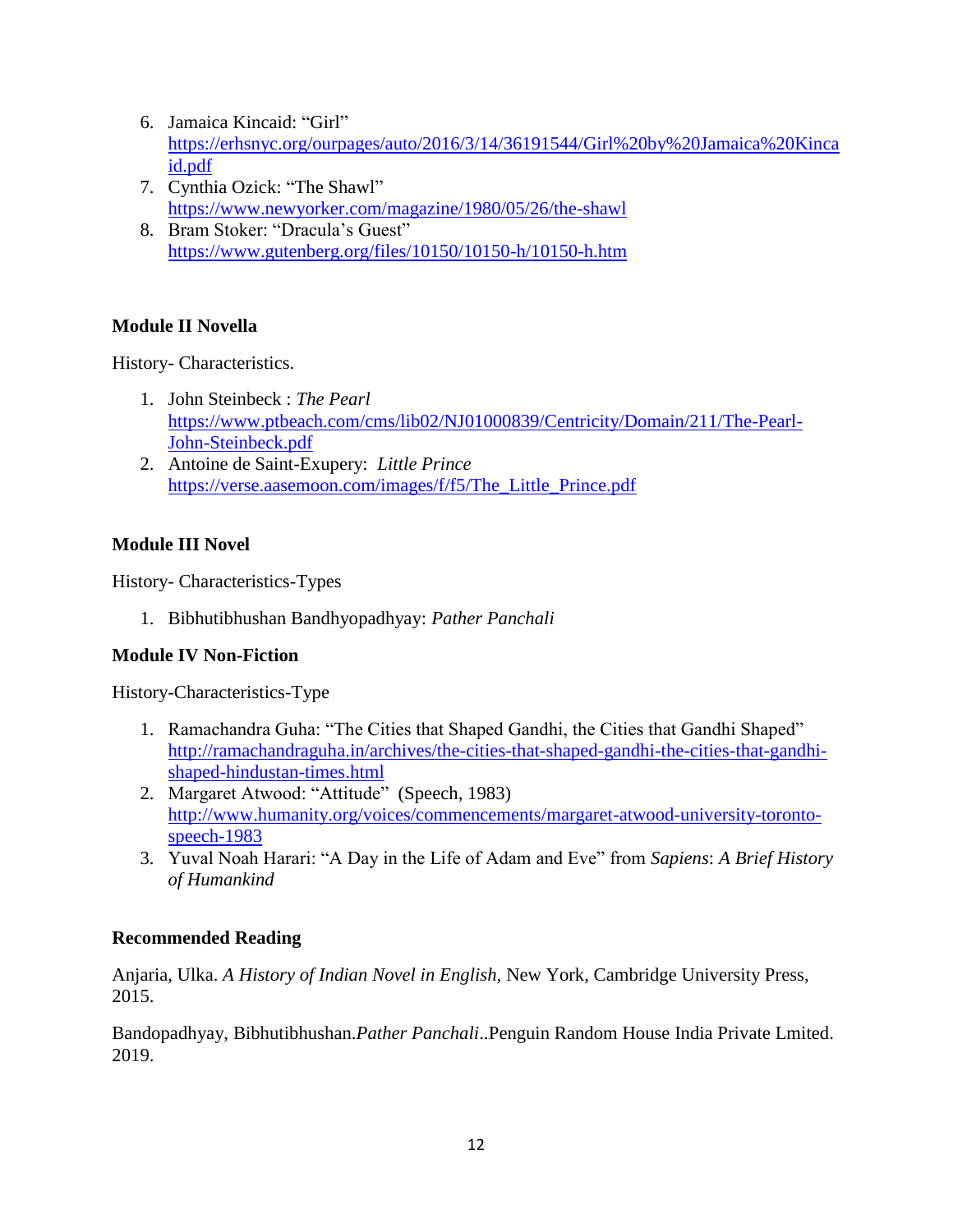6. Jamaica Kincaid: "Girl" [https://erhsnyc.org/ourpages/auto/2016/3/14/36191544/Girl%20by%20Jamaica%20Kincaid.pdf](https://erhsnyc.org/ourpages/auto/2016/3/14/36191544/Girl%20by%20Jamaica%20Kincaid.pdf)
7. Cynthia Ozick: "The Shawl" [https://www.newyorker.com/magazine/1980/05/26/the-shawl](https://www.newyorker.com/magazine/1980/05/26/the-shawl)
8. Bram Stoker: "Dracula's Guest" [https://www.gutenberg.org/files/10150/10150-h/10150-h.htm](https://www.gutenberg.org/files/10150/10150-h/10150-h.htm)

**Module II Novella**

History- Characteristics.

1. John Steinbeck : *The Pearl* [https://www.ptbeach.com/cms/lib02/NJ01000839/Centricity/Domain/211/The-Pearl-John-Steinbeck.pdf](https://www.ptbeach.com/cms/lib02/NJ01000839/Centricity/Domain/211/The-Pearl-John-Steinbeck.pdf)
2. Antoine de Saint-Exupery: *Little Prince* [https://verse.aasemoon.com/images/f/f5/The_Little_Prince.pdf](https://verse.aasemoon.com/images/f/f5/The_Little_Prince.pdf)

**Module III Novel**

History- Characteristics-Types

1. Bibhutibhushan Bandhyopadhyay: *Pather Panchali*

**Module IV Non-Fiction**

History-Characteristics-Type

1. Ramachandra Guha: "The Cities that Shaped Gandhi, the Cities that Gandhi Shaped" [http://ramachandraguha.in/archives/the-cities-that-shaped-gandhi-the-cities-that-gandhi-shaped-hindustan-times.html](http://ramachandraguha.in/archives/the-cities-that-shaped-gandhi-the-cities-that-gandhi-shaped-hindustan-times.html)
2. Margaret Atwood: "Attitude" (Speech, 1983) [http://www.humanity.org/voices/commencements/margaret-atwood-university-toronto-speech-1983](http://www.humanity.org/voices/commencements/margaret-atwood-university-toronto-speech-1983)
3. Yuval Noah Harari: "A Day in the Life of Adam and Eve" from *Sapiens*: *A Brief History of Humankind*

**Recommended Reading**

Anjaria, Ulka. *A History of Indian Novel in English,* New York, Cambridge University Press, 2015.

Bandopadhyay, Bibhutibhushan.*Pather Panchali*..Penguin Random House India Private Lmited. 2019.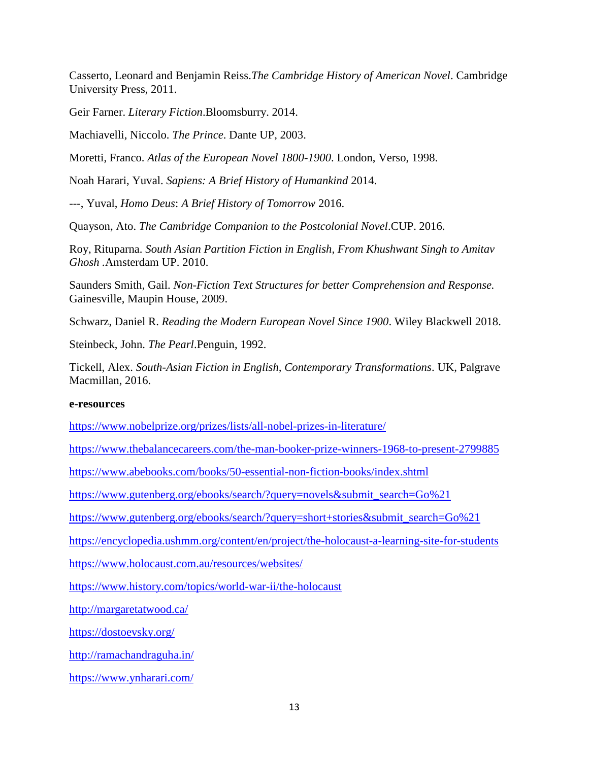Casserto, Leonard and Benjamin Reiss.*The Cambridge History of American Novel*. Cambridge University Press, 2011.

Geir Farner. *Literary Fiction*.Bloomsburry. 2014.

Machiavelli, Niccolo. *The Prince*. Dante UP, 2003.

Moretti, Franco. *Atlas of the European Novel 1800-1900*. London, Verso, 1998.

Noah Harari, Yuval. *Sapiens: A Brief History of Humankind* 2014.

---, Yuval, *Homo Deus*: *A Brief History of Tomorrow* 2016.

Quayson, Ato. *The Cambridge Companion to the Postcolonial Novel*.CUP. 2016.

Roy, Rituparna. *South Asian Partition Fiction in English, From Khushwant Singh to Amitav Ghosh* .Amsterdam UP. 2010.

Saunders Smith, Gail. *Non-Fiction Text Structures for better Comprehension and Response.* Gainesville, Maupin House, 2009.

Schwarz, Daniel R. *Reading the Modern European Novel Since 1900*. Wiley Blackwell 2018.

Steinbeck, John. *The Pearl*.Penguin, 1992.

Tickell, Alex. *South-Asian Fiction in English, Contemporary Transformations*. UK, Palgrave Macmillan, 2016.

**e-resources**

https://www.nobelprize.org/prizes/lists/all-nobel-prizes-in-literature/

https://www.thebalancecareers.com/the-man-booker-prize-winners-1968-to-present-2799885

https://www.abebooks.com/books/50-essential-non-fiction-books/index.shtml

https://www.gutenberg.org/ebooks/search/?query=novels&submit_search=Go%21

https://www.gutenberg.org/ebooks/search/?query=short+stories&submit_search=Go%21

https://encyclopedia.ushmm.org/content/en/project/the-holocaust-a-learning-site-for-students

https://www.holocaust.com.au/resources/websites/

https://www.history.com/topics/world-war-ii/the-holocaust

http://margaretatwood.ca/

https://dostoevsky.org/

http://ramachandraguha.in/

https://www.ynharari.com/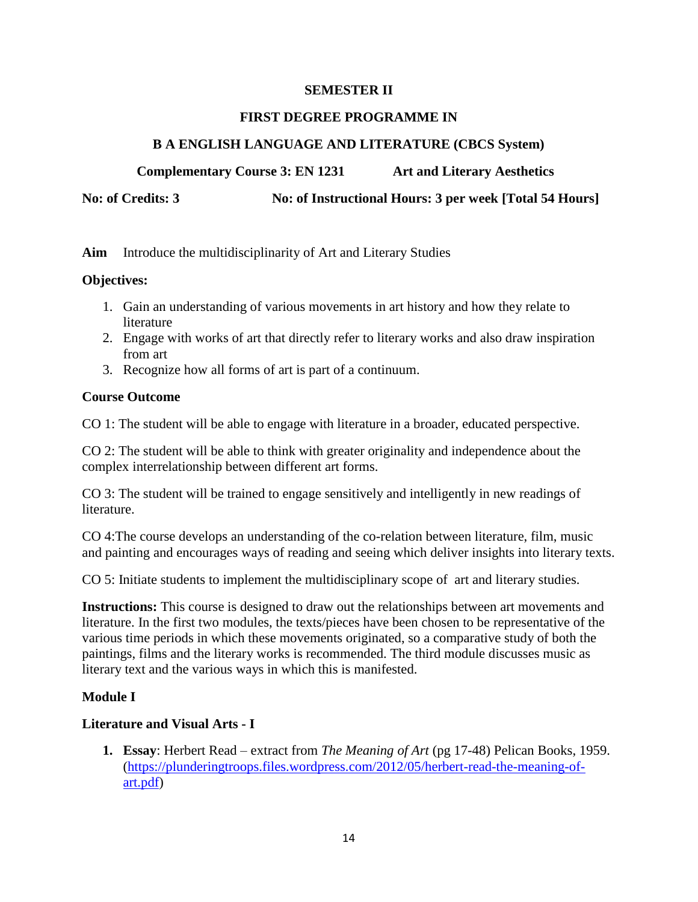**SEMESTER II**

**FIRST DEGREE PROGRAMME IN**

**B A ENGLISH LANGUAGE AND LITERATURE (CBCS System)**

**Complementary Course 3: EN 1231 Art and Literary Aesthetics**

**No: of Credits: 3 No: of Instructional Hours: 3 per week [Total 54 Hours]**

**Aim** Introduce the multidisciplinarity of Art and Literary Studies

**Objectives:**

1. Gain an understanding of various movements in art history and how they relate to literature
2. Engage with works of art that directly refer to literary works and also draw inspiration from art
3. Recognize how all forms of art is part of a continuum.

**Course Outcome**

CO 1: The student will be able to engage with literature in a broader, educated perspective.

CO 2: The student will be able to think with greater originality and independence about the complex interrelationship between different art forms.

CO 3: The student will be trained to engage sensitively and intelligently in new readings of literature.

CO 4:The course develops an understanding of the co-relation between literature, film, music and painting and encourages ways of reading and seeing which deliver insights into literary texts.

CO 5: Initiate students to implement the multidisciplinary scope of art and literary studies.

**Instructions:** This course is designed to draw out the relationships between art movements and literature. In the first two modules, the texts/pieces have been chosen to be representative of the various time periods in which these movements originated, so a comparative study of both the paintings, films and the literary works is recommended. The third module discusses music as literary text and the various ways in which this is manifested.

**Module I**

**Literature and Visual Arts - I**

1. **Essay**: Herbert Read – extract from *The Meaning of Art* (pg 17-48) Pelican Books, 1959. (https://plunderingtroops.files.wordpress.com/2012/05/herbert-read-the-meaning-of-art.pdf)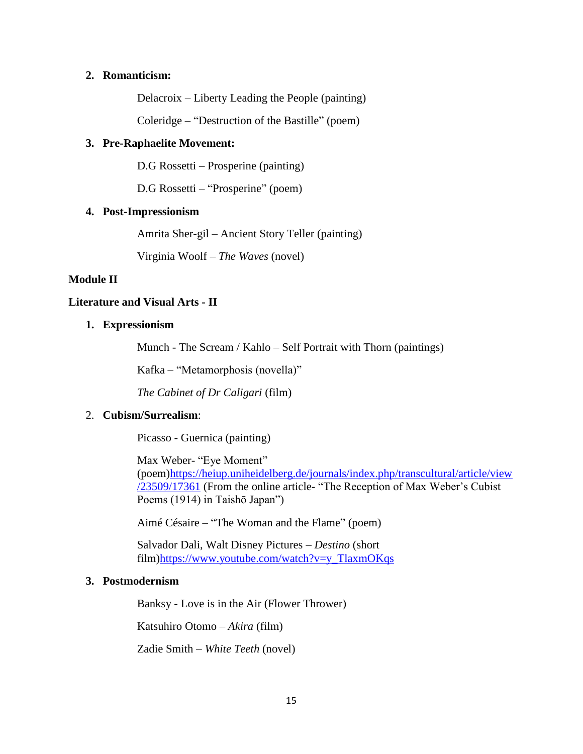2. **Romanticism:**

    Delacroix – Liberty Leading the People (painting)

    Coleridge – “Destruction of the Bastille” (poem)

3. **Pre-Raphaelite Movement:**

    D.G Rossetti – Prosperine (painting)

    D.G Rossetti – “Prosperine” (poem)

4. **Post-Impressionism**

    Amrita Sher-gil – Ancient Story Teller (painting)

    Virginia Woolf – *The Waves* (novel)

**Module II**

**Literature and Visual Arts - II**

1. **Expressionism**

    Munch - The Scream / Kahlo – Self Portrait with Thorn (paintings)

    Kafka – “Metamorphosis (novella)”

    *The Cabinet of Dr Caligari* (film)

2. **Cubism/Surrealism**:

    Picasso - Guernica (painting)

    Max Weber- “Eye Moment” (poem)https://heiup.uniheidelberg.de/journals/index.php/transcultural/article/view/23509/17361 (From the online article- “The Reception of Max Weber’s Cubist Poems (1914) in Taishō Japan”)

    Aimé Césaire – “The Woman and the Flame” (poem)

    Salvador Dali, Walt Disney Pictures – *Destino* (short film)https://www.youtube.com/watch?v=y_TlaxmOKqs

3. **Postmodernism**

    Banksy - Love is in the Air (Flower Thrower)

    Katsuhiro Otomo – *Akira* (film)

    Zadie Smith – *White Teeth* (novel)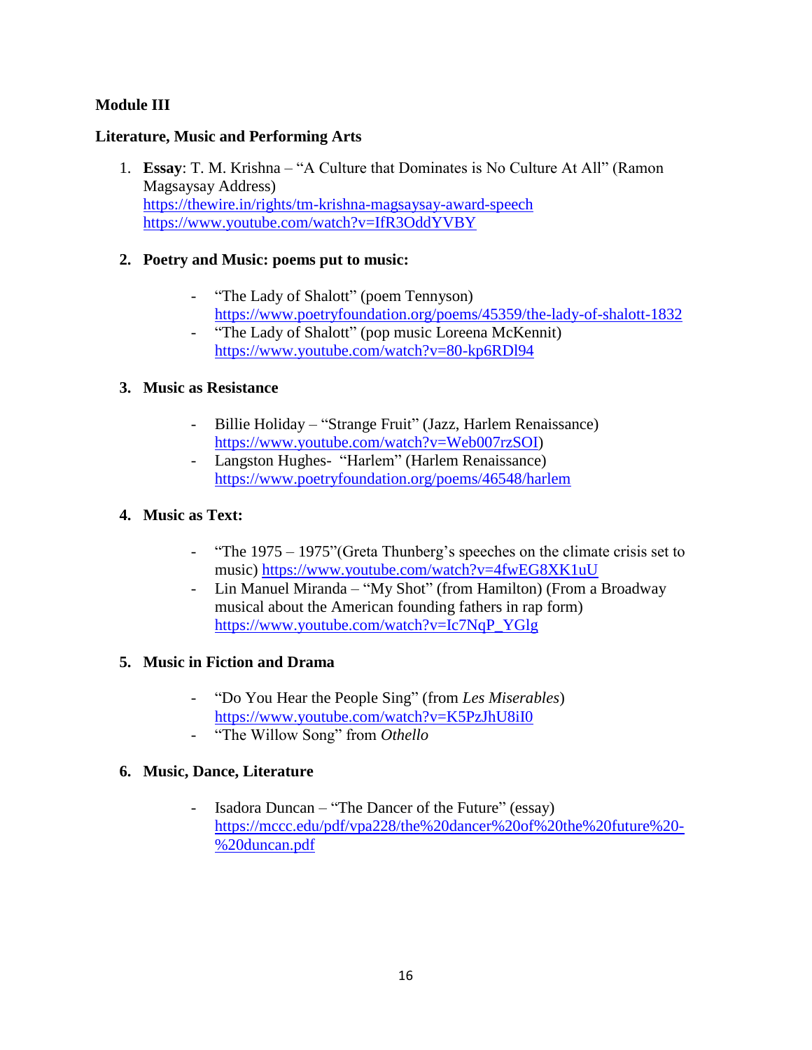**Module III**

**Literature, Music and Performing Arts**

1. **Essay**: T. M. Krishna – "A Culture that Dominates is No Culture At All" (Ramon Magsaysay Address)
   https://thewire.in/rights/tm-krishna-magsaysay-award-speech
   https://www.youtube.com/watch?v=IfR3OddYVBY

2. **Poetry and Music: poems put to music:**
   - "The Lady of Shalott" (poem Tennyson)
     https://www.poetryfoundation.org/poems/45359/the-lady-of-shalott-1832
   - "The Lady of Shalott" (pop music Loreena McKennit)
     https://www.youtube.com/watch?v=80-kp6RDl94

3. **Music as Resistance**
   - Billie Holiday – "Strange Fruit" (Jazz, Harlem Renaissance)
     https://www.youtube.com/watch?v=Web007rzSOI)
   - Langston Hughes- "Harlem" (Harlem Renaissance)
     https://www.poetryfoundation.org/poems/46548/harlem

4. **Music as Text:**
   - "The 1975 – 1975"(Greta Thunberg's speeches on the climate crisis set to music) https://www.youtube.com/watch?v=4fwEG8XK1uU
   - Lin Manuel Miranda – "My Shot" (from Hamilton) (From a Broadway musical about the American founding fathers in rap form)
     https://www.youtube.com/watch?v=Ic7NqP_YGlg

5. **Music in Fiction and Drama**
   - "Do You Hear the People Sing" (from *Les Miserables*)
     https://www.youtube.com/watch?v=K5PzJhU8iI0
   - "The Willow Song" from *Othello*

6. **Music, Dance, Literature**
   - Isadora Duncan – "The Dancer of the Future" (essay)
     https://mccc.edu/pdf/vpa228/the%20dancer%20of%20the%20future%20-%20duncan.pdf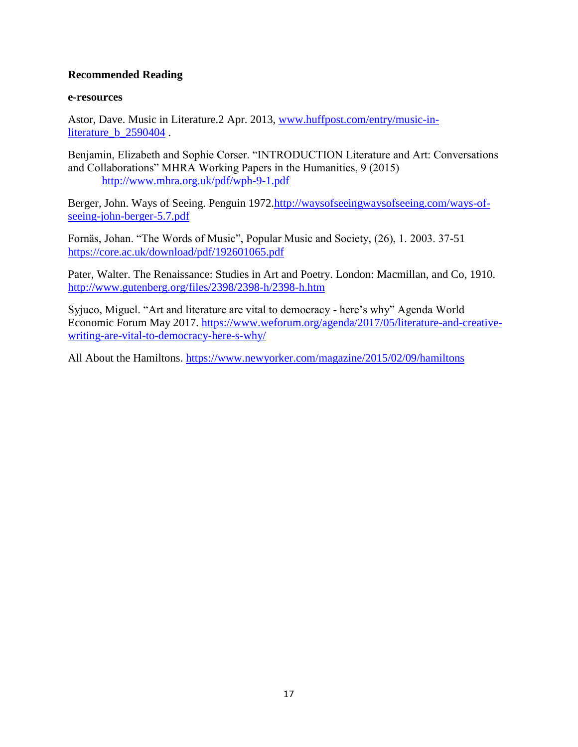**Recommended Reading**

**e-resources**

Astor, Dave. Music in Literature.2 Apr. 2013, [www.huffpost.com/entry/music-in-literature_b_2590404](www.huffpost.com/entry/music-in-literature_b_2590404) .

Benjamin, Elizabeth and Sophie Corser. "INTRODUCTION Literature and Art: Conversations and Collaborations" MHRA Working Papers in the Humanities, 9 (2015)
[http://www.mhra.org.uk/pdf/wph-9-1.pdf](http://www.mhra.org.uk/pdf/wph-9-1.pdf)

Berger, John. Ways of Seeing. Penguin 1972.[http://waysofseeingwaysofseeing.com/ways-of-seeing-john-berger-5.7.pdf](http://waysofseeingwaysofseeing.com/ways-of-seeing-john-berger-5.7.pdf)

Fornäs, Johan. "The Words of Music", Popular Music and Society, (26), 1. 2003. 37-51
[https://core.ac.uk/download/pdf/192601065.pdf](https://core.ac.uk/download/pdf/192601065.pdf)

Pater, Walter. The Renaissance: Studies in Art and Poetry. London: Macmillan, and Co, 1910.
[http://www.gutenberg.org/files/2398/2398-h/2398-h.htm](http://www.gutenberg.org/files/2398/2398-h/2398-h.htm)

Syjuco, Miguel. "Art and literature are vital to democracy - here's why" Agenda World Economic Forum May 2017. [https://www.weforum.org/agenda/2017/05/literature-and-creative-writing-are-vital-to-democracy-here-s-why/](https://www.weforum.org/agenda/2017/05/literature-and-creative-writing-are-vital-to-democracy-here-s-why/)

All About the Hamiltons. [https://www.newyorker.com/magazine/2015/02/09/hamiltons](https://www.newyorker.com/magazine/2015/02/09/hamiltons)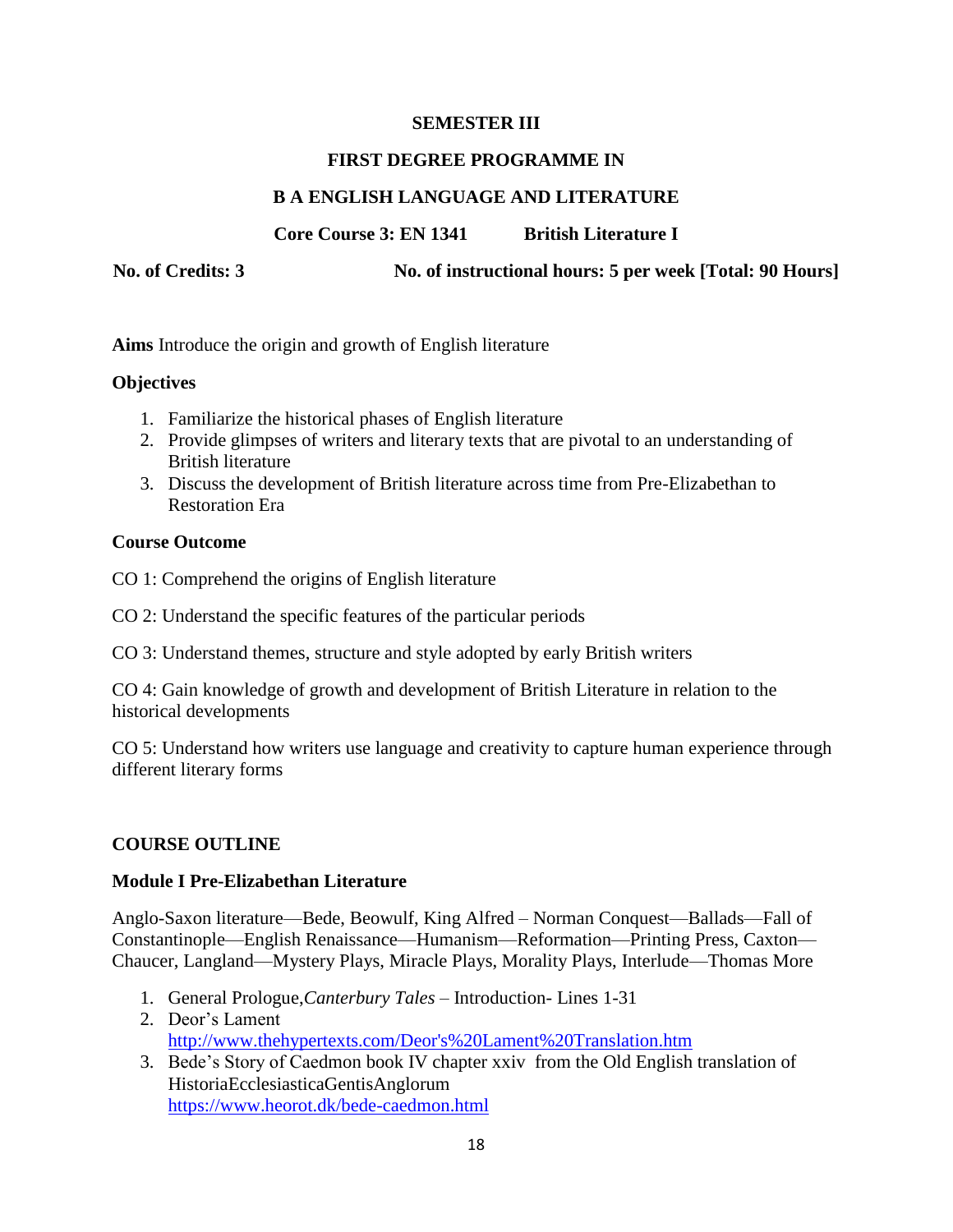**SEMESTER III**

**FIRST DEGREE PROGRAMME IN**

**B A ENGLISH LANGUAGE AND LITERATURE**

**Core Course 3: EN 1341 British Literature I**

**No. of Credits: 3** **No. of instructional hours: 5 per week [Total: 90 Hours]**

**Aims** Introduce the origin and growth of English literature

**Objectives**

1. Familiarize the historical phases of English literature
2. Provide glimpses of writers and literary texts that are pivotal to an understanding of British literature
3. Discuss the development of British literature across time from Pre-Elizabethan to Restoration Era

**Course Outcome**

CO 1: Comprehend the origins of English literature

CO 2: Understand the specific features of the particular periods

CO 3: Understand themes, structure and style adopted by early British writers

CO 4: Gain knowledge of growth and development of British Literature in relation to the historical developments

CO 5: Understand how writers use language and creativity to capture human experience through different literary forms

**COURSE OUTLINE**

**Module I Pre-Elizabethan Literature**

Anglo-Saxon literature—Bede, Beowulf, King Alfred – Norman Conquest—Ballads—Fall of Constantinople—English Renaissance—Humanism—Reformation—Printing Press, Caxton—Chaucer, Langland—Mystery Plays, Miracle Plays, Morality Plays, Interlude—Thomas More

1. General Prologue,*Canterbury Tales* – Introduction- Lines 1-31
2. Deor's Lament
   http://www.thehypertexts.com/Deor's%20Lament%20Translation.htm
3. Bede's Story of Caedmon book IV chapter xxiv from the Old English translation of HistoriaEcclesiasticaGentisAnglorum
   https://www.heorot.dk/bede-caedmon.html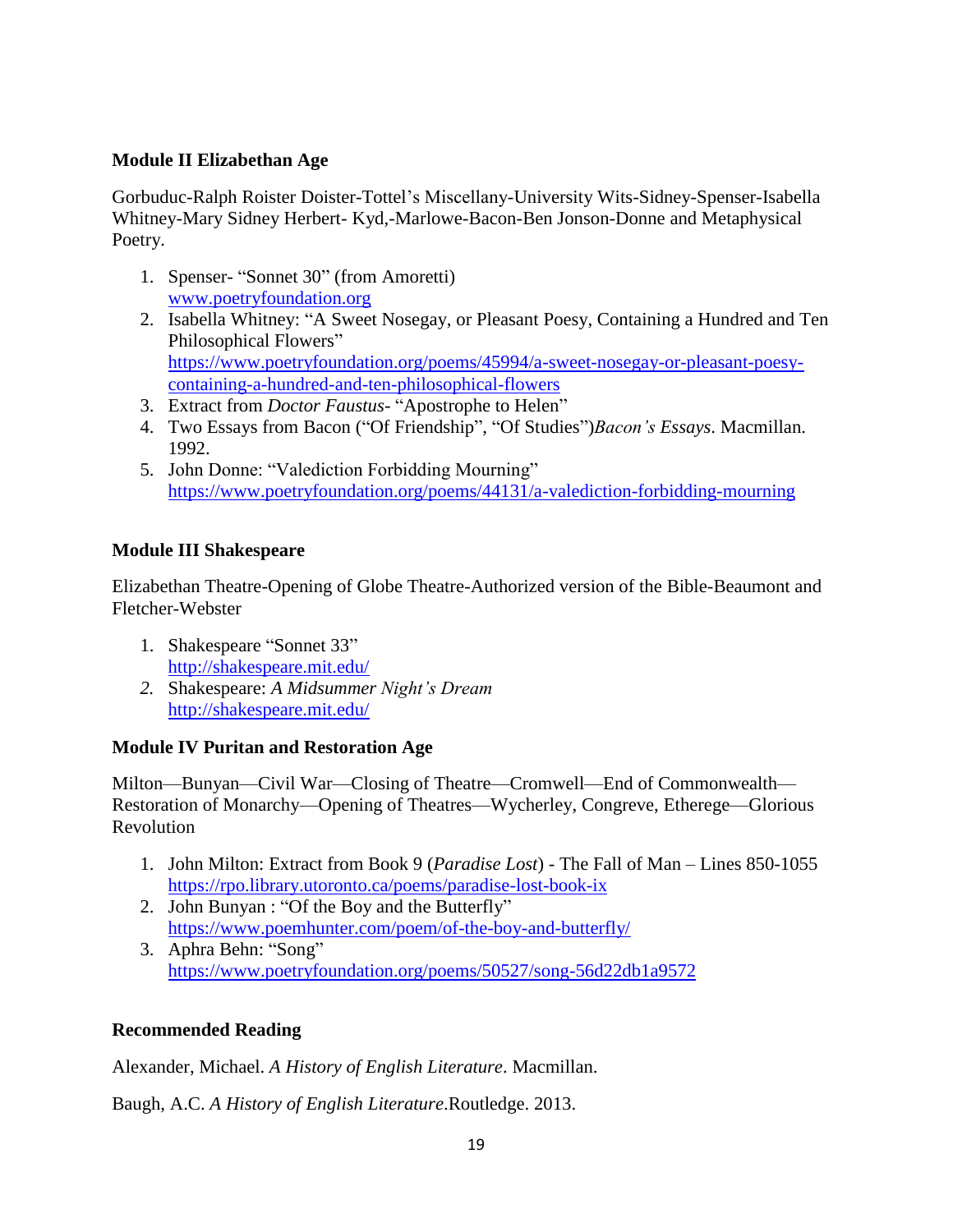**Module II Elizabethan Age**

Gorbuduc-Ralph Roister Doister-Tottel's Miscellany-University Wits-Sidney-Spenser-Isabella Whitney-Mary Sidney Herbert- Kyd,-Marlowe-Bacon-Ben Jonson-Donne and Metaphysical Poetry.

1. Spenser- "Sonnet 30" (from Amoretti)
   www.poetryfoundation.org
2. Isabella Whitney: "A Sweet Nosegay, or Pleasant Poesy, Containing a Hundred and Ten Philosophical Flowers"
   https://www.poetryfoundation.org/poems/45994/a-sweet-nosegay-or-pleasant-poesy-containing-a-hundred-and-ten-philosophical-flowers
3. Extract from *Doctor Faustus*- "Apostrophe to Helen"
4. Two Essays from Bacon ("Of Friendship", "Of Studies")*Bacon's Essays*. Macmillan. 1992.
5. John Donne: "Valediction Forbidding Mourning"
   https://www.poetryfoundation.org/poems/44131/a-valediction-forbidding-mourning

**Module III Shakespeare**

Elizabethan Theatre-Opening of Globe Theatre-Authorized version of the Bible-Beaumont and Fletcher-Webster

1. Shakespeare "Sonnet 33"
   http://shakespeare.mit.edu/
2. Shakespeare: *A Midsummer Night's Dream*
   http://shakespeare.mit.edu/

**Module IV Puritan and Restoration Age**

Milton—Bunyan—Civil War—Closing of Theatre—Cromwell—End of Commonwealth—Restoration of Monarchy—Opening of Theatres—Wycherley, Congreve, Etherege—Glorious Revolution

1. John Milton: Extract from Book 9 (*Paradise Lost*) - The Fall of Man – Lines 850-1055
   https://rpo.library.utoronto.ca/poems/paradise-lost-book-ix
2. John Bunyan : "Of the Boy and the Butterfly"
   https://www.poemhunter.com/poem/of-the-boy-and-butterfly/
3. Aphra Behn: "Song"
   https://www.poetryfoundation.org/poems/50527/song-56d22db1a9572

**Recommended Reading**

Alexander, Michael. *A History of English Literature*. Macmillan.

Baugh, A.C. *A History of English Literature*.Routledge. 2013.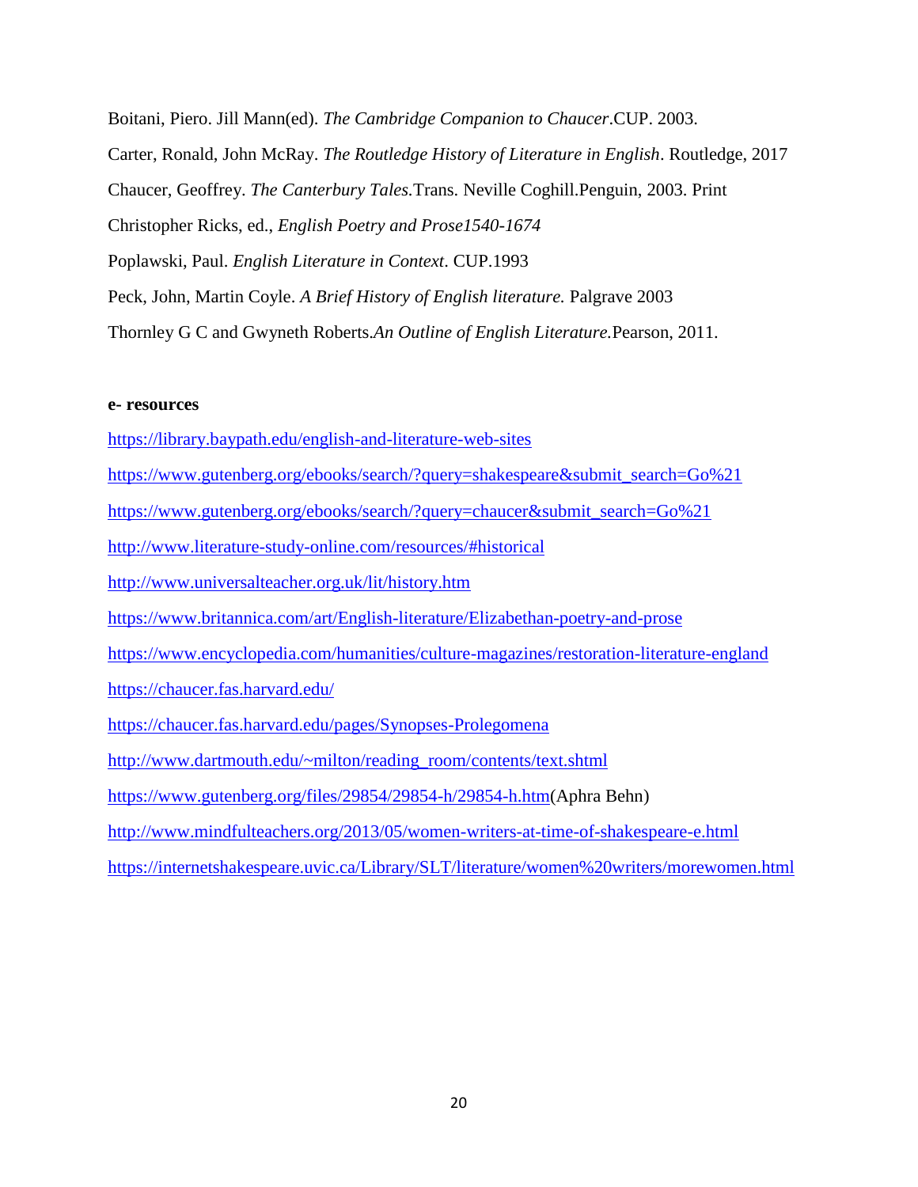Boitani, Piero. Jill Mann(ed). *The Cambridge Companion to Chaucer*.CUP. 2003.

Carter, Ronald, John McRay. *The Routledge History of Literature in English*. Routledge, 2017

Chaucer, Geoffrey. *The Canterbury Tales.*Trans. Neville Coghill.Penguin, 2003. Print

Christopher Ricks, ed., *English Poetry and Prose1540-1674*

Poplawski, Paul. *English Literature in Context*. CUP.1993

Peck, John, Martin Coyle. *A Brief History of English literature.* Palgrave 2003

Thornley G C and Gwyneth Roberts.*An Outline of English Literature.*Pearson, 2011.

**e- resources**

https://library.baypath.edu/english-and-literature-web-sites

https://www.gutenberg.org/ebooks/search/?query=shakespeare&submit_search=Go%21

https://www.gutenberg.org/ebooks/search/?query=chaucer&submit_search=Go%21

http://www.literature-study-online.com/resources/#historical

http://www.universalteacher.org.uk/lit/history.htm

https://www.britannica.com/art/English-literature/Elizabethan-poetry-and-prose

https://www.encyclopedia.com/humanities/culture-magazines/restoration-literature-england

https://chaucer.fas.harvard.edu/

https://chaucer.fas.harvard.edu/pages/Synopses-Prolegomena

http://www.dartmouth.edu/~milton/reading_room/contents/text.shtml

https://www.gutenberg.org/files/29854/29854-h/29854-h.htm(Aphra Behn)

http://www.mindfulteachers.org/2013/05/women-writers-at-time-of-shakespeare-e.html

https://internetshakespeare.uvic.ca/Library/SLT/literature/women%20writers/morewomen.html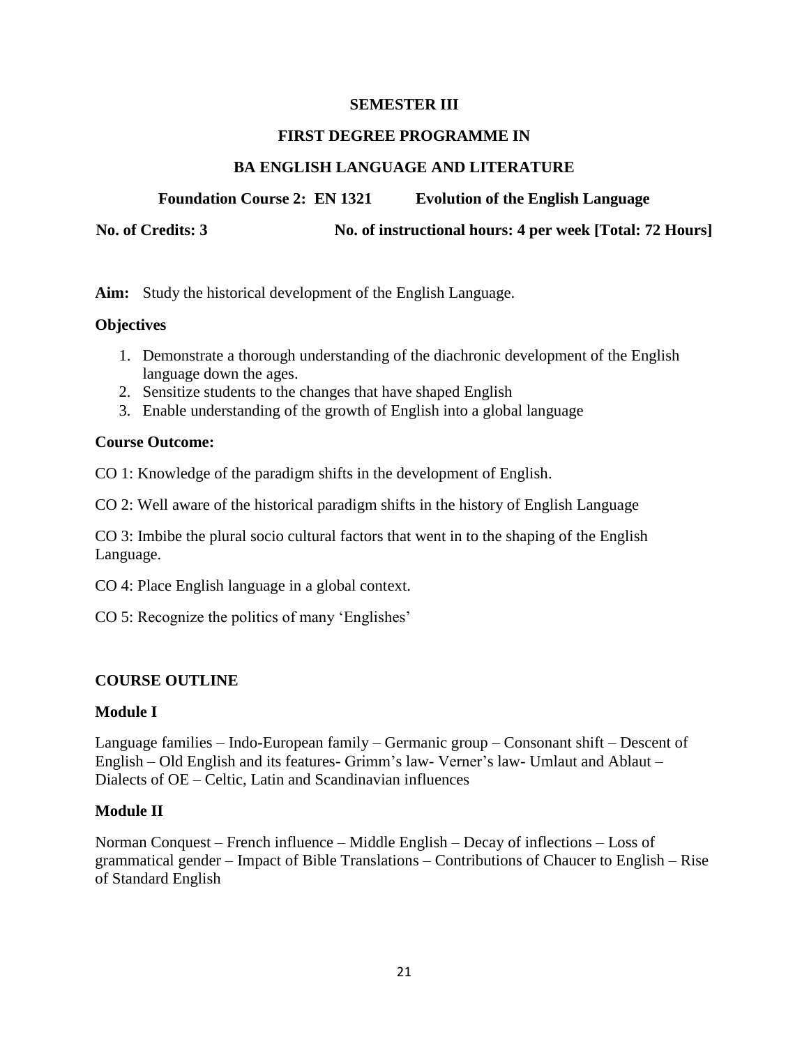**SEMESTER III**

**FIRST DEGREE PROGRAMME IN**

**BA ENGLISH LANGUAGE AND LITERATURE**

**Foundation Course 2: EN 1321 Evolution of the English Language**

**No. of Credits: 3 No. of instructional hours: 4 per week [Total: 72 Hours]**

**Aim:** Study the historical development of the English Language.

**Objectives**

1. Demonstrate a thorough understanding of the diachronic development of the English language down the ages.
2. Sensitize students to the changes that have shaped English
3. Enable understanding of the growth of English into a global language

**Course Outcome:**

CO 1: Knowledge of the paradigm shifts in the development of English.

CO 2: Well aware of the historical paradigm shifts in the history of English Language

CO 3: Imbibe the plural socio cultural factors that went in to the shaping of the English Language.

CO 4: Place English language in a global context.

CO 5: Recognize the politics of many 'Englishes'

**COURSE OUTLINE**

**Module I**

Language families – Indo-European family – Germanic group – Consonant shift – Descent of English – Old English and its features- Grimm's law- Verner's law- Umlaut and Ablaut – Dialects of OE – Celtic, Latin and Scandinavian influences

**Module II**

Norman Conquest – French influence – Middle English – Decay of inflections – Loss of grammatical gender – Impact of Bible Translations – Contributions of Chaucer to English – Rise of Standard English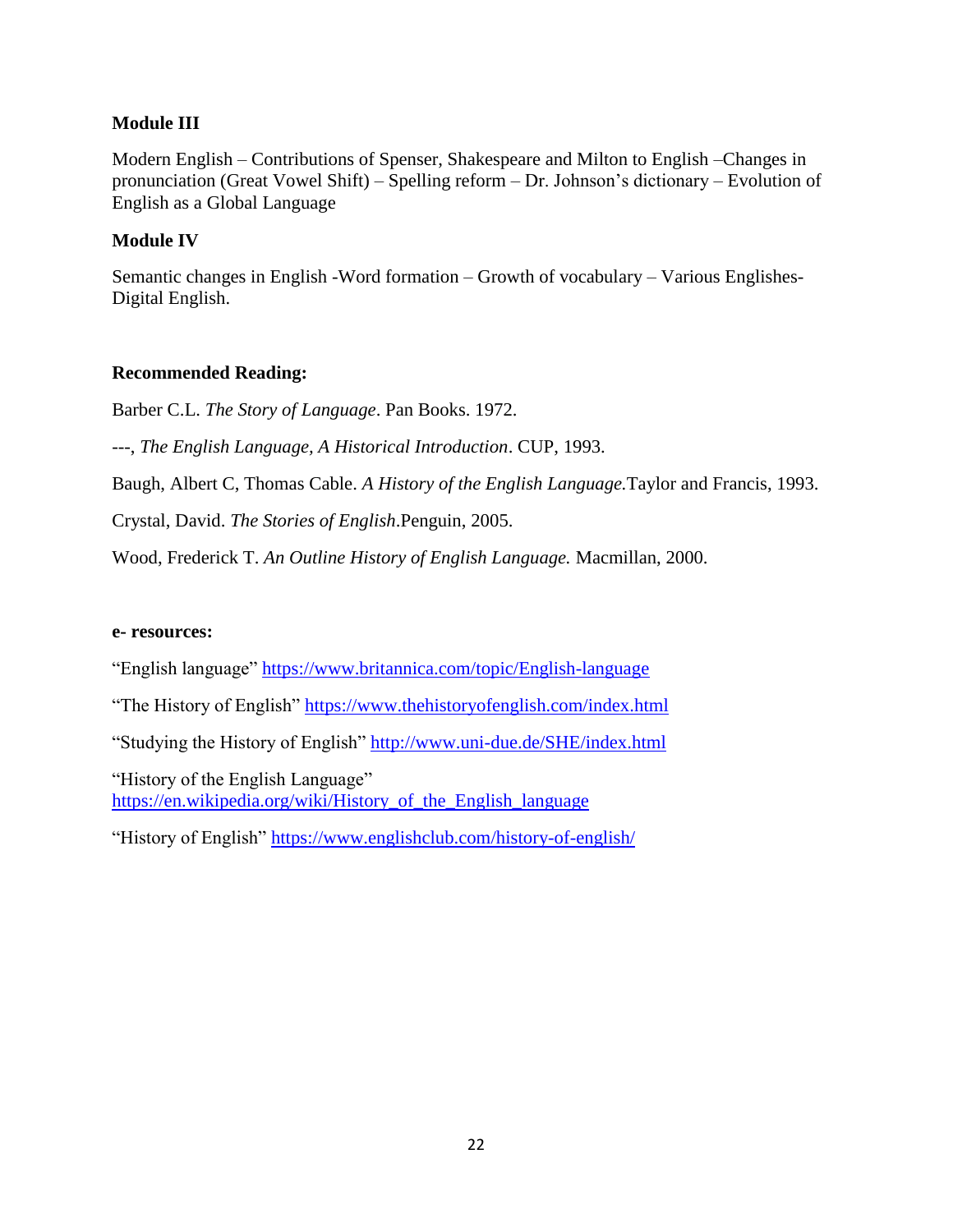**Module III**

Modern English – Contributions of Spenser, Shakespeare and Milton to English –Changes in pronunciation (Great Vowel Shift) – Spelling reform – Dr. Johnson's dictionary – Evolution of English as a Global Language

**Module IV**

Semantic changes in English -Word formation – Growth of vocabulary – Various Englishes- Digital English.

**Recommended Reading:**

Barber C.L. *The Story of Language*. Pan Books. 1972.

---, *The English Language, A Historical Introduction*. CUP, 1993.

Baugh, Albert C, Thomas Cable. *A History of the English Language.*Taylor and Francis, 1993.

Crystal, David. *The Stories of English*.Penguin, 2005.

Wood, Frederick T. *An Outline History of English Language.* Macmillan, 2000.

**e- resources:**

"English language" https://www.britannica.com/topic/English-language

"The History of English" https://www.thehistoryofenglish.com/index.html

"Studying the History of English" http://www.uni-due.de/SHE/index.html

"History of the English Language" https://en.wikipedia.org/wiki/History_of_the_English_language

"History of English" https://www.englishclub.com/history-of-english/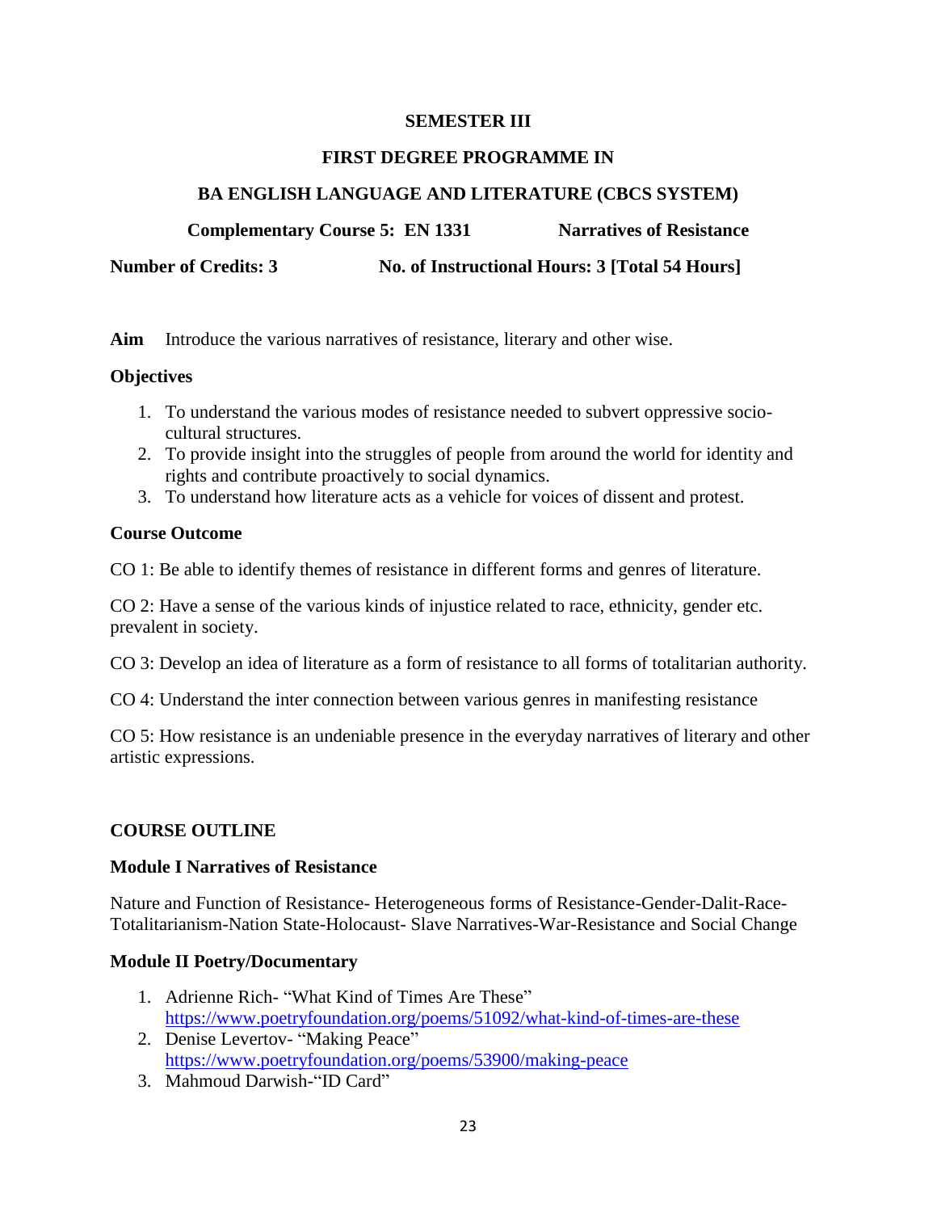**SEMESTER III**

**FIRST DEGREE PROGRAMME IN**

**BA ENGLISH LANGUAGE AND LITERATURE (CBCS SYSTEM)**

**Complementary Course 5: EN 1331 Narratives of Resistance**

**Number of Credits: 3 No. of Instructional Hours: 3 [Total 54 Hours]**

**Aim** Introduce the various narratives of resistance, literary and other wise.

**Objectives**

1. To understand the various modes of resistance needed to subvert oppressive socio-cultural structures.
2. To provide insight into the struggles of people from around the world for identity and rights and contribute proactively to social dynamics.
3. To understand how literature acts as a vehicle for voices of dissent and protest.

**Course Outcome**

CO 1: Be able to identify themes of resistance in different forms and genres of literature.

CO 2: Have a sense of the various kinds of injustice related to race, ethnicity, gender etc. prevalent in society.

CO 3: Develop an idea of literature as a form of resistance to all forms of totalitarian authority.

CO 4: Understand the inter connection between various genres in manifesting resistance

CO 5: How resistance is an undeniable presence in the everyday narratives of literary and other artistic expressions.

**COURSE OUTLINE**

**Module I Narratives of Resistance**

Nature and Function of Resistance- Heterogeneous forms of Resistance-Gender-Dalit-Race-Totalitarianism-Nation State-Holocaust- Slave Narratives-War-Resistance and Social Change

**Module II Poetry/Documentary**

1. Adrienne Rich- "What Kind of Times Are These" https://www.poetryfoundation.org/poems/51092/what-kind-of-times-are-these
2. Denise Levertov- "Making Peace" https://www.poetryfoundation.org/poems/53900/making-peace
3. Mahmoud Darwish-"ID Card"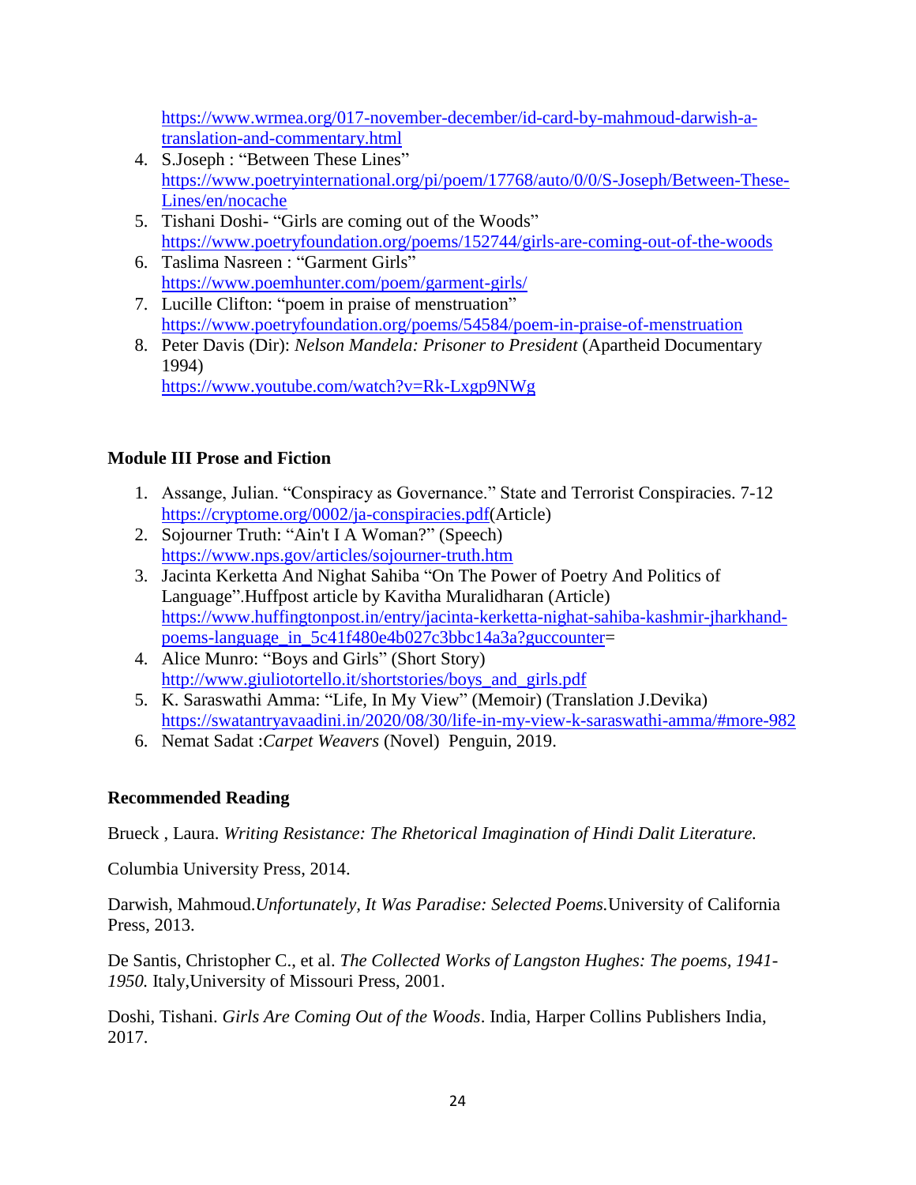https://www.wrmea.org/017-november-december/id-card-by-mahmoud-darwish-a-translation-and-commentary.html

4. S.Joseph : "Between These Lines" https://www.poetryinternational.org/pi/poem/17768/auto/0/0/S-Joseph/Between-These-Lines/en/nocache
5. Tishani Doshi- "Girls are coming out of the Woods" https://www.poetryfoundation.org/poems/152744/girls-are-coming-out-of-the-woods
6. Taslima Nasreen : "Garment Girls" https://www.poemhunter.com/poem/garment-girls/
7. Lucille Clifton: "poem in praise of menstruation" https://www.poetryfoundation.org/poems/54584/poem-in-praise-of-menstruation
8. Peter Davis (Dir): *Nelson Mandela: Prisoner to President* (Apartheid Documentary 1994) https://www.youtube.com/watch?v=Rk-Lxgp9NWg

**Module III Prose and Fiction**

1. Assange, Julian. "Conspiracy as Governance." State and Terrorist Conspiracies. 7-12 https://cryptome.org/0002/ja-conspiracies.pdf(Article)
2. Sojourner Truth: "Ain't I A Woman?" (Speech) https://www.nps.gov/articles/sojourner-truth.htm
3. Jacinta Kerketta And Nighat Sahiba "On The Power of Poetry And Politics of Language".Huffpost article by Kavitha Muralidharan (Article) https://www.huffingtonpost.in/entry/jacinta-kerketta-nighat-sahiba-kashmir-jharkhand-poems-language_in_5c41f480e4b027c3bbc14a3a?guccounter=
4. Alice Munro: "Boys and Girls" (Short Story) http://www.giuliotortello.it/shortstories/boys_and_girls.pdf
5. K. Saraswathi Amma: "Life, In My View" (Memoir) (Translation J.Devika) https://swatantryavaadini.in/2020/08/30/life-in-my-view-k-saraswathi-amma/#more-982
6. Nemat Sadat :*Carpet Weavers* (Novel) Penguin, 2019.

**Recommended Reading**

Brueck , Laura. *Writing Resistance: The Rhetorical Imagination of Hindi Dalit Literature.*

Columbia University Press, 2014.

Darwish, Mahmoud.*Unfortunately, It Was Paradise: Selected Poems.*University of California Press, 2013.

De Santis, Christopher C., et al. *The Collected Works of Langston Hughes: The poems, 1941-1950.* Italy,University of Missouri Press, 2001.

Doshi, Tishani. *Girls Are Coming Out of the Woods*. India, Harper Collins Publishers India, 2017.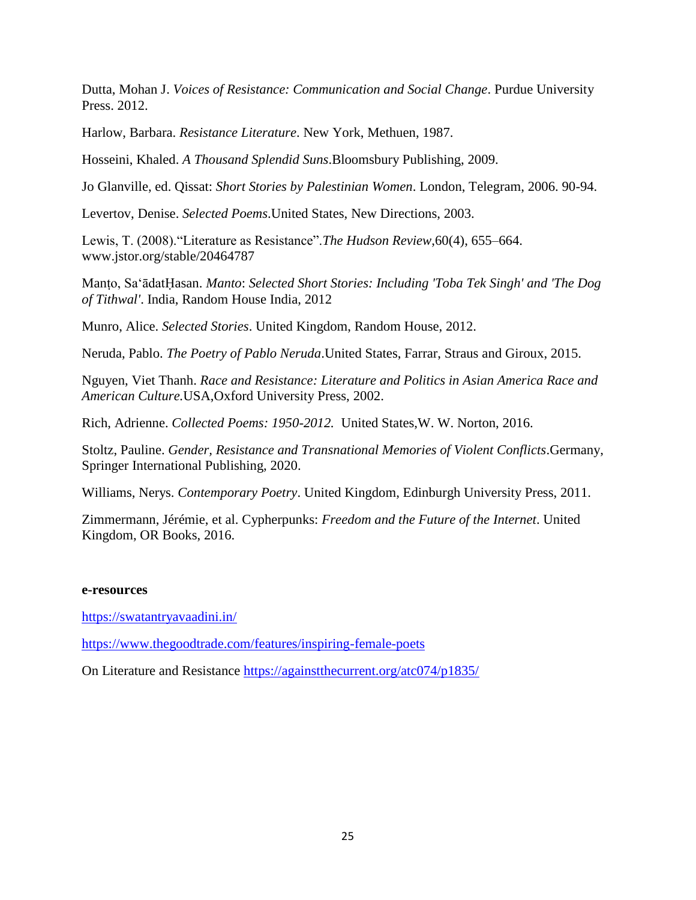Dutta, Mohan J. *Voices of Resistance: Communication and Social Change*. Purdue University Press. 2012.

Harlow, Barbara. *Resistance Literature*. New York, Methuen, 1987.

Hosseini, Khaled. *A Thousand Splendid Suns*.Bloomsbury Publishing, 2009.

Jo Glanville, ed. Qissat: *Short Stories by Palestinian Women*. London, Telegram, 2006. 90-94.

Levertov, Denise. *Selected Poems*.United States, New Directions, 2003.

Lewis, T. (2008).“Literature as Resistance”.*The Hudson Review*,60(4), 655–664. www.jstor.org/stable/20464787

Manṭo, Saʻādat̤Ḥasan. *Manto*: *Selected Short Stories: Including 'Toba Tek Singh' and 'The Dog of Tithwal'*. India, Random House India, 2012

Munro, Alice. *Selected Stories*. United Kingdom, Random House, 2012.

Neruda, Pablo. *The Poetry of Pablo Neruda*.United States, Farrar, Straus and Giroux, 2015.

Nguyen, Viet Thanh. *Race and Resistance: Literature and Politics in Asian America Race and American Culture.*USA,Oxford University Press, 2002.

Rich, Adrienne. *Collected Poems: 1950-2012.* United States,W. W. Norton, 2016.

Stoltz, Pauline. *Gender, Resistance and Transnational Memories of Violent Conflicts*.Germany, Springer International Publishing, 2020.

Williams, Nerys. *Contemporary Poetry*. United Kingdom, Edinburgh University Press, 2011.

Zimmermann, Jérémie, et al. Cypherpunks: *Freedom and the Future of the Internet*. United Kingdom, OR Books, 2016.

**e-resources**

https://swatantryavaadini.in/

https://www.thegoodtrade.com/features/inspiring-female-poets

On Literature and Resistance https://againstthecurrent.org/atc074/p1835/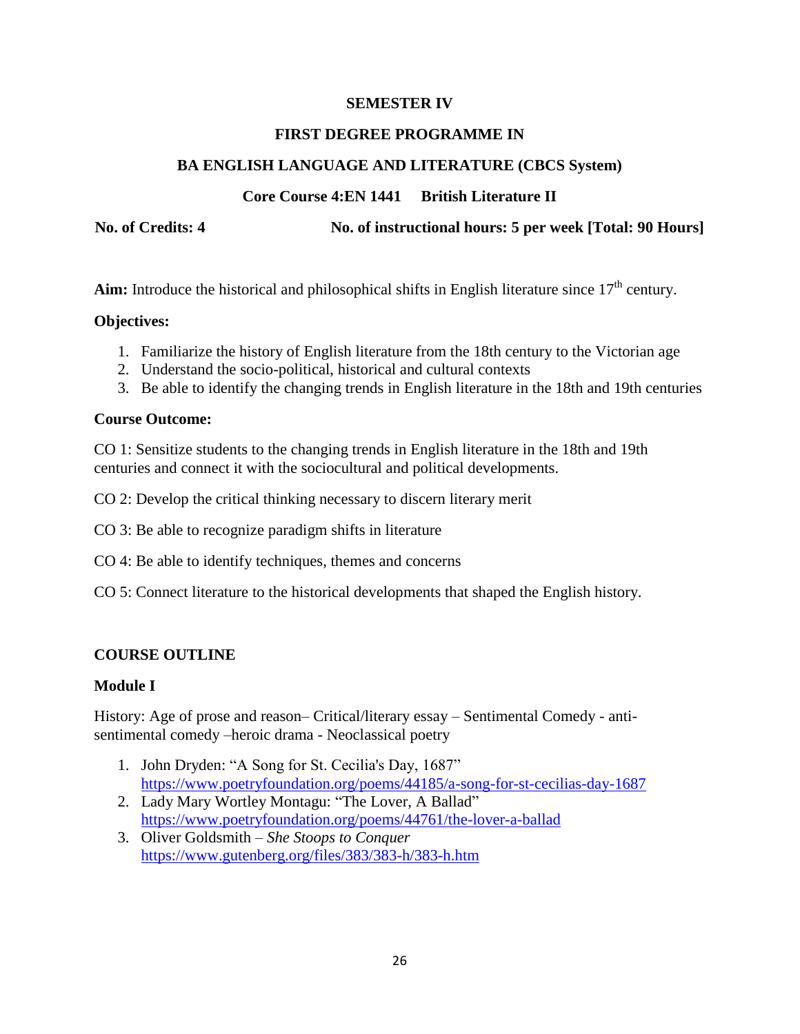**SEMESTER IV**

**FIRST DEGREE PROGRAMME IN**

**BA ENGLISH LANGUAGE AND LITERATURE (CBCS System)**

**Core Course 4:EN 1441 British Literature II**

**No. of Credits: 4** **No. of instructional hours: 5 per week [Total: 90 Hours]**

**Aim:** Introduce the historical and philosophical shifts in English literature since 17th century.

**Objectives:**

1. Familiarize the history of English literature from the 18th century to the Victorian age
2. Understand the socio-political, historical and cultural contexts
3. Be able to identify the changing trends in English literature in the 18th and 19th centuries

**Course Outcome:**

CO 1: Sensitize students to the changing trends in English literature in the 18th and 19th centuries and connect it with the sociocultural and political developments.

CO 2: Develop the critical thinking necessary to discern literary merit

CO 3: Be able to recognize paradigm shifts in literature

CO 4: Be able to identify techniques, themes and concerns

CO 5: Connect literature to the historical developments that shaped the English history.

**COURSE OUTLINE**

**Module I**

History: Age of prose and reason– Critical/literary essay – Sentimental Comedy - anti-sentimental comedy –heroic drama - Neoclassical poetry

1. John Dryden: "A Song for St. Cecilia's Day, 1687"
   https://www.poetryfoundation.org/poems/44185/a-song-for-st-cecilias-day-1687
2. Lady Mary Wortley Montagu: "The Lover, A Ballad"
   https://www.poetryfoundation.org/poems/44761/the-lover-a-ballad
3. Oliver Goldsmith – *She Stoops to Conquer*
   https://www.gutenberg.org/files/383/383-h/383-h.htm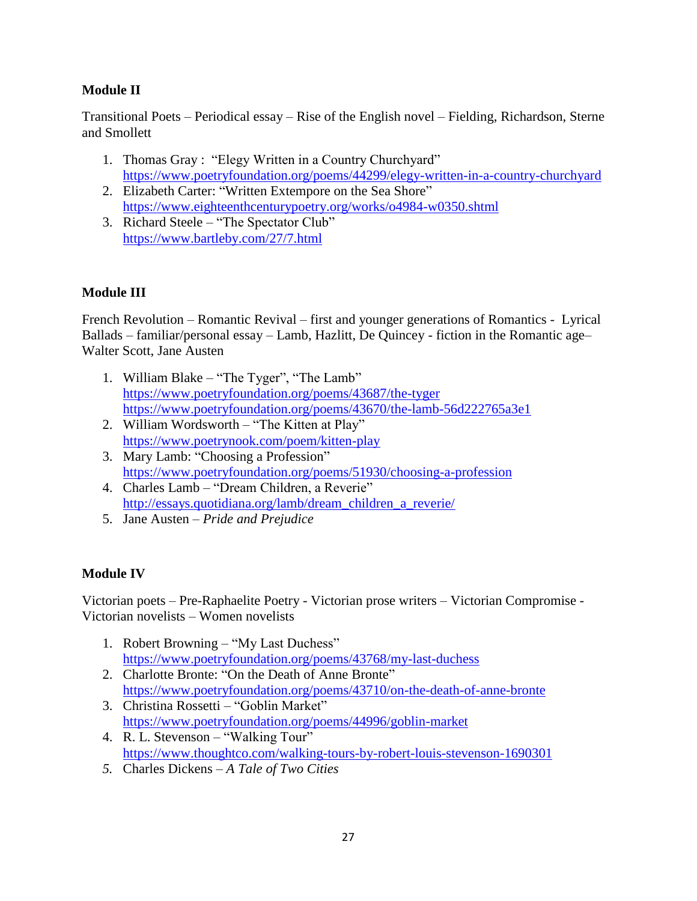**Module II**

Transitional Poets – Periodical essay – Rise of the English novel – Fielding, Richardson, Sterne and Smollett

1. Thomas Gray : "Elegy Written in a Country Churchyard"
   https://www.poetryfoundation.org/poems/44299/elegy-written-in-a-country-churchyard
2. Elizabeth Carter: "Written Extempore on the Sea Shore"
   https://www.eighteenthcenturypoetry.org/works/o4984-w0350.shtml
3. Richard Steele – "The Spectator Club"
   https://www.bartleby.com/27/7.html

**Module III**

French Revolution – Romantic Revival – first and younger generations of Romantics - Lyrical Ballads – familiar/personal essay – Lamb, Hazlitt, De Quincey - fiction in the Romantic age– Walter Scott, Jane Austen

1. William Blake – "The Tyger", "The Lamb"
   https://www.poetryfoundation.org/poems/43687/the-tyger
   https://www.poetryfoundation.org/poems/43670/the-lamb-56d222765a3e1
2. William Wordsworth – "The Kitten at Play"
   https://www.poetrynook.com/poem/kitten-play
3. Mary Lamb: "Choosing a Profession"
   https://www.poetryfoundation.org/poems/51930/choosing-a-profession
4. Charles Lamb – "Dream Children, a Reverie"
   http://essays.quotidiana.org/lamb/dream_children_a_reverie/
5. Jane Austen – *Pride and Prejudice*

**Module IV**

Victorian poets – Pre-Raphaelite Poetry - Victorian prose writers – Victorian Compromise - Victorian novelists – Women novelists

1. Robert Browning – "My Last Duchess"
   https://www.poetryfoundation.org/poems/43768/my-last-duchess
2. Charlotte Bronte: "On the Death of Anne Bronte"
   https://www.poetryfoundation.org/poems/43710/on-the-death-of-anne-bronte
3. Christina Rossetti – "Goblin Market"
   https://www.poetryfoundation.org/poems/44996/goblin-market
4. R. L. Stevenson – "Walking Tour"
   https://www.thoughtco.com/walking-tours-by-robert-louis-stevenson-1690301
5. Charles Dickens – *A Tale of Two Cities*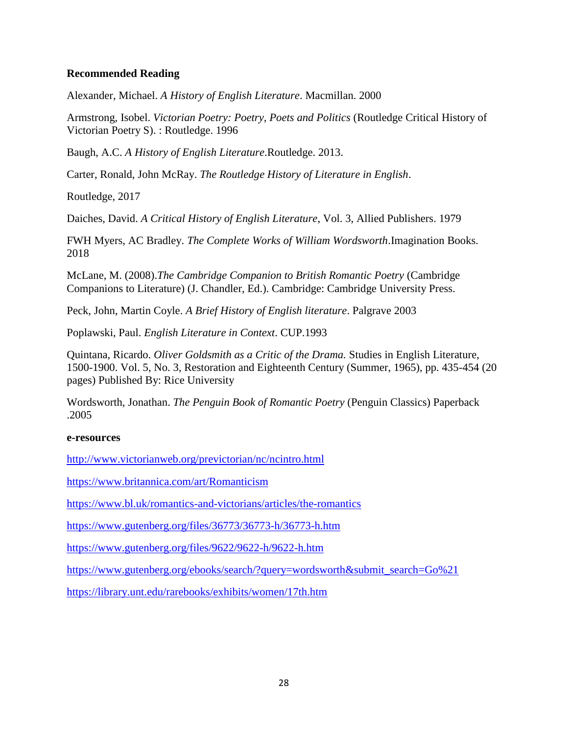**Recommended Reading**

Alexander, Michael. *A History of English Literature*. Macmillan. 2000

Armstrong, Isobel. *Victorian Poetry: Poetry, Poets and Politics* (Routledge Critical History of Victorian Poetry S). : Routledge. 1996

Baugh, A.C. *A History of English Literature*.Routledge. 2013.

Carter, Ronald, John McRay. *The Routledge History of Literature in English*.

Routledge, 2017

Daiches, David. *A Critical History of English Literature*, Vol. 3, Allied Publishers. 1979

FWH Myers, AC Bradley. *The Complete Works of William Wordsworth*.Imagination Books. 2018

McLane, M. (2008).*The Cambridge Companion to British Romantic Poetry* (Cambridge Companions to Literature) (J. Chandler, Ed.). Cambridge: Cambridge University Press.

Peck, John, Martin Coyle. *A Brief History of English literature*. Palgrave 2003

Poplawski, Paul. *English Literature in Context*. CUP.1993

Quintana, Ricardo. *Oliver Goldsmith as a Critic of the Drama.* Studies in English Literature, 1500-1900. Vol. 5, No. 3, Restoration and Eighteenth Century (Summer, 1965), pp. 435-454 (20 pages) Published By: Rice University

Wordsworth, Jonathan. *The Penguin Book of Romantic Poetry* (Penguin Classics) Paperback .2005

**e-resources**

http://www.victorianweb.org/previctorian/nc/ncintro.html

https://www.britannica.com/art/Romanticism

https://www.bl.uk/romantics-and-victorians/articles/the-romantics

https://www.gutenberg.org/files/36773/36773-h/36773-h.htm

https://www.gutenberg.org/files/9622/9622-h/9622-h.htm

https://www.gutenberg.org/ebooks/search/?query=wordsworth&submit_search=Go%21

https://library.unt.edu/rarebooks/exhibits/women/17th.htm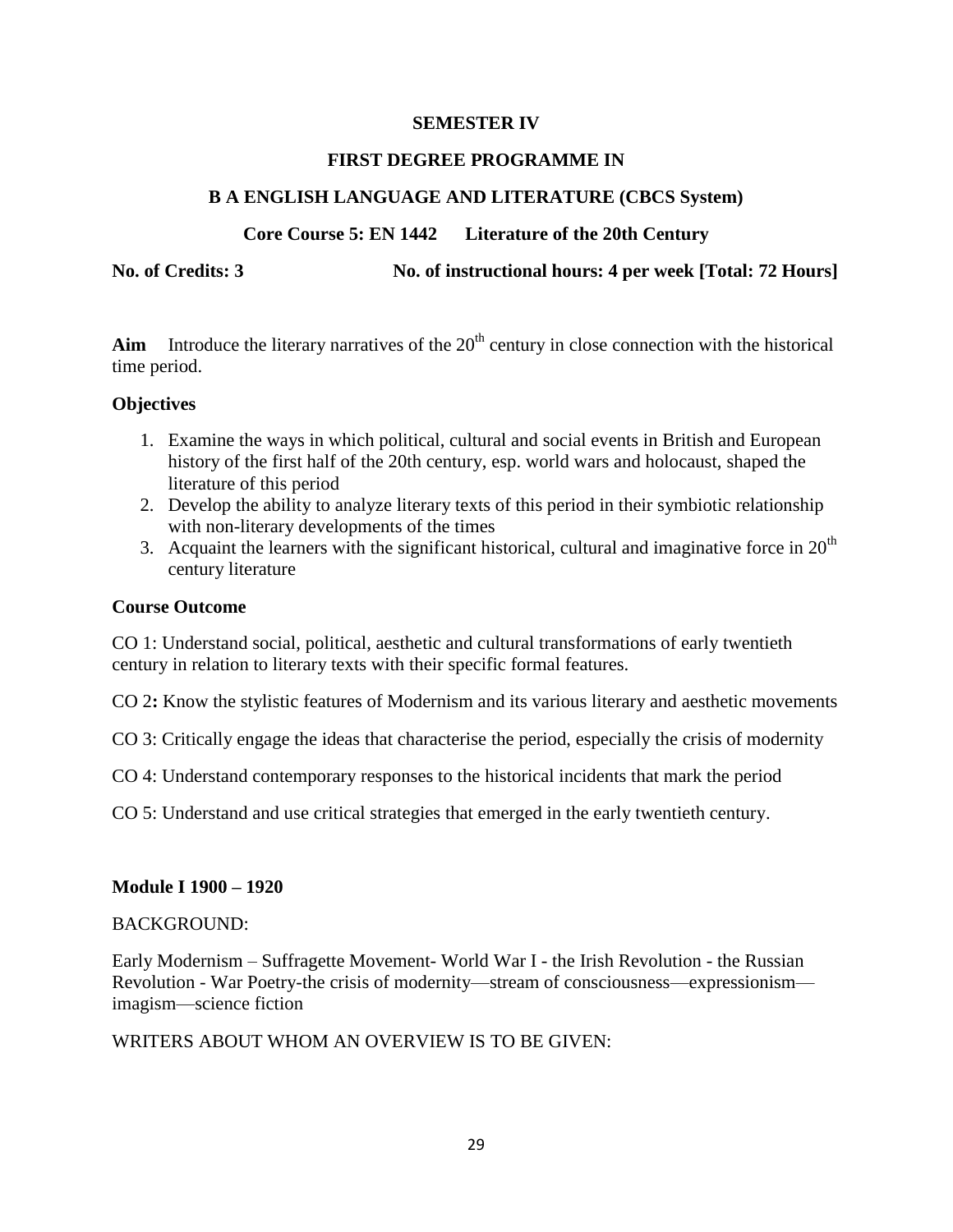**SEMESTER IV**

**FIRST DEGREE PROGRAMME IN**

**B A ENGLISH LANGUAGE AND LITERATURE (CBCS System)**

**Core Course 5: EN 1442 Literature of the 20th Century**

**No. of Credits: 3** **No. of instructional hours: 4 per week [Total: 72 Hours]**

**Aim** Introduce the literary narratives of the 20th century in close connection with the historical time period.

**Objectives**

1. Examine the ways in which political, cultural and social events in British and European history of the first half of the 20th century, esp. world wars and holocaust, shaped the literature of this period
2. Develop the ability to analyze literary texts of this period in their symbiotic relationship with non-literary developments of the times
3. Acquaint the learners with the significant historical, cultural and imaginative force in 20th century literature

**Course Outcome**

CO 1: Understand social, political, aesthetic and cultural transformations of early twentieth century in relation to literary texts with their specific formal features.

CO 2**:** Know the stylistic features of Modernism and its various literary and aesthetic movements

CO 3: Critically engage the ideas that characterise the period, especially the crisis of modernity

CO 4: Understand contemporary responses to the historical incidents that mark the period

CO 5: Understand and use critical strategies that emerged in the early twentieth century.

**Module I 1900 – 1920**

BACKGROUND:

Early Modernism – Suffragette Movement- World War I - the Irish Revolution - the Russian Revolution - War Poetry-the crisis of modernity—stream of consciousness—expressionism—imagism—science fiction

WRITERS ABOUT WHOM AN OVERVIEW IS TO BE GIVEN: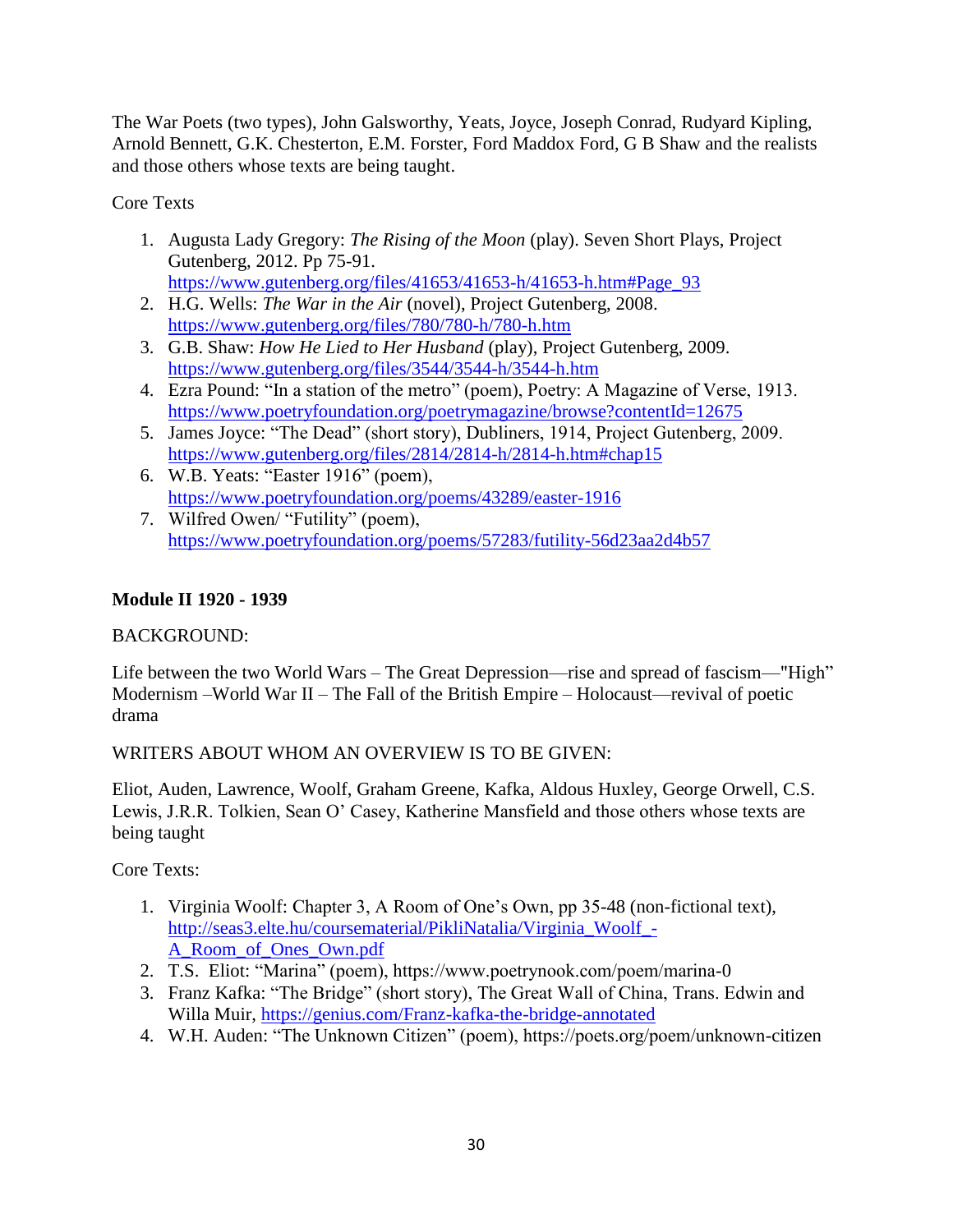The War Poets (two types), John Galsworthy, Yeats, Joyce, Joseph Conrad, Rudyard Kipling, Arnold Bennett, G.K. Chesterton, E.M. Forster, Ford Maddox Ford, G B Shaw and the realists and those others whose texts are being taught.

Core Texts

1. Augusta Lady Gregory: *The Rising of the Moon* (play). Seven Short Plays, Project Gutenberg, 2012. Pp 75-91. https://www.gutenberg.org/files/41653/41653-h/41653-h.htm#Page_93
2. H.G. Wells: *The War in the Air* (novel), Project Gutenberg, 2008. https://www.gutenberg.org/files/780/780-h/780-h.htm
3. G.B. Shaw: *How He Lied to Her Husband* (play), Project Gutenberg, 2009. https://www.gutenberg.org/files/3544/3544-h/3544-h.htm
4. Ezra Pound: "In a station of the metro" (poem), Poetry: A Magazine of Verse, 1913. https://www.poetryfoundation.org/poetrymagazine/browse?contentId=12675
5. James Joyce: "The Dead" (short story), Dubliners, 1914, Project Gutenberg, 2009. https://www.gutenberg.org/files/2814/2814-h/2814-h.htm#chap15
6. W.B. Yeats: "Easter 1916" (poem), https://www.poetryfoundation.org/poems/43289/easter-1916
7. Wilfred Owen/ "Futility" (poem), https://www.poetryfoundation.org/poems/57283/futility-56d23aa2d4b57

**Module II 1920 - 1939**

BACKGROUND:

Life between the two World Wars – The Great Depression—rise and spread of fascism—"High" Modernism –World War II – The Fall of the British Empire – Holocaust—revival of poetic drama

WRITERS ABOUT WHOM AN OVERVIEW IS TO BE GIVEN:

Eliot, Auden, Lawrence, Woolf, Graham Greene, Kafka, Aldous Huxley, George Orwell, C.S. Lewis, J.R.R. Tolkien, Sean O' Casey, Katherine Mansfield and those others whose texts are being taught

Core Texts:

1. Virginia Woolf: Chapter 3, A Room of One's Own, pp 35-48 (non-fictional text), http://seas3.elte.hu/coursematerial/PikliNatalia/Virginia_Woolf_-A_Room_of_Ones_Own.pdf
2. T.S. Eliot: "Marina" (poem), https://www.poetrynook.com/poem/marina-0
3. Franz Kafka: "The Bridge" (short story), The Great Wall of China, Trans. Edwin and Willa Muir, https://genius.com/Franz-kafka-the-bridge-annotated
4. W.H. Auden: "The Unknown Citizen" (poem), https://poets.org/poem/unknown-citizen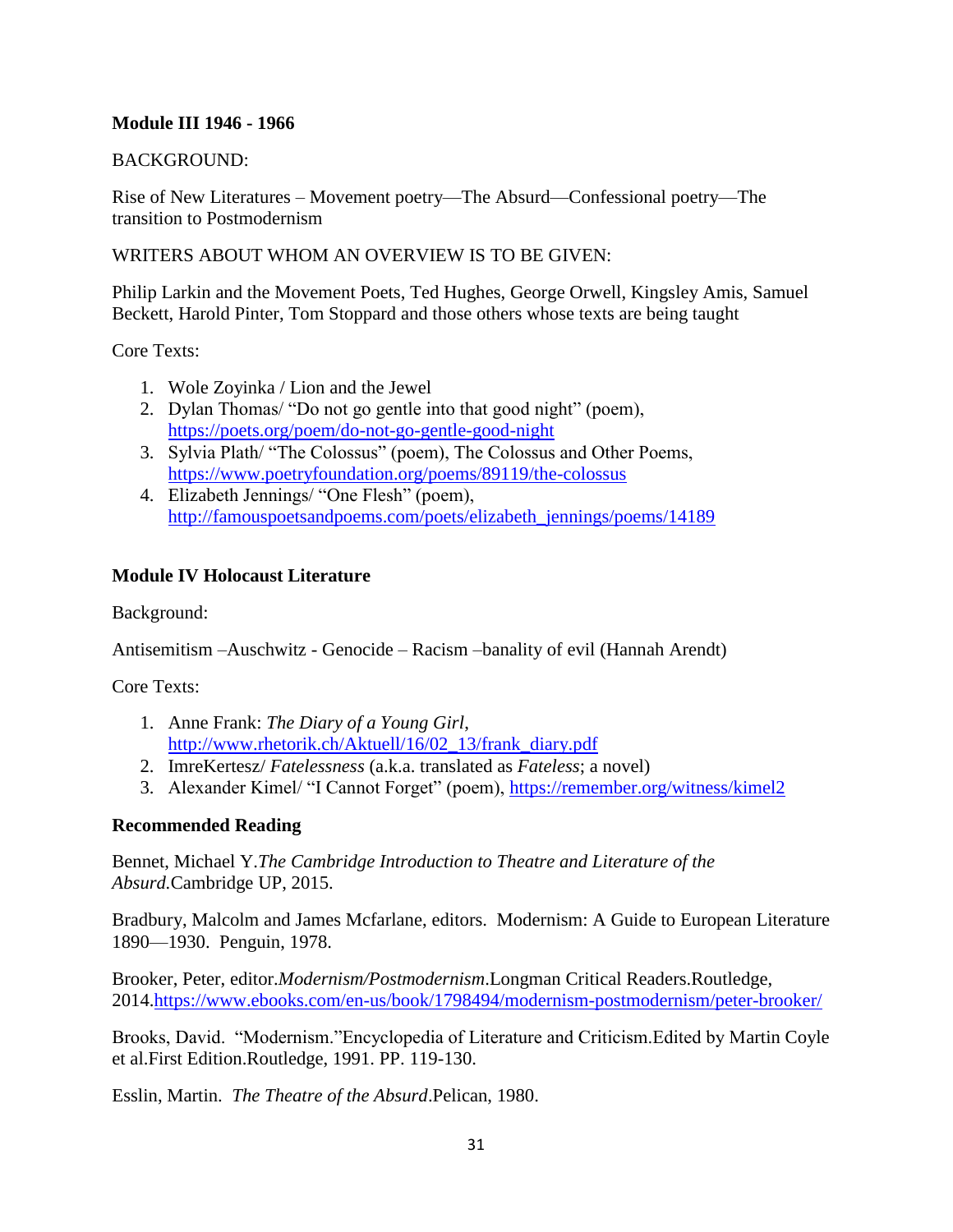**Module III 1946 - 1966**

BACKGROUND:

Rise of New Literatures – Movement poetry—The Absurd—Confessional poetry—The transition to Postmodernism

WRITERS ABOUT WHOM AN OVERVIEW IS TO BE GIVEN:

Philip Larkin and the Movement Poets, Ted Hughes, George Orwell, Kingsley Amis, Samuel Beckett, Harold Pinter, Tom Stoppard and those others whose texts are being taught

Core Texts:

1. Wole Zoyinka / Lion and the Jewel
2. Dylan Thomas/ "Do not go gentle into that good night" (poem), https://poets.org/poem/do-not-go-gentle-good-night
3. Sylvia Plath/ "The Colossus" (poem), The Colossus and Other Poems, https://www.poetryfoundation.org/poems/89119/the-colossus
4. Elizabeth Jennings/ "One Flesh" (poem), http://famouspoetsandpoems.com/poets/elizabeth_jennings/poems/14189

**Module IV Holocaust Literature**

Background:

Antisemitism –Auschwitz - Genocide – Racism –banality of evil (Hannah Arendt)

Core Texts:

1. Anne Frank: *The Diary of a Young Girl*, http://www.rhetorik.ch/Aktuell/16/02_13/frank_diary.pdf
2. ImreKertesz/ *Fatelessness* (a.k.a. translated as *Fateless*; a novel)
3. Alexander Kimel/ "I Cannot Forget" (poem), https://remember.org/witness/kimel2

**Recommended Reading**

Bennet, Michael Y.*The Cambridge Introduction to Theatre and Literature of the Absurd.*Cambridge UP, 2015.

Bradbury, Malcolm and James Mcfarlane, editors. Modernism: A Guide to European Literature 1890—1930. Penguin, 1978.

Brooker, Peter, editor.*Modernism/Postmodernism*.Longman Critical Readers.Routledge, 2014.https://www.ebooks.com/en-us/book/1798494/modernism-postmodernism/peter-brooker/

Brooks, David. "Modernism."Encyclopedia of Literature and Criticism.Edited by Martin Coyle et al.First Edition.Routledge, 1991. PP. 119-130.

Esslin, Martin. *The Theatre of the Absurd*.Pelican, 1980.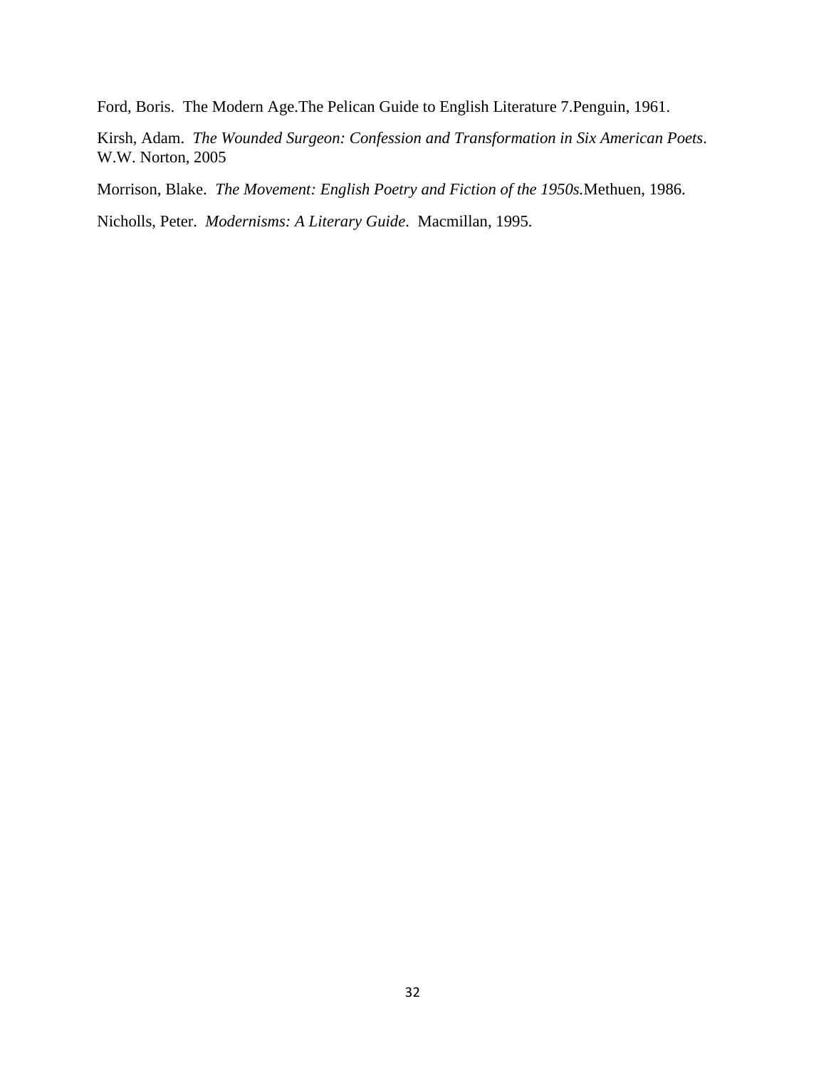Ford, Boris. The Modern Age.The Pelican Guide to English Literature 7.Penguin, 1961.

Kirsh, Adam. *The Wounded Surgeon: Confession and Transformation in Six American Poets*. W.W. Norton, 2005

Morrison, Blake. *The Movement: English Poetry and Fiction of the 1950s.*Methuen, 1986.

Nicholls, Peter. *Modernisms: A Literary Guide*. Macmillan, 1995.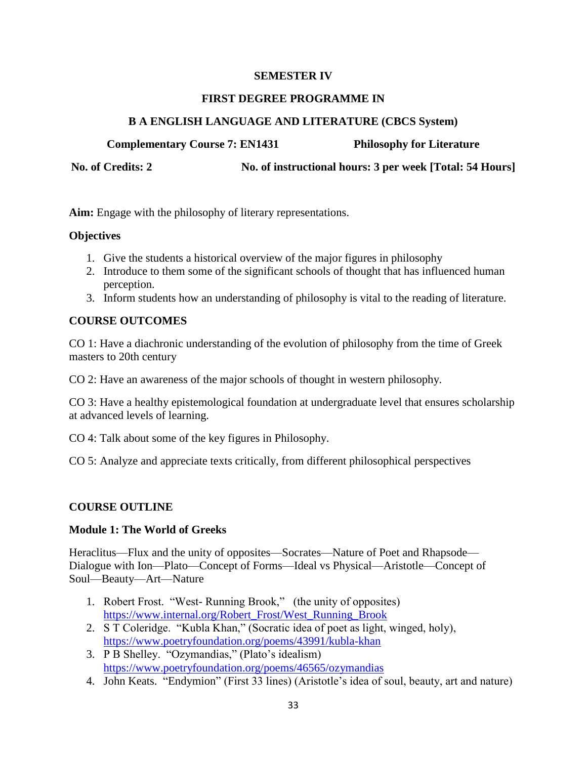**SEMESTER IV**

**FIRST DEGREE PROGRAMME IN**

**B A ENGLISH LANGUAGE AND LITERATURE (CBCS System)**

**Complementary Course 7: EN1431** **Philosophy for Literature**

**No. of Credits: 2** **No. of instructional hours: 3 per week [Total: 54 Hours]**

**Aim:** Engage with the philosophy of literary representations.

**Objectives**

1. Give the students a historical overview of the major figures in philosophy
2. Introduce to them some of the significant schools of thought that has influenced human perception.
3. Inform students how an understanding of philosophy is vital to the reading of literature.

**COURSE OUTCOMES**

CO 1: Have a diachronic understanding of the evolution of philosophy from the time of Greek masters to 20th century

CO 2: Have an awareness of the major schools of thought in western philosophy.

CO 3: Have a healthy epistemological foundation at undergraduate level that ensures scholarship at advanced levels of learning.

CO 4: Talk about some of the key figures in Philosophy.

CO 5: Analyze and appreciate texts critically, from different philosophical perspectives

**COURSE OUTLINE**

**Module 1: The World of Greeks**

Heraclitus—Flux and the unity of opposites—Socrates—Nature of Poet and Rhapsode—Dialogue with Ion—Plato—Concept of Forms—Ideal vs Physical—Aristotle—Concept of Soul—Beauty—Art—Nature

1. Robert Frost. "West- Running Brook," (the unity of opposites) https://www.internal.org/Robert_Frost/West_Running_Brook
2. S T Coleridge. "Kubla Khan," (Socratic idea of poet as light, winged, holy), https://www.poetryfoundation.org/poems/43991/kubla-khan
3. P B Shelley. "Ozymandias," (Plato's idealism) https://www.poetryfoundation.org/poems/46565/ozymandias
4. John Keats. "Endymion" (First 33 lines) (Aristotle's idea of soul, beauty, art and nature)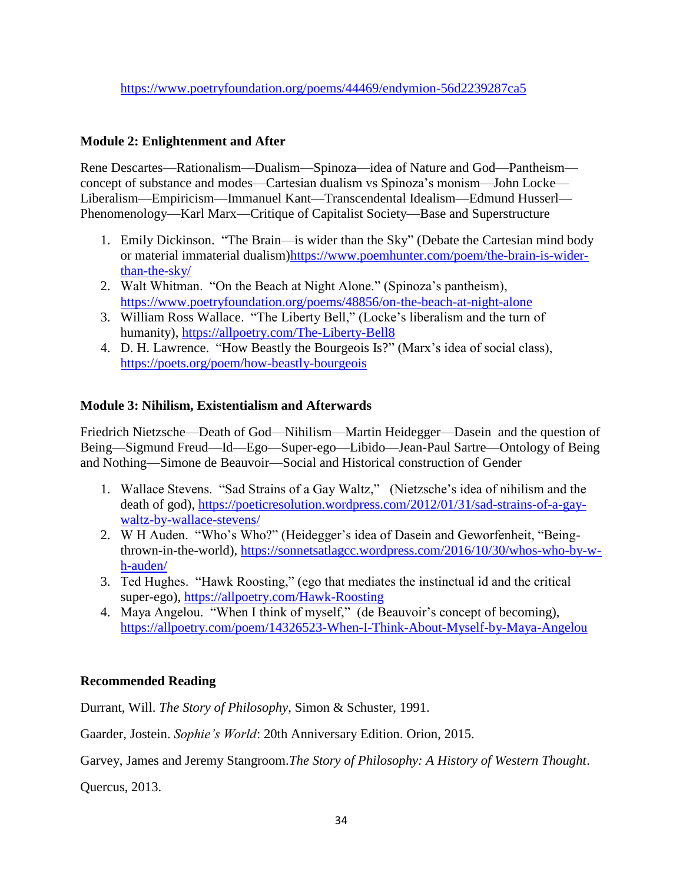https://www.poetryfoundation.org/poems/44469/endymion-56d2239287ca5

**Module 2: Enlightenment and After**

Rene Descartes—Rationalism—Dualism—Spinoza—idea of Nature and God—Pantheism—concept of substance and modes—Cartesian dualism vs Spinoza's monism—John Locke—Liberalism—Empiricism—Immanuel Kant—Transcendental Idealism—Edmund Husserl—Phenomenology—Karl Marx—Critique of Capitalist Society—Base and Superstructure

1. Emily Dickinson. "The Brain—is wider than the Sky" (Debate the Cartesian mind body or material immaterial dualism)https://www.poemhunter.com/poem/the-brain-is-wider-than-the-sky/
2. Walt Whitman. "On the Beach at Night Alone." (Spinoza's pantheism), https://www.poetryfoundation.org/poems/48856/on-the-beach-at-night-alone
3. William Ross Wallace. "The Liberty Bell," (Locke's liberalism and the turn of humanity), https://allpoetry.com/The-Liberty-Bell8
4. D. H. Lawrence. "How Beastly the Bourgeois Is?" (Marx's idea of social class), https://poets.org/poem/how-beastly-bourgeois

**Module 3: Nihilism, Existentialism and Afterwards**

Friedrich Nietzsche—Death of God—Nihilism—Martin Heidegger—Dasein and the question of Being—Sigmund Freud—Id—Ego—Super-ego—Libido—Jean-Paul Sartre—Ontology of Being and Nothing—Simone de Beauvoir—Social and Historical construction of Gender

1. Wallace Stevens. "Sad Strains of a Gay Waltz," (Nietzsche's idea of nihilism and the death of god), https://poeticresolution.wordpress.com/2012/01/31/sad-strains-of-a-gay-waltz-by-wallace-stevens/
2. W H Auden. "Who's Who?" (Heidegger's idea of Dasein and Geworfenheit, "Being-thrown-in-the-world), https://sonnetsatlagcc.wordpress.com/2016/10/30/whos-who-by-w-h-auden/
3. Ted Hughes. "Hawk Roosting," (ego that mediates the instinctual id and the critical super-ego), https://allpoetry.com/Hawk-Roosting
4. Maya Angelou. "When I think of myself," (de Beauvoir's concept of becoming), https://allpoetry.com/poem/14326523-When-I-Think-About-Myself-by-Maya-Angelou

**Recommended Reading**

Durrant, Will. *The Story of Philosophy*, Simon & Schuster, 1991.

Gaarder, Jostein. *Sophie's World*: 20th Anniversary Edition. Orion, 2015.

Garvey, James and Jeremy Stangroom.*The Story of Philosophy: A History of Western Thought*.

Quercus, 2013.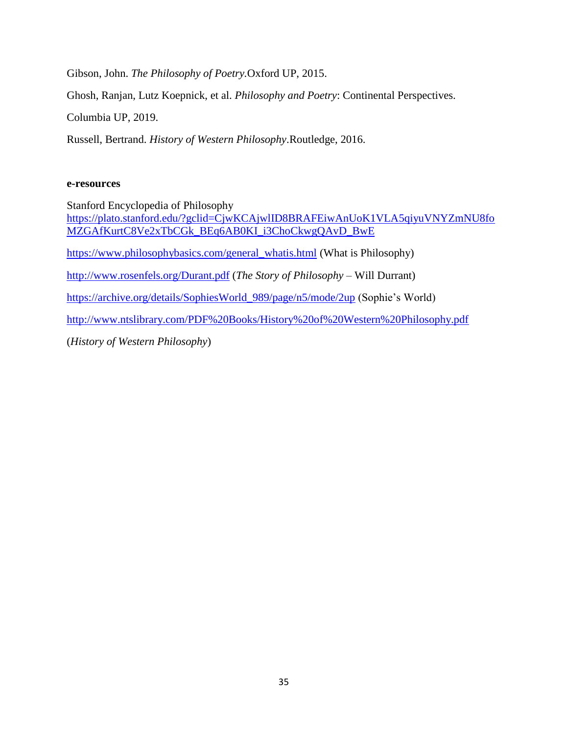Gibson, John. *The Philosophy of Poetry*.Oxford UP, 2015.

Ghosh, Ranjan, Lutz Koepnick, et al. *Philosophy and Poetry*: Continental Perspectives.

Columbia UP, 2019.

Russell, Bertrand. *History of Western Philosophy*.Routledge, 2016.

**e-resources**

Stanford Encyclopedia of Philosophy
[https://plato.stanford.edu/?gclid=CjwKCAjwlID8BRAFEiwAnUoK1VLA5qiyuVNYZmNU8foMZGAfKurtC8Ve2xTbCGk_BEq6AB0KI_i3ChoCkwgQAvD_BwE](https://plato.stanford.edu/?gclid=CjwKCAjwlID8BRAFEiwAnUoK1VLA5qiyuVNYZmNU8foMZGAfKurtC8Ve2xTbCGk_BEq6AB0KI_i3ChoCkwgQAvD_BwE)

[https://www.philosophybasics.com/general_whatis.html](https://www.philosophybasics.com/general_whatis.html) (What is Philosophy)

[http://www.rosenfels.org/Durant.pdf](http://www.rosenfels.org/Durant.pdf) (*The Story of Philosophy* – Will Durrant)

[https://archive.org/details/SophiesWorld_989/page/n5/mode/2up](https://archive.org/details/SophiesWorld_989/page/n5/mode/2up) (Sophie's World)

[http://www.ntslibrary.com/PDF%20Books/History%20of%20Western%20Philosophy.pdf](http://www.ntslibrary.com/PDF%20Books/History%20of%20Western%20Philosophy.pdf)

(*History of Western Philosophy*)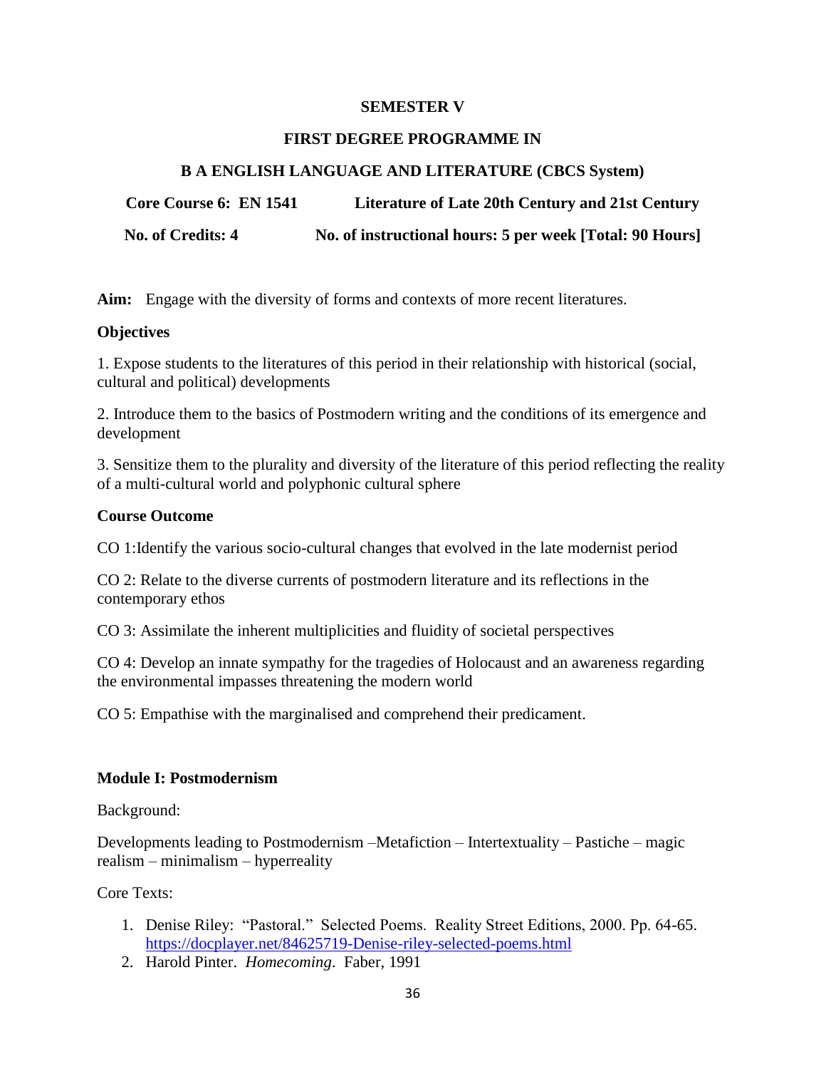**SEMESTER V**

**FIRST DEGREE PROGRAMME IN**

**B A ENGLISH LANGUAGE AND LITERATURE (CBCS System)**

**Core Course 6: EN 1541 Literature of Late 20th Century and 21st Century**

**No. of Credits: 4 No. of instructional hours: 5 per week [Total: 90 Hours]**

**Aim:** Engage with the diversity of forms and contexts of more recent literatures.

**Objectives**

1. Expose students to the literatures of this period in their relationship with historical (social, cultural and political) developments

2. Introduce them to the basics of Postmodern writing and the conditions of its emergence and development

3. Sensitize them to the plurality and diversity of the literature of this period reflecting the reality of a multi-cultural world and polyphonic cultural sphere

**Course Outcome**

CO 1:Identify the various socio-cultural changes that evolved in the late modernist period

CO 2: Relate to the diverse currents of postmodern literature and its reflections in the contemporary ethos

CO 3: Assimilate the inherent multiplicities and fluidity of societal perspectives

CO 4: Develop an innate sympathy for the tragedies of Holocaust and an awareness regarding the environmental impasses threatening the modern world

CO 5: Empathise with the marginalised and comprehend their predicament.

**Module I: Postmodernism**

Background:

Developments leading to Postmodernism –Metafiction – Intertextuality – Pastiche – magic realism – minimalism – hyperreality

Core Texts:

1. Denise Riley: "Pastoral." Selected Poems. Reality Street Editions, 2000. Pp. 64-65. https://docplayer.net/84625719-Denise-riley-selected-poems.html
2. Harold Pinter. *Homecoming*. Faber, 1991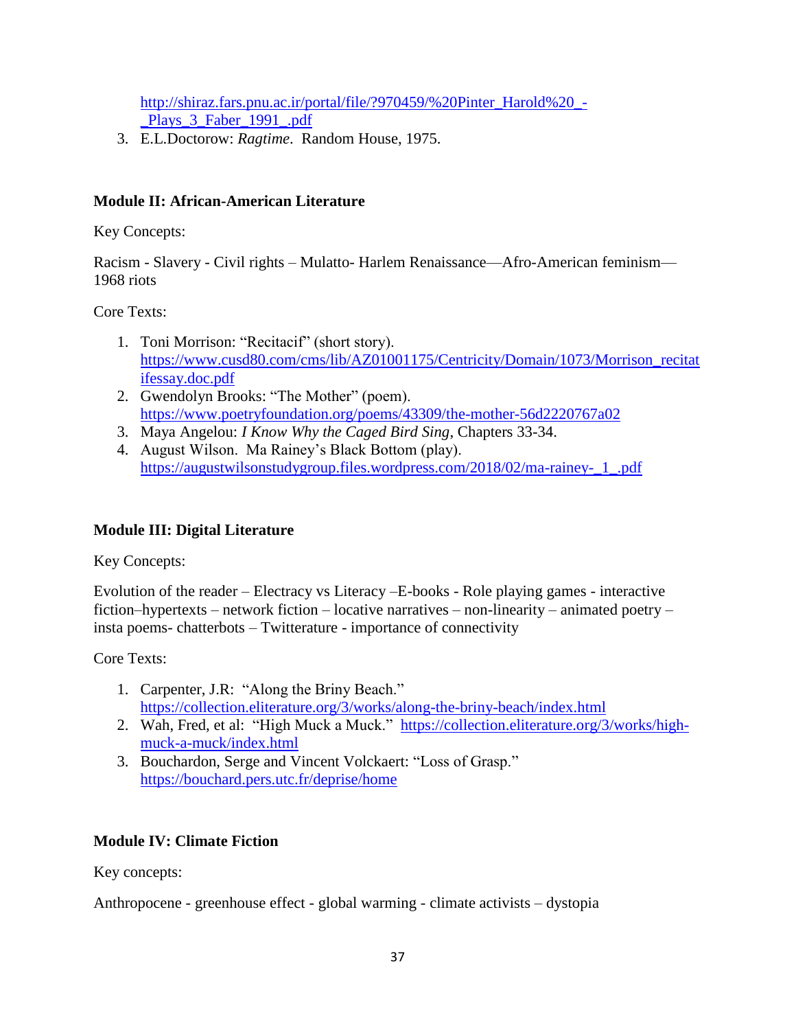http://shiraz.fars.pnu.ac.ir/portal/file/?970459/%20Pinter_Harold%20_-_Plays_3_Faber_1991_.pdf

3. E.L.Doctorow: *Ragtime*. Random House, 1975.

### Module II: African-American Literature

Key Concepts:

Racism - Slavery - Civil rights – Mulatto- Harlem Renaissance—Afro-American feminism—1968 riots

Core Texts:

1. Toni Morrison: "Recitacif" (short story). https://www.cusd80.com/cms/lib/AZ01001175/Centricity/Domain/1073/Morrison_recitatifessay.doc.pdf
2. Gwendolyn Brooks: "The Mother" (poem). https://www.poetryfoundation.org/poems/43309/the-mother-56d2220767a02
3. Maya Angelou: *I Know Why the Caged Bird Sing*, Chapters 33-34.
4. August Wilson. Ma Rainey's Black Bottom (play). https://augustwilsonstudygroup.files.wordpress.com/2018/02/ma-rainey-_1_.pdf

### Module III: Digital Literature

Key Concepts:

Evolution of the reader – Electracy vs Literacy –E-books - Role playing games - interactive fiction–hypertexts – network fiction – locative narratives – non-linearity – animated poetry – insta poems- chatterbots – Twitterature - importance of connectivity

Core Texts:

1. Carpenter, J.R: "Along the Briny Beach." https://collection.eliterature.org/3/works/along-the-briny-beach/index.html
2. Wah, Fred, et al: "High Muck a Muck." https://collection.eliterature.org/3/works/high-muck-a-muck/index.html
3. Bouchardon, Serge and Vincent Volckaert: "Loss of Grasp." https://bouchard.pers.utc.fr/deprise/home

### Module IV: Climate Fiction

Key concepts:

Anthropocene - greenhouse effect - global warming - climate activists – dystopia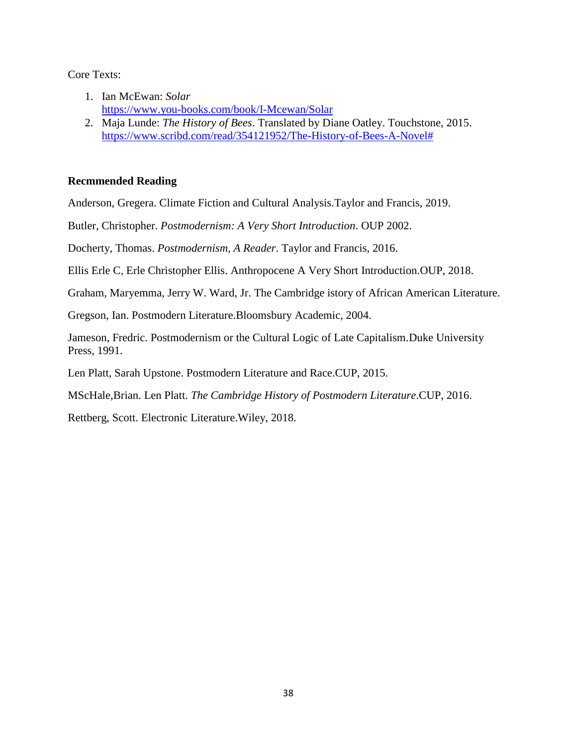Core Texts:

1. Ian McEwan: *Solar*
   https://www.you-books.com/book/I-Mcewan/Solar
2. Maja Lunde: *The History of Bees*. Translated by Diane Oatley. Touchstone, 2015.
   https://www.scribd.com/read/354121952/The-History-of-Bees-A-Novel#

**Recmmended Reading**

Anderson, Gregera. Climate Fiction and Cultural Analysis.Taylor and Francis, 2019.

Butler, Christopher. *Postmodernism: A Very Short Introduction*. OUP 2002.

Docherty, Thomas. *Postmodernism, A Reader*. Taylor and Francis, 2016.

Ellis Erle C, Erle Christopher Ellis. Anthropocene A Very Short Introduction.OUP, 2018.

Graham, Maryemma, Jerry W. Ward, Jr. The Cambridge istory of African American Literature.

Gregson, Ian. Postmodern Literature.Bloomsbury Academic, 2004.

Jameson, Fredric. Postmodernism or the Cultural Logic of Late Capitalism.Duke University Press, 1991.

Len Platt, Sarah Upstone. Postmodern Literature and Race.CUP, 2015.

MScHale,Brian. Len Platt. *The Cambridge History of Postmodern Literature*.CUP, 2016.

Rettberg, Scott. Electronic Literature.Wiley, 2018.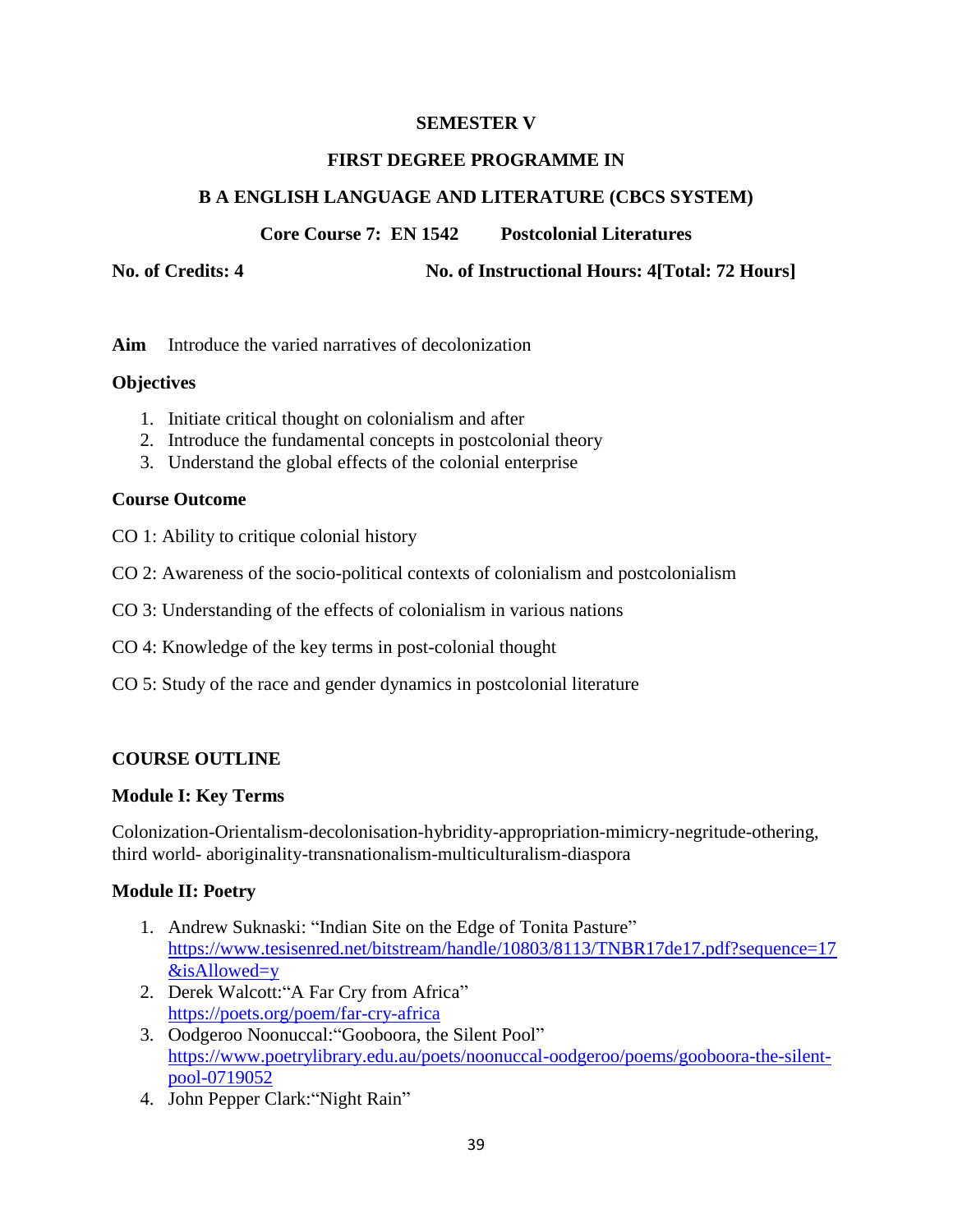**SEMESTER V**

**FIRST DEGREE PROGRAMME IN**

**B A ENGLISH LANGUAGE AND LITERATURE (CBCS SYSTEM)**

**Core Course 7: EN 1542 Postcolonial Literatures**

**No. of Credits: 4** **No. of Instructional Hours: 4[Total: 72 Hours]**

**Aim** Introduce the varied narratives of decolonization

**Objectives**

1. Initiate critical thought on colonialism and after
2. Introduce the fundamental concepts in postcolonial theory
3. Understand the global effects of the colonial enterprise

**Course Outcome**

CO 1: Ability to critique colonial history

CO 2: Awareness of the socio-political contexts of colonialism and postcolonialism

CO 3: Understanding of the effects of colonialism in various nations

CO 4: Knowledge of the key terms in post-colonial thought

CO 5: Study of the race and gender dynamics in postcolonial literature

**COURSE OUTLINE**

**Module I: Key Terms**

Colonization-Orientalism-decolonisation-hybridity-appropriation-mimicry-negritude-othering, third world- aboriginality-transnationalism-multiculturalism-diaspora

**Module II: Poetry**

1. Andrew Suknaski: "Indian Site on the Edge of Tonita Pasture" https://www.tesisenred.net/bitstream/handle/10803/8113/TNBR17de17.pdf?sequence=17&isAllowed=y
2. Derek Walcott:"A Far Cry from Africa" https://poets.org/poem/far-cry-africa
3. Oodgeroo Noonuccal:"Gooboora, the Silent Pool" https://www.poetrylibrary.edu.au/poets/noonuccal-oodgeroo/poems/gooboora-the-silent-pool-0719052
4. John Pepper Clark:"Night Rain"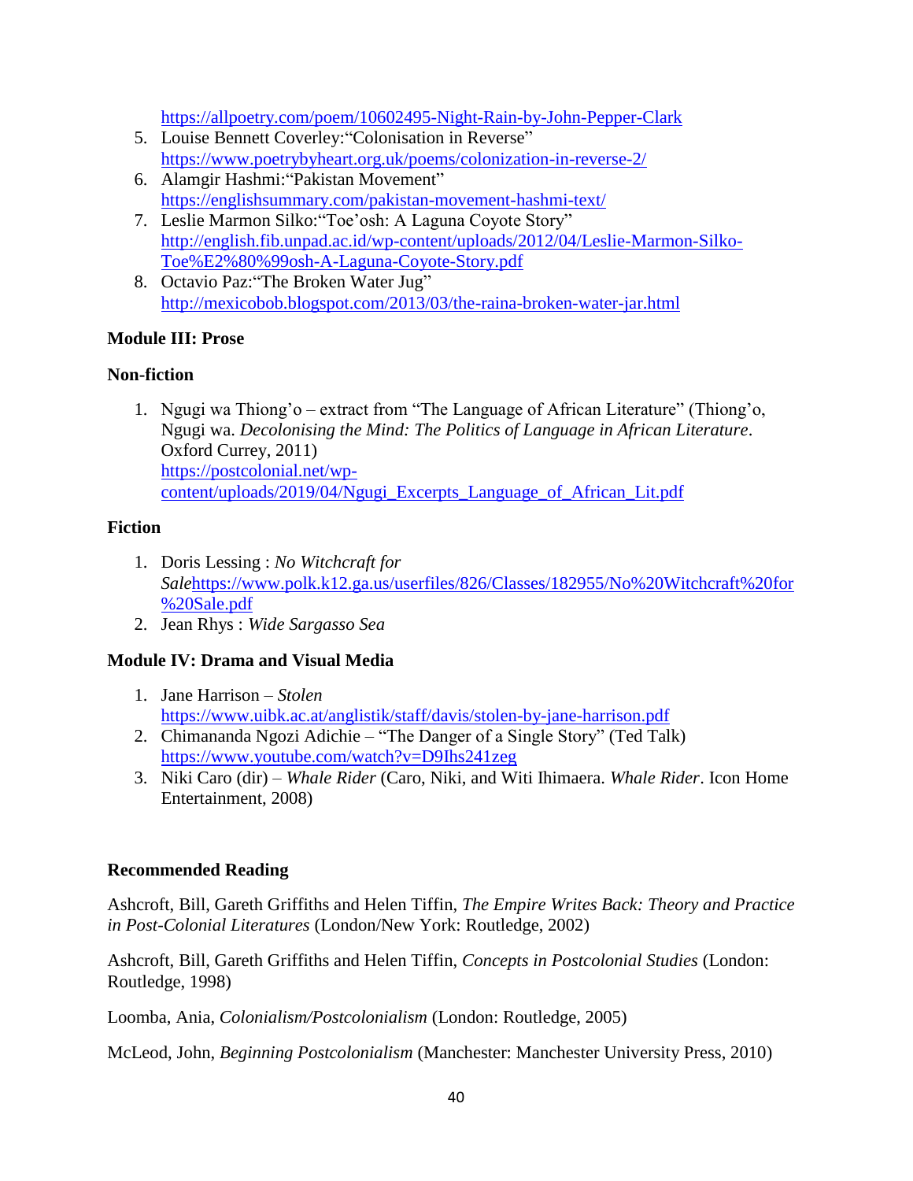https://allpoetry.com/poem/10602495-Night-Rain-by-John-Pepper-Clark

5. Louise Bennett Coverley:"Colonisation in Reverse" https://www.poetrybyheart.org.uk/poems/colonization-in-reverse-2/
6. Alamgir Hashmi:"Pakistan Movement" https://englishsummary.com/pakistan-movement-hashmi-text/
7. Leslie Marmon Silko:"Toe'osh: A Laguna Coyote Story" http://english.fib.unpad.ac.id/wp-content/uploads/2012/04/Leslie-Marmon-Silko-Toe%E2%80%99osh-A-Laguna-Coyote-Story.pdf
8. Octavio Paz:"The Broken Water Jug" http://mexicobob.blogspot.com/2013/03/the-raina-broken-water-jar.html

**Module III: Prose**

**Non-fiction**

1. Ngugi wa Thiong'o – extract from "The Language of African Literature" (Thiong'o, Ngugi wa. *Decolonising the Mind: The Politics of Language in African Literature*. Oxford Currey, 2011) https://postcolonial.net/wp-content/uploads/2019/04/Ngugi_Excerpts_Language_of_African_Lit.pdf

**Fiction**

1. Doris Lessing : *No Witchcraft for Sale*https://www.polk.k12.ga.us/userfiles/826/Classes/182955/No%20Witchcraft%20for%20Sale.pdf
2. Jean Rhys : *Wide Sargasso Sea*

**Module IV: Drama and Visual Media**

1. Jane Harrison – *Stolen* https://www.uibk.ac.at/anglistik/staff/davis/stolen-by-jane-harrison.pdf
2. Chimananda Ngozi Adichie – "The Danger of a Single Story" (Ted Talk) https://www.youtube.com/watch?v=D9Ihs241zeg
3. Niki Caro (dir) – *Whale Rider* (Caro, Niki, and Witi Ihimaera. *Whale Rider*. Icon Home Entertainment, 2008)

**Recommended Reading**

Ashcroft, Bill, Gareth Griffiths and Helen Tiffin, *The Empire Writes Back: Theory and Practice in Post-Colonial Literatures* (London/New York: Routledge, 2002)

Ashcroft, Bill, Gareth Griffiths and Helen Tiffin, *Concepts in Postcolonial Studies* (London: Routledge, 1998)

Loomba, Ania, *Colonialism/Postcolonialism* (London: Routledge, 2005)

McLeod, John, *Beginning Postcolonialism* (Manchester: Manchester University Press, 2010)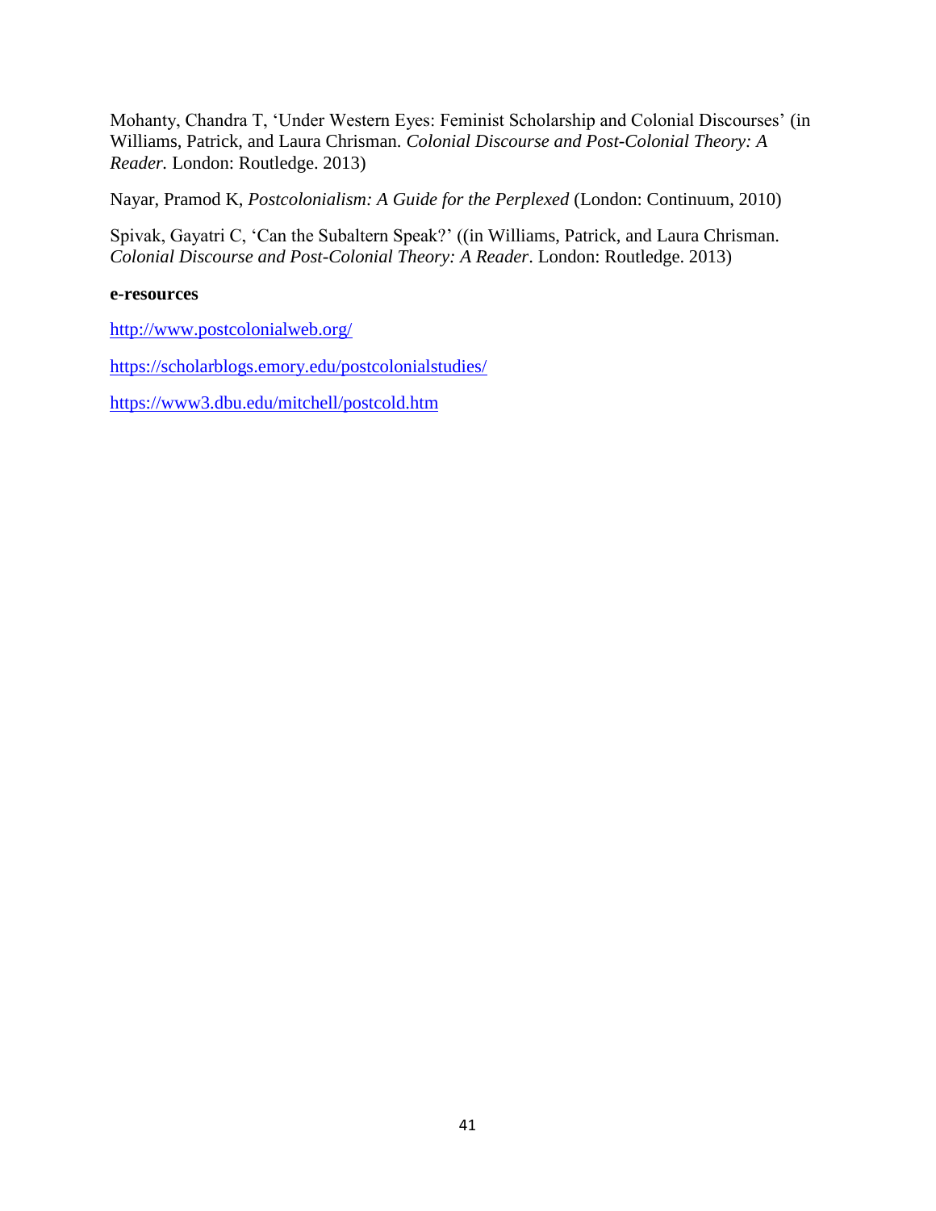Mohanty, Chandra T, 'Under Western Eyes: Feminist Scholarship and Colonial Discourses' (in Williams, Patrick, and Laura Chrisman. *Colonial Discourse and Post-Colonial Theory: A Reader.* London: Routledge. 2013)

Nayar, Pramod K, *Postcolonialism: A Guide for the Perplexed* (London: Continuum, 2010)

Spivak, Gayatri C, 'Can the Subaltern Speak?' ((in Williams, Patrick, and Laura Chrisman. *Colonial Discourse and Post-Colonial Theory: A Reader*. London: Routledge. 2013)

**e-resources**

http://www.postcolonialweb.org/

https://scholarblogs.emory.edu/postcolonialstudies/

https://www3.dbu.edu/mitchell/postcold.htm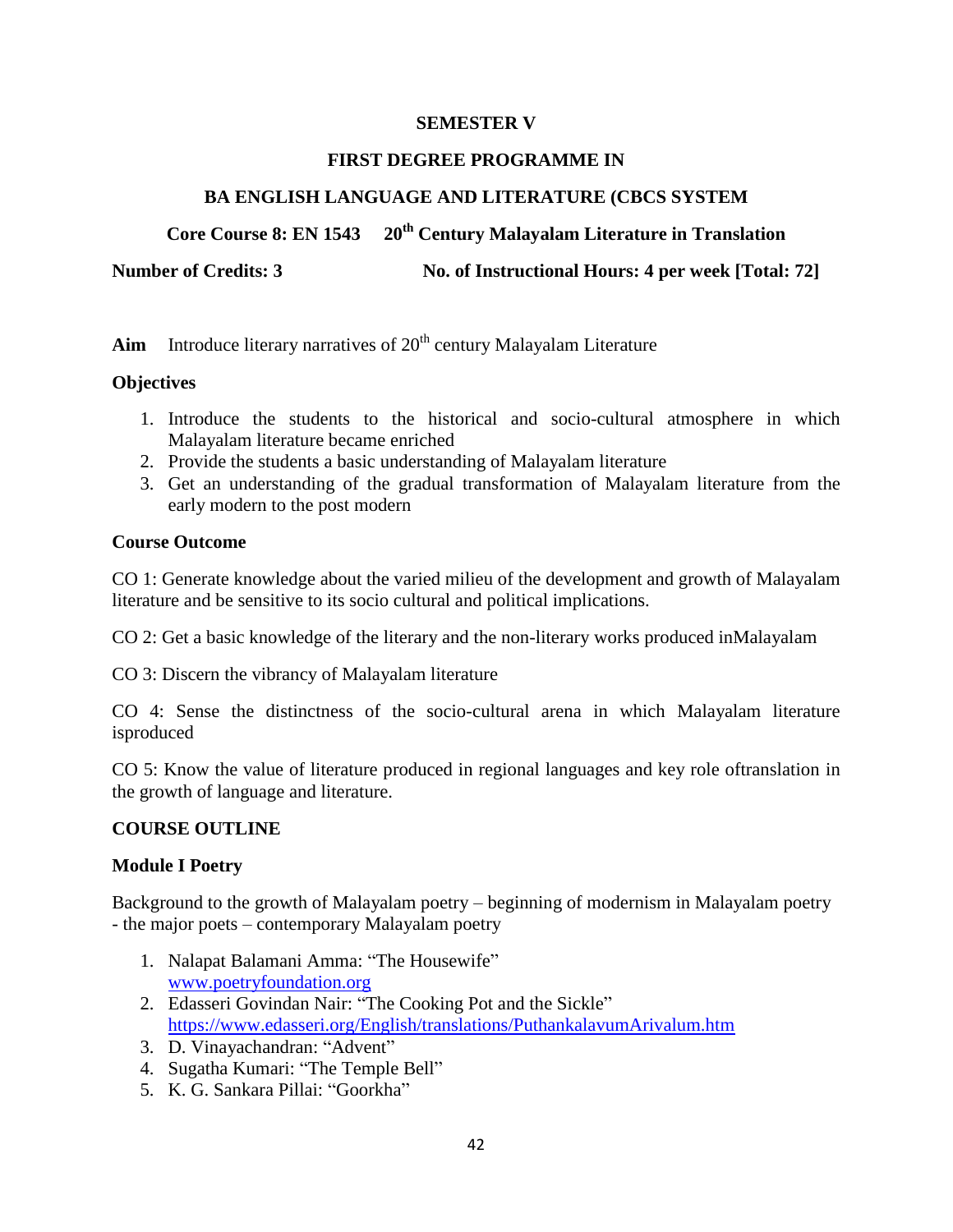**SEMESTER V**

**FIRST DEGREE PROGRAMME IN**

**BA ENGLISH LANGUAGE AND LITERATURE (CBCS SYSTEM**

**Core Course 8: EN 1543 20th Century Malayalam Literature in Translation**

**Number of Credits: 3** **No. of Instructional Hours: 4 per week [Total: 72]**

**Aim** Introduce literary narratives of 20th century Malayalam Literature

**Objectives**

1. Introduce the students to the historical and socio-cultural atmosphere in which Malayalam literature became enriched
2. Provide the students a basic understanding of Malayalam literature
3. Get an understanding of the gradual transformation of Malayalam literature from the early modern to the post modern

**Course Outcome**

CO 1: Generate knowledge about the varied milieu of the development and growth of Malayalam literature and be sensitive to its socio cultural and political implications.

CO 2: Get a basic knowledge of the literary and the non-literary works produced inMalayalam

CO 3: Discern the vibrancy of Malayalam literature

CO 4: Sense the distinctness of the socio-cultural arena in which Malayalam literature isproduced

CO 5: Know the value of literature produced in regional languages and key role oftranslation in the growth of language and literature.

**COURSE OUTLINE**

**Module I Poetry**

Background to the growth of Malayalam poetry – beginning of modernism in Malayalam poetry - the major poets – contemporary Malayalam poetry

1. Nalapat Balamani Amma: "The Housewife"
   www.poetryfoundation.org
2. Edasseri Govindan Nair: "The Cooking Pot and the Sickle"
   https://www.edasseri.org/English/translations/PuthankalavumArivalum.htm
3. D. Vinayachandran: "Advent"
4. Sugatha Kumari: "The Temple Bell"
5. K. G. Sankara Pillai: "Goorkha"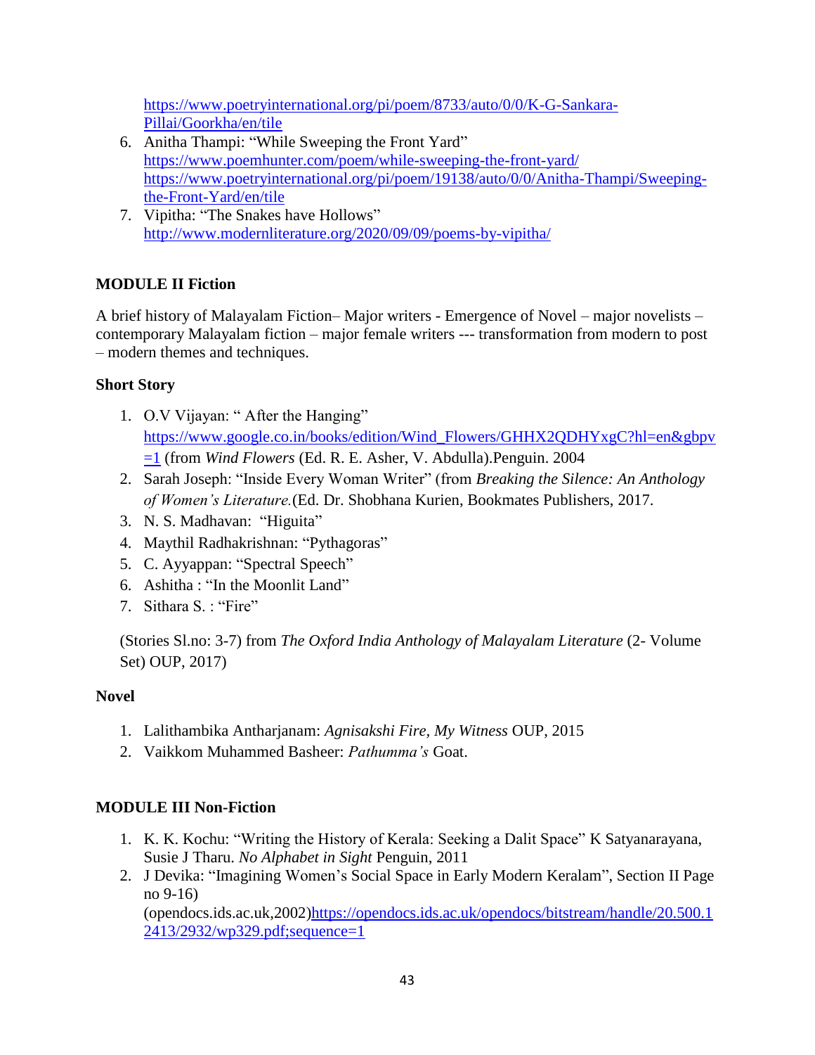https://www.poetryinternational.org/pi/poem/8733/auto/0/0/K-G-Sankara-Pillai/Goorkha/en/tile

6. Anitha Thampi: "While Sweeping the Front Yard"
   https://www.poemhunter.com/poem/while-sweeping-the-front-yard/
   https://www.poetryinternational.org/pi/poem/19138/auto/0/0/Anitha-Thampi/Sweeping-the-Front-Yard/en/tile
7. Vipitha: "The Snakes have Hollows"
   http://www.modernliterature.org/2020/09/09/poems-by-vipitha/

**MODULE II Fiction**

A brief history of Malayalam Fiction– Major writers - Emergence of Novel – major novelists – contemporary Malayalam fiction – major female writers --- transformation from modern to post – modern themes and techniques.

**Short Story**

1. O.V Vijayan: " After the Hanging"
   https://www.google.co.in/books/edition/Wind_Flowers/GHHX2QDHYxgC?hl=en&gbpv=1 (from *Wind Flowers* (Ed. R. E. Asher, V. Abdulla).Penguin. 2004
2. Sarah Joseph: "Inside Every Woman Writer" (from *Breaking the Silence: An Anthology of Women's Literature.*(Ed. Dr. Shobhana Kurien, Bookmates Publishers, 2017.
3. N. S. Madhavan: "Higuita"
4. Maythil Radhakrishnan: "Pythagoras"
5. C. Ayyappan: "Spectral Speech"
6. Ashitha : "In the Moonlit Land"
7. Sithara S. : "Fire"

(Stories Sl.no: 3-7) from *The Oxford India Anthology of Malayalam Literature* (2- Volume Set) OUP, 2017)

**Novel**

1. Lalithambika Antharjanam: *Agnisakshi Fire, My Witness* OUP, 2015
2. Vaikkom Muhammed Basheer: *Pathumma's* Goat.

**MODULE III Non-Fiction**

1. K. K. Kochu: "Writing the History of Kerala: Seeking a Dalit Space" K Satyanarayana, Susie J Tharu. *No Alphabet in Sight* Penguin, 2011
2. J Devika: "Imagining Women's Social Space in Early Modern Keralam", Section II Page no 9-16)
   (opendocs.ids.ac.uk,2002)https://opendocs.ids.ac.uk/opendocs/bitstream/handle/20.500.12413/2932/wp329.pdf;sequence=1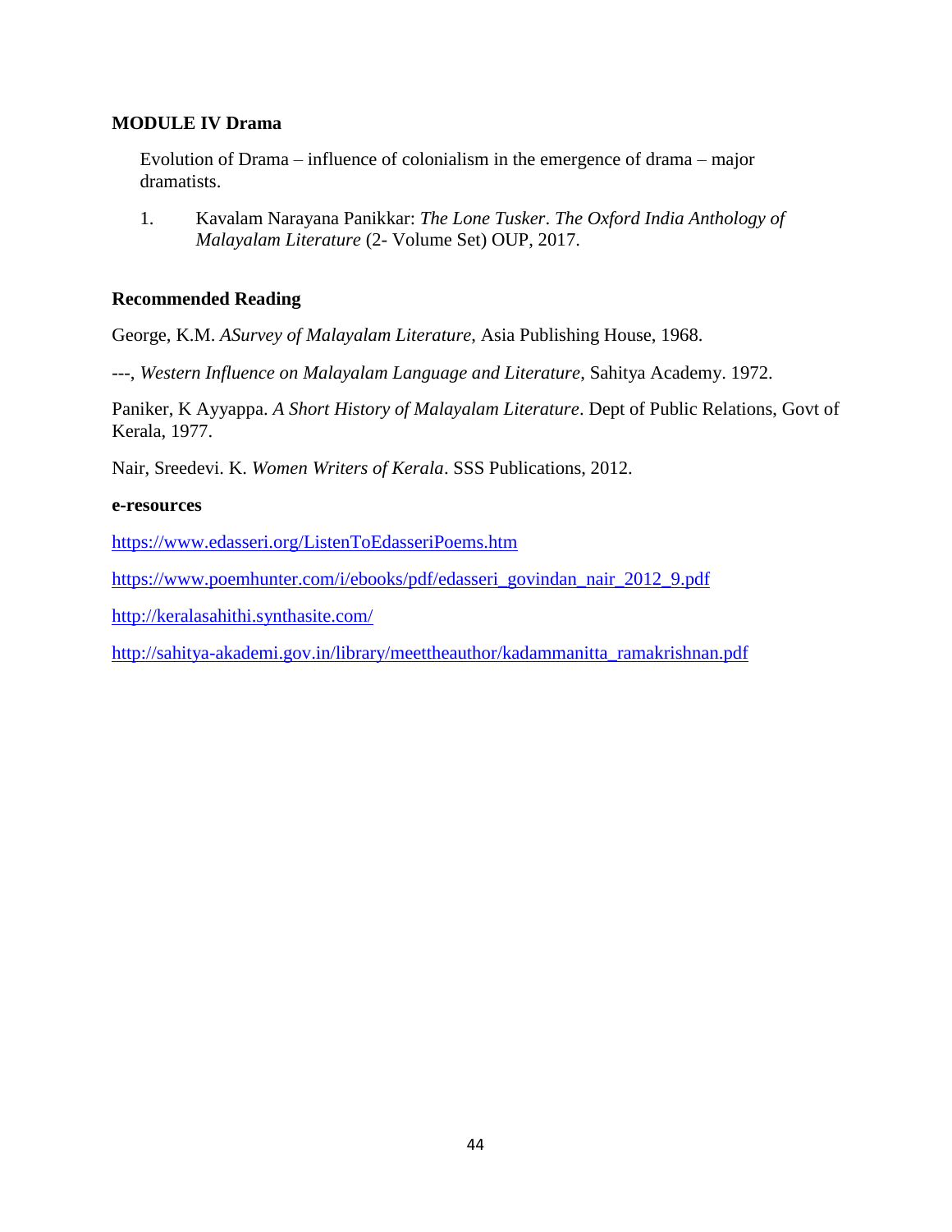**MODULE IV Drama**

Evolution of Drama – influence of colonialism in the emergence of drama – major dramatists.

1. Kavalam Narayana Panikkar: *The Lone Tusker*. *The Oxford India Anthology of Malayalam Literature* (2- Volume Set) OUP, 2017.

**Recommended Reading**

George, K.M. *ASurvey of Malayalam Literature*, Asia Publishing House, 1968.

---, *Western Influence on Malayalam Language and Literature*, Sahitya Academy. 1972.

Paniker, K Ayyappa. *A Short History of Malayalam Literature*. Dept of Public Relations, Govt of Kerala, 1977.

Nair, Sreedevi. K. *Women Writers of Kerala*. SSS Publications, 2012.

**e-resources**

https://www.edasseri.org/ListenToEdasseriPoems.htm

https://www.poemhunter.com/i/ebooks/pdf/edasseri_govindan_nair_2012_9.pdf

http://keralasahithi.synthasite.com/

http://sahitya-akademi.gov.in/library/meettheauthor/kadammanitta_ramakrishnan.pdf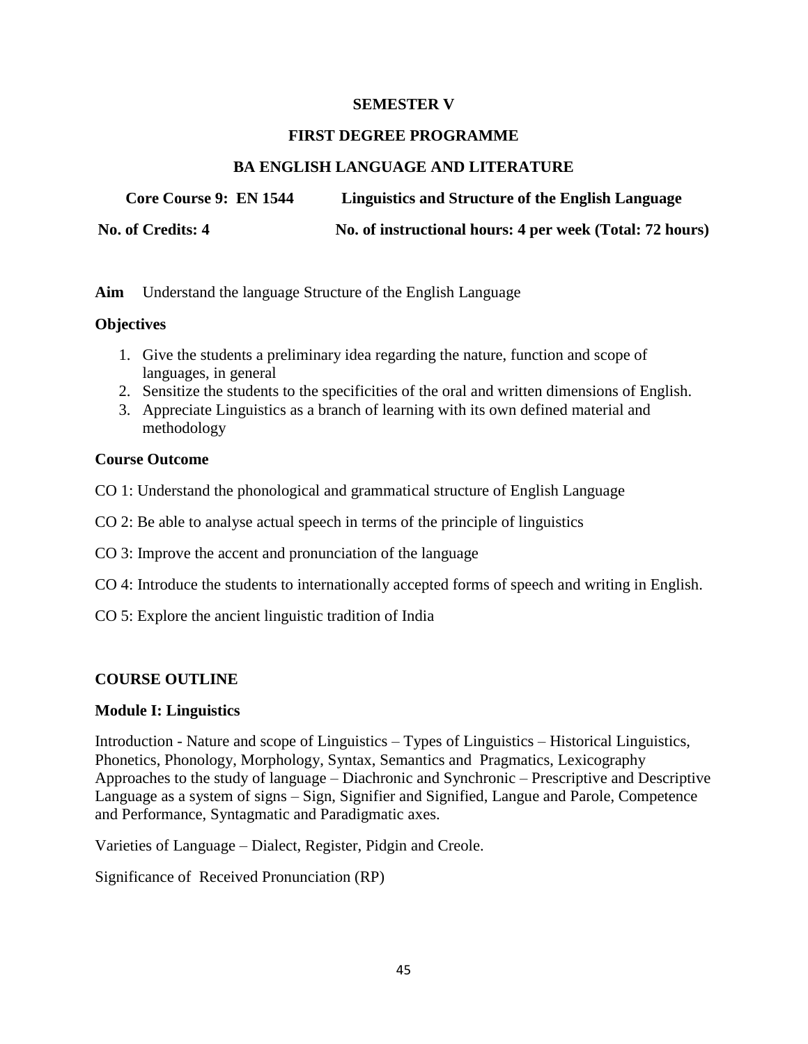**SEMESTER V**

**FIRST DEGREE PROGRAMME**

**BA ENGLISH LANGUAGE AND LITERATURE**

**Core Course 9: EN 1544 Linguistics and Structure of the English Language**

**No. of Credits: 4 No. of instructional hours: 4 per week (Total: 72 hours)**

**Aim** Understand the language Structure of the English Language

**Objectives**

1. Give the students a preliminary idea regarding the nature, function and scope of languages, in general
2. Sensitize the students to the specificities of the oral and written dimensions of English.
3. Appreciate Linguistics as a branch of learning with its own defined material and methodology

**Course Outcome**

CO 1: Understand the phonological and grammatical structure of English Language

CO 2: Be able to analyse actual speech in terms of the principle of linguistics

CO 3: Improve the accent and pronunciation of the language

CO 4: Introduce the students to internationally accepted forms of speech and writing in English.

CO 5: Explore the ancient linguistic tradition of India

**COURSE OUTLINE**

**Module I: Linguistics**

Introduction - Nature and scope of Linguistics – Types of Linguistics – Historical Linguistics, Phonetics, Phonology, Morphology, Syntax, Semantics and Pragmatics, Lexicography Approaches to the study of language – Diachronic and Synchronic – Prescriptive and Descriptive Language as a system of signs – Sign, Signifier and Signified, Langue and Parole, Competence and Performance, Syntagmatic and Paradigmatic axes.

Varieties of Language – Dialect, Register, Pidgin and Creole.

Significance of Received Pronunciation (RP)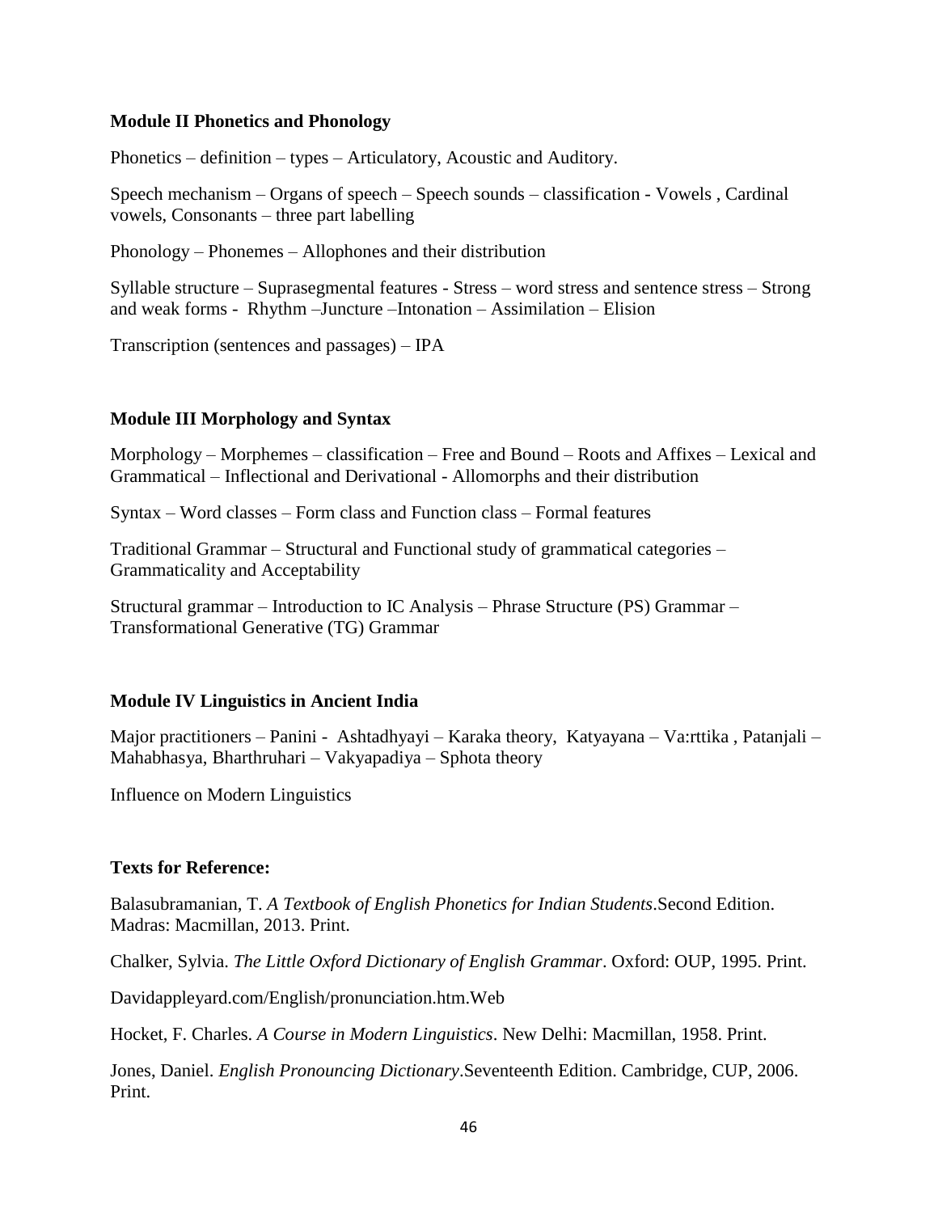**Module II Phonetics and Phonology**

Phonetics – definition – types – Articulatory, Acoustic and Auditory.

Speech mechanism – Organs of speech – Speech sounds – classification - Vowels , Cardinal vowels, Consonants – three part labelling

Phonology – Phonemes – Allophones and their distribution

Syllable structure – Suprasegmental features - Stress – word stress and sentence stress – Strong and weak forms - Rhythm –Juncture –Intonation – Assimilation – Elision

Transcription (sentences and passages) – IPA

**Module III Morphology and Syntax**

Morphology – Morphemes – classification – Free and Bound – Roots and Affixes – Lexical and Grammatical – Inflectional and Derivational - Allomorphs and their distribution

Syntax – Word classes – Form class and Function class – Formal features

Traditional Grammar – Structural and Functional study of grammatical categories – Grammaticality and Acceptability

Structural grammar – Introduction to IC Analysis – Phrase Structure (PS) Grammar – Transformational Generative (TG) Grammar

**Module IV Linguistics in Ancient India**

Major practitioners – Panini - Ashtadhyayi – Karaka theory, Katyayana – Va:rttika , Patanjali – Mahabhasya, Bharthruhari – Vakyapadiya – Sphota theory

Influence on Modern Linguistics

**Texts for Reference:**

Balasubramanian, T. *A Textbook of English Phonetics for Indian Students*.Second Edition. Madras: Macmillan, 2013. Print.

Chalker, Sylvia. *The Little Oxford Dictionary of English Grammar*. Oxford: OUP, 1995. Print.

Davidappleyard.com/English/pronunciation.htm.Web

Hocket, F. Charles. *A Course in Modern Linguistics*. New Delhi: Macmillan, 1958. Print.

Jones, Daniel. *English Pronouncing Dictionary*.Seventeenth Edition. Cambridge, CUP, 2006. Print.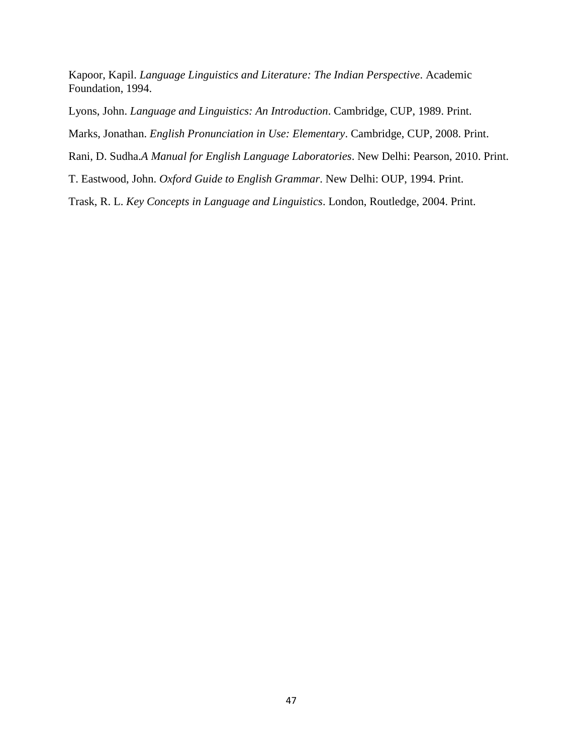Kapoor, Kapil. *Language Linguistics and Literature: The Indian Perspective*. Academic Foundation, 1994.

Lyons, John. *Language and Linguistics: An Introduction*. Cambridge, CUP, 1989. Print.

Marks, Jonathan. *English Pronunciation in Use: Elementary*. Cambridge, CUP, 2008. Print.

Rani, D. Sudha.*A Manual for English Language Laboratories*. New Delhi: Pearson, 2010. Print.

T. Eastwood, John. *Oxford Guide to English Grammar*. New Delhi: OUP, 1994. Print.

Trask, R. L. *Key Concepts in Language and Linguistics*. London, Routledge, 2004. Print.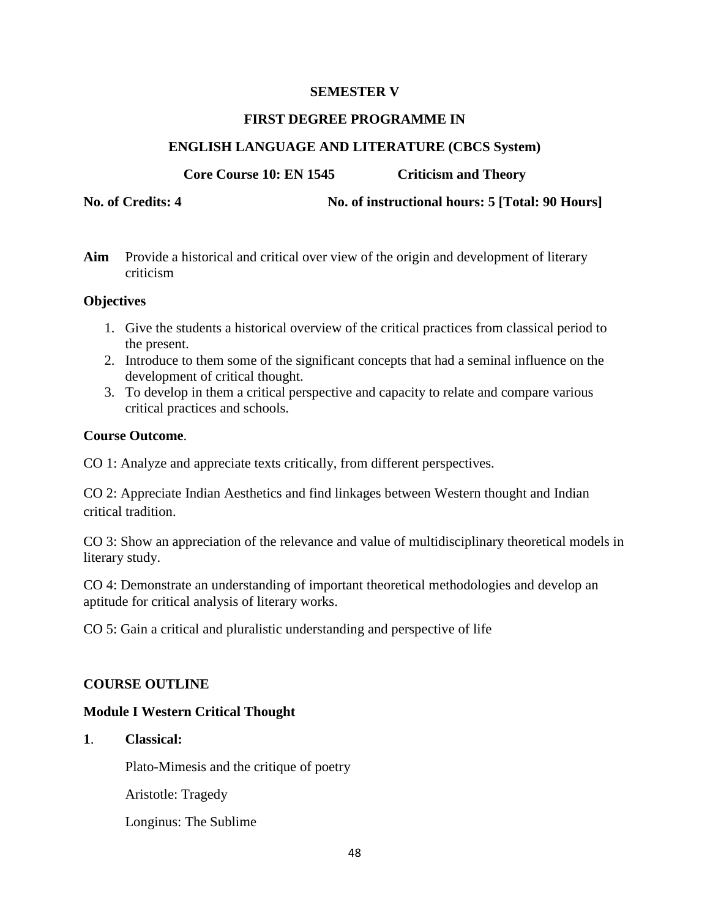**SEMESTER V**

**FIRST DEGREE PROGRAMME IN**

**ENGLISH LANGUAGE AND LITERATURE (CBCS System)**

**Core Course 10: EN 1545 Criticism and Theory**

**No. of Credits: 4 No. of instructional hours: 5 [Total: 90 Hours]**

**Aim** Provide a historical and critical over view of the origin and development of literary criticism

**Objectives**

1. Give the students a historical overview of the critical practices from classical period to the present.
2. Introduce to them some of the significant concepts that had a seminal influence on the development of critical thought.
3. To develop in them a critical perspective and capacity to relate and compare various critical practices and schools.

**Course Outcome**.

CO 1: Analyze and appreciate texts critically, from different perspectives.

CO 2: Appreciate Indian Aesthetics and find linkages between Western thought and Indian critical tradition.

CO 3: Show an appreciation of the relevance and value of multidisciplinary theoretical models in literary study.

CO 4: Demonstrate an understanding of important theoretical methodologies and develop an aptitude for critical analysis of literary works.

CO 5: Gain a critical and pluralistic understanding and perspective of life

**COURSE OUTLINE**

**Module I Western Critical Thought**

**1**. **Classical:**

Plato-Mimesis and the critique of poetry

Aristotle: Tragedy

Longinus: The Sublime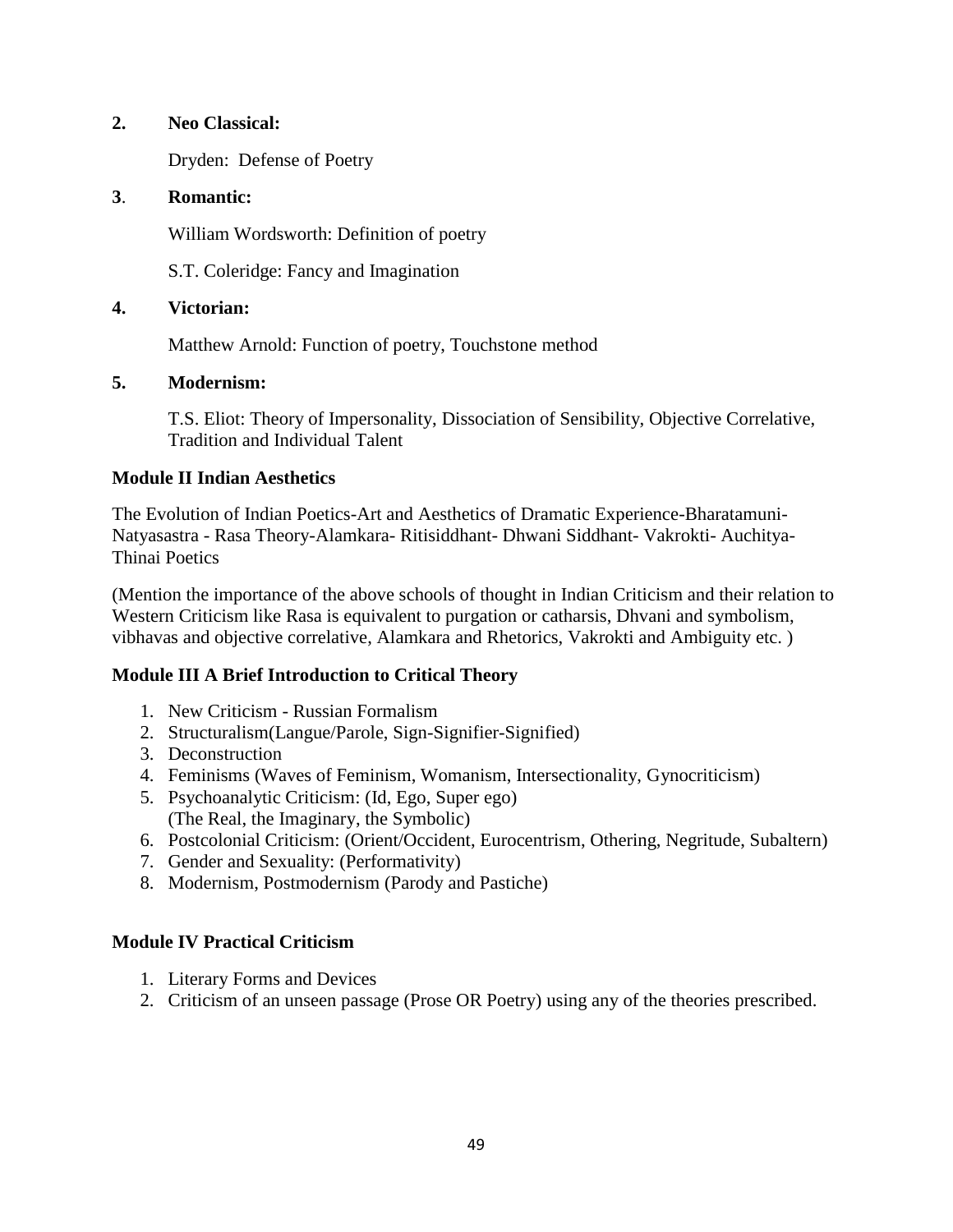**2. Neo Classical:**

Dryden: Defense of Poetry

**3. Romantic:**

William Wordsworth: Definition of poetry

S.T. Coleridge: Fancy and Imagination

**4. Victorian:**

Matthew Arnold: Function of poetry, Touchstone method

**5. Modernism:**

T.S. Eliot: Theory of Impersonality, Dissociation of Sensibility, Objective Correlative, Tradition and Individual Talent

**Module II Indian Aesthetics**

The Evolution of Indian Poetics-Art and Aesthetics of Dramatic Experience-Bharatamuni-Natyasastra - Rasa Theory-Alamkara- Ritisiddhant- Dhwani Siddhant- Vakrokti- Auchitya-Thinai Poetics

(Mention the importance of the above schools of thought in Indian Criticism and their relation to Western Criticism like Rasa is equivalent to purgation or catharsis, Dhvani and symbolism, vibhavas and objective correlative, Alamkara and Rhetorics, Vakrokti and Ambiguity etc. )

**Module III A Brief Introduction to Critical Theory**

1. New Criticism - Russian Formalism
2. Structuralism(Langue/Parole, Sign-Signifier-Signified)
3. Deconstruction
4. Feminisms (Waves of Feminism, Womanism, Intersectionality, Gynocriticism)
5. Psychoanalytic Criticism: (Id, Ego, Super ego)
   (The Real, the Imaginary, the Symbolic)
6. Postcolonial Criticism: (Orient/Occident, Eurocentrism, Othering, Negritude, Subaltern)
7. Gender and Sexuality: (Performativity)
8. Modernism, Postmodernism (Parody and Pastiche)

**Module IV Practical Criticism**

1. Literary Forms and Devices
2. Criticism of an unseen passage (Prose OR Poetry) using any of the theories prescribed.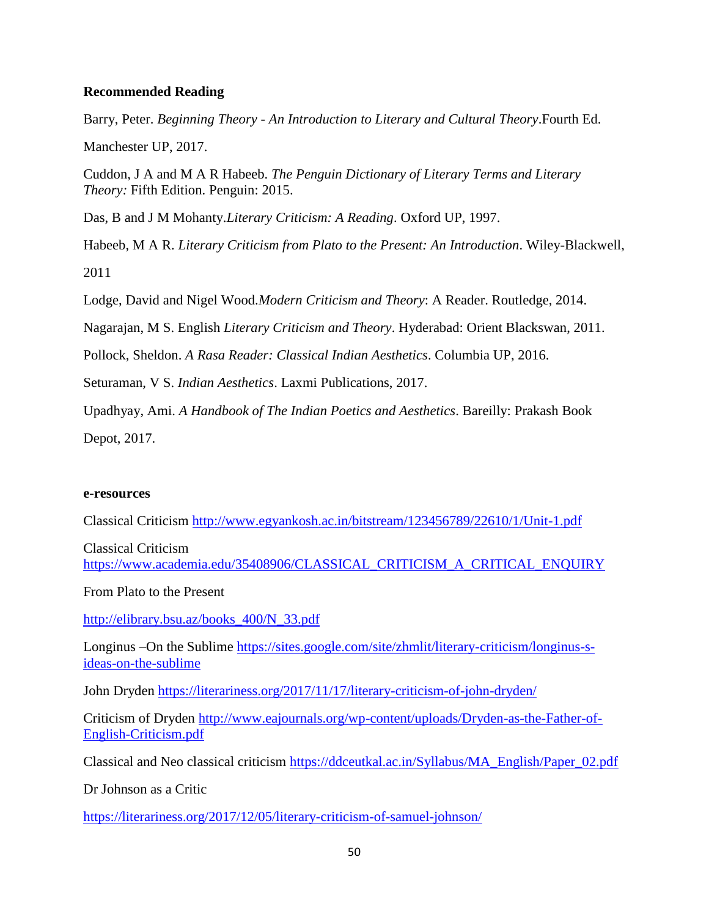**Recommended Reading**

Barry, Peter. *Beginning Theory - An Introduction to Literary and Cultural Theory*.Fourth Ed. Manchester UP, 2017.

Cuddon, J A and M A R Habeeb. *The Penguin Dictionary of Literary Terms and Literary Theory:* Fifth Edition. Penguin: 2015.

Das, B and J M Mohanty.*Literary Criticism: A Reading*. Oxford UP, 1997.

Habeeb, M A R. *Literary Criticism from Plato to the Present: An Introduction*. Wiley-Blackwell, 2011

Lodge, David and Nigel Wood.*Modern Criticism and Theory*: A Reader. Routledge, 2014.

Nagarajan, M S. English *Literary Criticism and Theory*. Hyderabad: Orient Blackswan, 2011.

Pollock, Sheldon. *A Rasa Reader: Classical Indian Aesthetics*. Columbia UP, 2016.

Seturaman, V S. *Indian Aesthetics*. Laxmi Publications, 2017.

Upadhyay, Ami. *A Handbook of The Indian Poetics and Aesthetics*. Bareilly: Prakash Book Depot, 2017.

**e-resources**

Classical Criticism http://www.egyankosh.ac.in/bitstream/123456789/22610/1/Unit-1.pdf

Classical Criticism https://www.academia.edu/35408906/CLASSICAL_CRITICISM_A_CRITICAL_ENQUIRY

From Plato to the Present

http://elibrary.bsu.az/books_400/N_33.pdf

Longinus –On the Sublime https://sites.google.com/site/zhmlit/literary-criticism/longinus-s-ideas-on-the-sublime

John Dryden https://literariness.org/2017/11/17/literary-criticism-of-john-dryden/

Criticism of Dryden http://www.eajournals.org/wp-content/uploads/Dryden-as-the-Father-of-English-Criticism.pdf

Classical and Neo classical criticism https://ddceutkal.ac.in/Syllabus/MA_English/Paper_02.pdf

Dr Johnson as a Critic

https://literariness.org/2017/12/05/literary-criticism-of-samuel-johnson/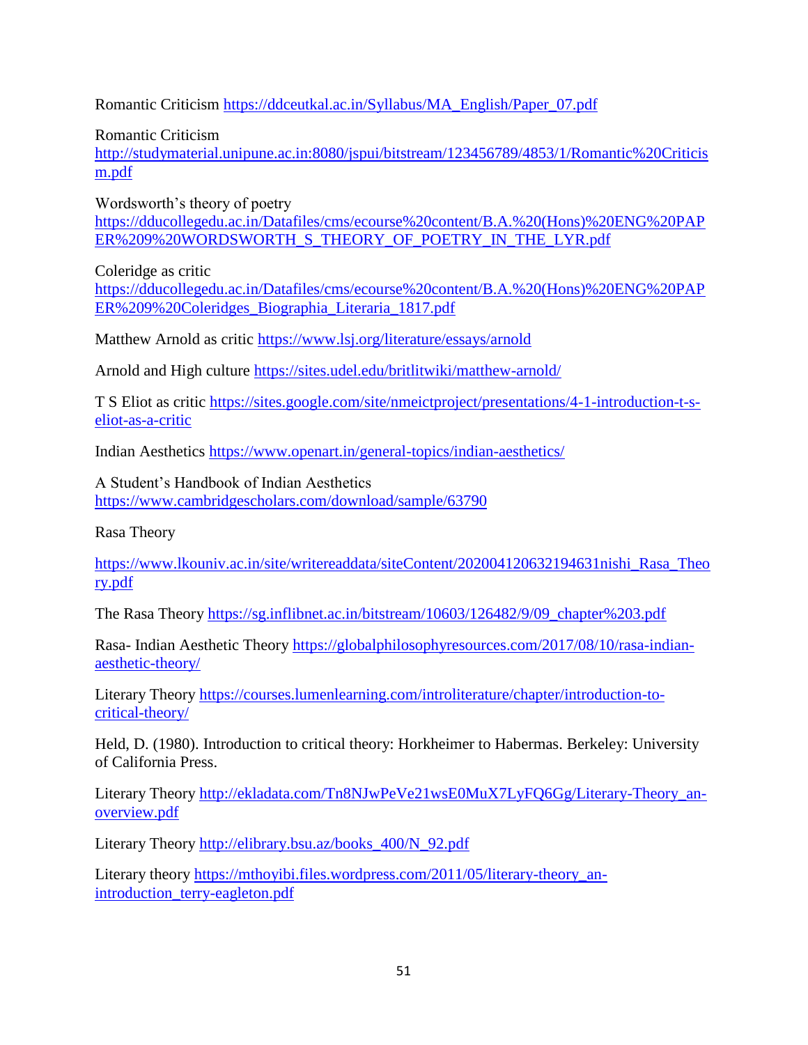Romantic Criticism https://ddceutkal.ac.in/Syllabus/MA_English/Paper_07.pdf

Romantic Criticism
http://studymaterial.unipune.ac.in:8080/jspui/bitstream/123456789/4853/1/Romantic%20Criticism.pdf

Wordsworth's theory of poetry
https://dducollegedu.ac.in/Datafiles/cms/ecourse%20content/B.A.%20(Hons)%20ENG%20PAPER%209%20WORDSWORTH_S_THEORY_OF_POETRY_IN_THE_LYR.pdf

Coleridge as critic
https://dducollegedu.ac.in/Datafiles/cms/ecourse%20content/B.A.%20(Hons)%20ENG%20PAPER%209%20Coleridges_Biographia_Literaria_1817.pdf

Matthew Arnold as critic https://www.lsj.org/literature/essays/arnold

Arnold and High culture https://sites.udel.edu/britlitwiki/matthew-arnold/

T S Eliot as critic https://sites.google.com/site/nmeictproject/presentations/4-1-introduction-t-s-eliot-as-a-critic

Indian Aesthetics https://www.openart.in/general-topics/indian-aesthetics/

A Student's Handbook of Indian Aesthetics
https://www.cambridgescholars.com/download/sample/63790

Rasa Theory

https://www.lkouniv.ac.in/site/writereaddata/siteContent/202004120632194631nishi_Rasa_Theory.pdf

The Rasa Theory https://sg.inflibnet.ac.in/bitstream/10603/126482/9/09_chapter%203.pdf

Rasa- Indian Aesthetic Theory https://globalphilosophyresources.com/2017/08/10/rasa-indian-aesthetic-theory/

Literary Theory https://courses.lumenlearning.com/introliterature/chapter/introduction-to-critical-theory/

Held, D. (1980). Introduction to critical theory: Horkheimer to Habermas. Berkeley: University of California Press.

Literary Theory http://ekladata.com/Tn8NJwPeVe21wsE0MuX7LyFQ6Gg/Literary-Theory_an-overview.pdf

Literary Theory http://elibrary.bsu.az/books_400/N_92.pdf

Literary theory https://mthoyibi.files.wordpress.com/2011/05/literary-theory_an-introduction_terry-eagleton.pdf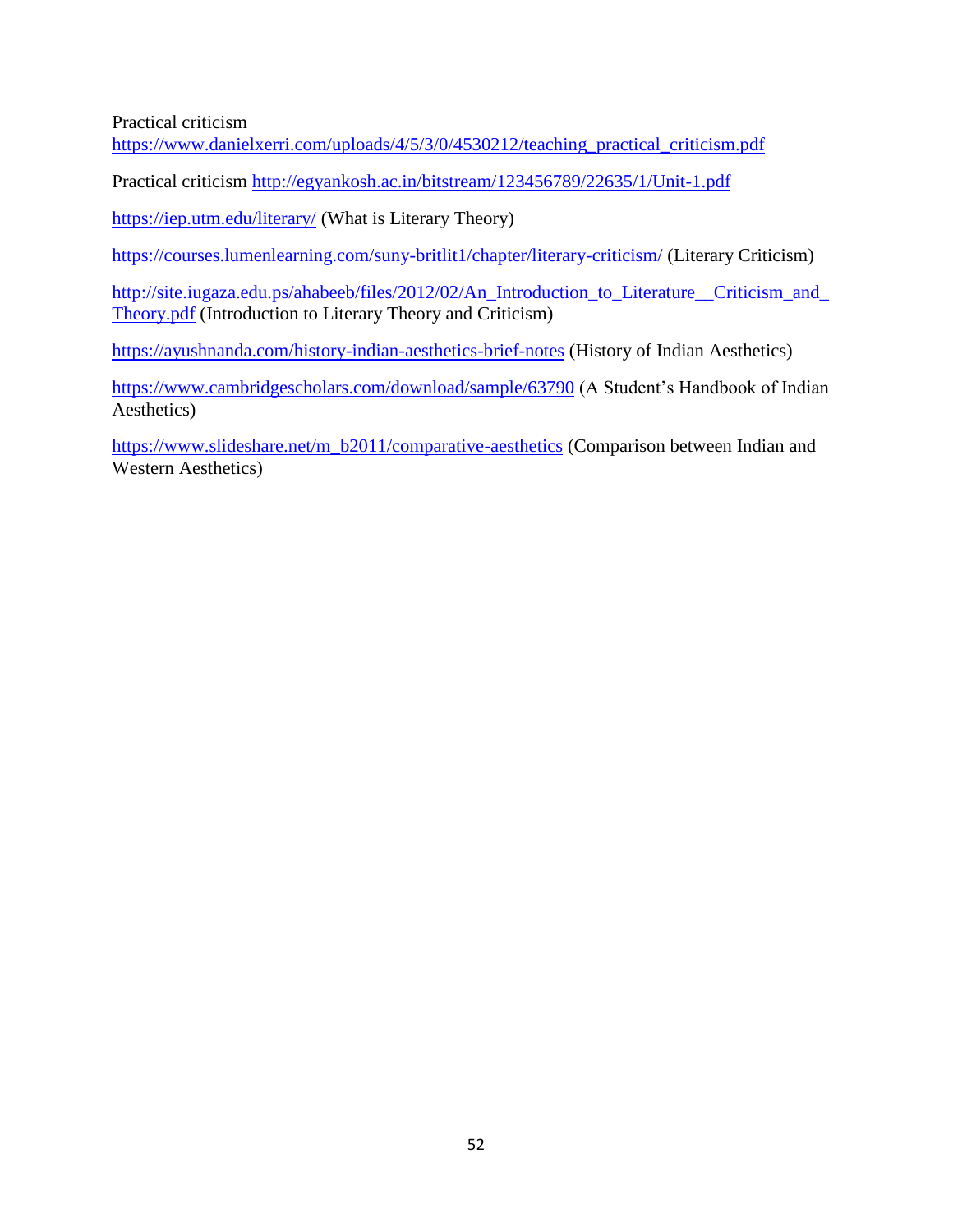Practical criticism
https://www.danielxerri.com/uploads/4/5/3/0/4530212/teaching_practical_criticism.pdf

Practical criticism http://egyankosh.ac.in/bitstream/123456789/22635/1/Unit-1.pdf

https://iep.utm.edu/literary/ (What is Literary Theory)

https://courses.lumenlearning.com/suny-britlit1/chapter/literary-criticism/ (Literary Criticism)

http://site.iugaza.edu.ps/ahabeeb/files/2012/02/An_Introduction_to_Literature__Criticism_and_Theory.pdf (Introduction to Literary Theory and Criticism)

https://ayushnanda.com/history-indian-aesthetics-brief-notes (History of Indian Aesthetics)

https://www.cambridgescholars.com/download/sample/63790 (A Student's Handbook of Indian Aesthetics)

https://www.slideshare.net/m_b2011/comparative-aesthetics (Comparison between Indian and Western Aesthetics)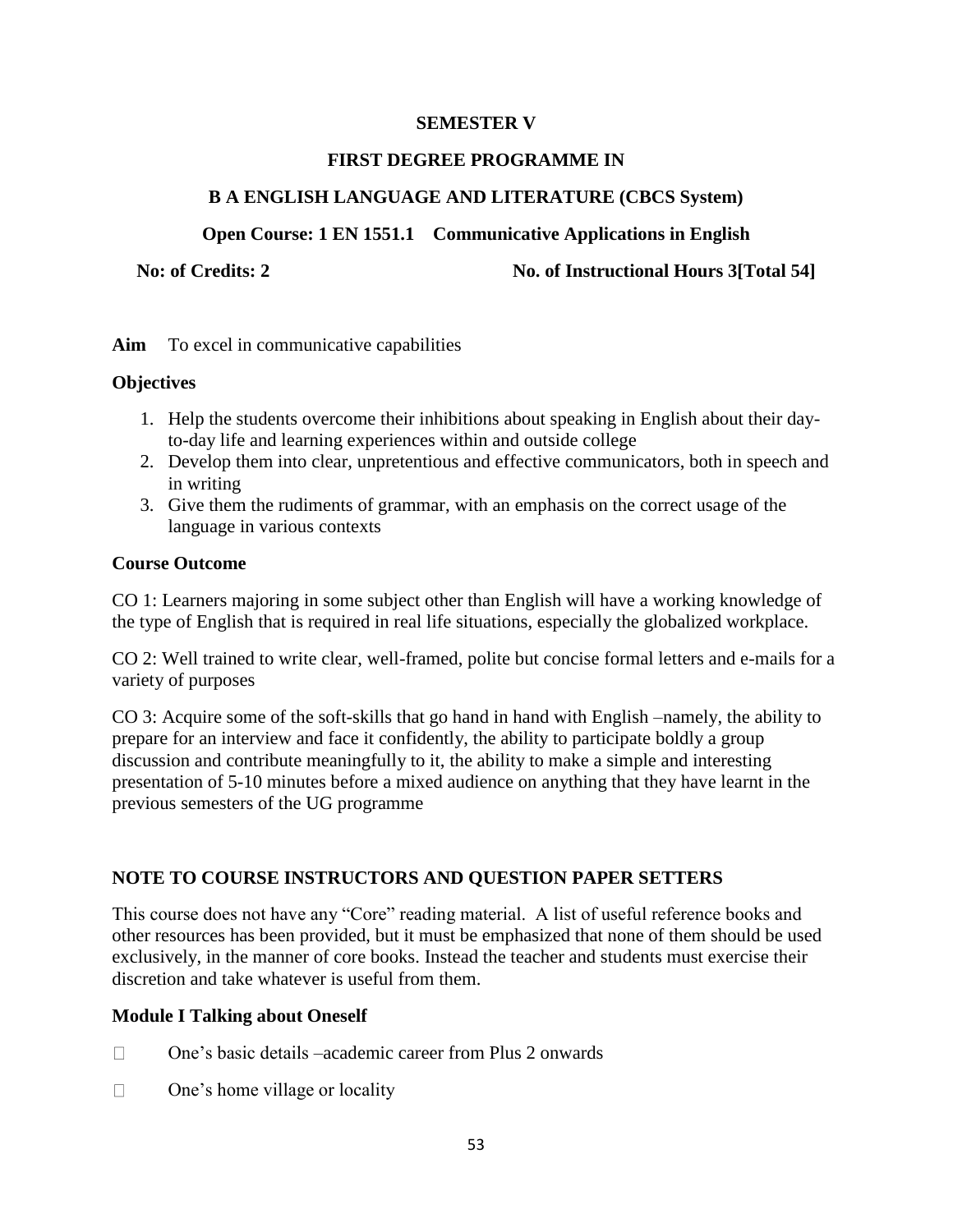**SEMESTER V**

**FIRST DEGREE PROGRAMME IN**

**B A ENGLISH LANGUAGE AND LITERATURE (CBCS System)**

**Open Course: 1 EN 1551.1 Communicative Applications in English**

**No: of Credits: 2** **No. of Instructional Hours 3[Total 54]**

**Aim** To excel in communicative capabilities

**Objectives**

1. Help the students overcome their inhibitions about speaking in English about their day-to-day life and learning experiences within and outside college
2. Develop them into clear, unpretentious and effective communicators, both in speech and in writing
3. Give them the rudiments of grammar, with an emphasis on the correct usage of the language in various contexts

**Course Outcome**

CO 1: Learners majoring in some subject other than English will have a working knowledge of the type of English that is required in real life situations, especially the globalized workplace.

CO 2: Well trained to write clear, well-framed, polite but concise formal letters and e-mails for a variety of purposes

CO 3: Acquire some of the soft-skills that go hand in hand with English –namely, the ability to prepare for an interview and face it confidently, the ability to participate boldly a group discussion and contribute meaningfully to it, the ability to make a simple and interesting presentation of 5-10 minutes before a mixed audience on anything that they have learnt in the previous semesters of the UG programme

**NOTE TO COURSE INSTRUCTORS AND QUESTION PAPER SETTERS**

This course does not have any "Core" reading material. A list of useful reference books and other resources has been provided, but it must be emphasized that none of them should be used exclusively, in the manner of core books. Instead the teacher and students must exercise their discretion and take whatever is useful from them.

**Module I Talking about Oneself**

- One's basic details –academic career from Plus 2 onwards
- One's home village or locality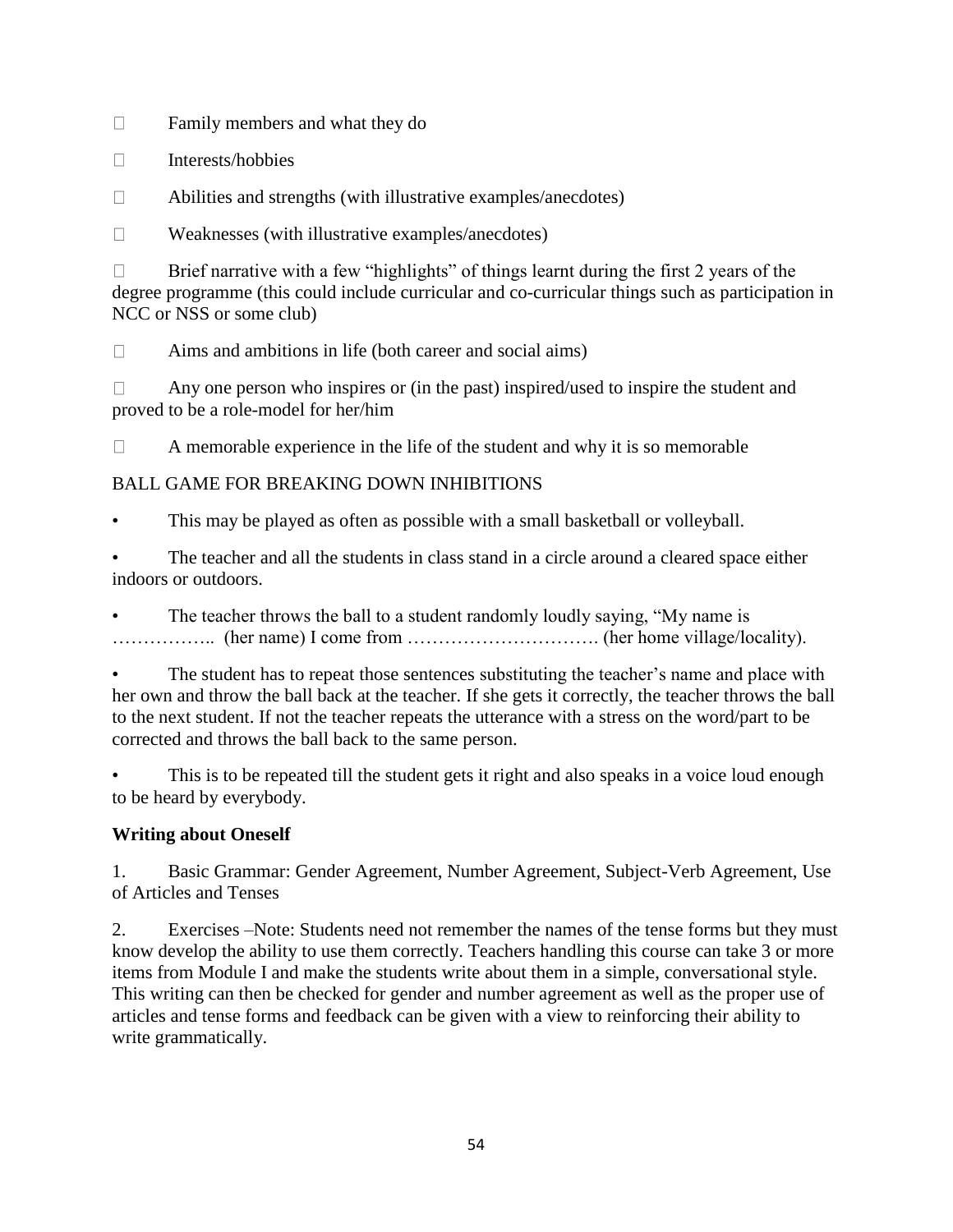- Family members and what they do
- Interests/hobbies
- Abilities and strengths (with illustrative examples/anecdotes)
- Weaknesses (with illustrative examples/anecdotes)
- Brief narrative with a few "highlights" of things learnt during the first 2 years of the degree programme (this could include curricular and co-curricular things such as participation in NCC or NSS or some club)
- Aims and ambitions in life (both career and social aims)
- Any one person who inspires or (in the past) inspired/used to inspire the student and proved to be a role-model for her/him
- A memorable experience in the life of the student and why it is so memorable

BALL GAME FOR BREAKING DOWN INHIBITIONS

- This may be played as often as possible with a small basketball or volleyball.
- The teacher and all the students in class stand in a circle around a cleared space either indoors or outdoors.
- The teacher throws the ball to a student randomly loudly saying, "My name is …………….. (her name) I come from …………………………. (her home village/locality).
- The student has to repeat those sentences substituting the teacher's name and place with her own and throw the ball back at the teacher. If she gets it correctly, the teacher throws the ball to the next student. If not the teacher repeats the utterance with a stress on the word/part to be corrected and throws the ball back to the same person.
- This is to be repeated till the student gets it right and also speaks in a voice loud enough to be heard by everybody.

**Writing about Oneself**

1. Basic Grammar: Gender Agreement, Number Agreement, Subject-Verb Agreement, Use of Articles and Tenses
2. Exercises –Note: Students need not remember the names of the tense forms but they must know develop the ability to use them correctly. Teachers handling this course can take 3 or more items from Module I and make the students write about them in a simple, conversational style. This writing can then be checked for gender and number agreement as well as the proper use of articles and tense forms and feedback can be given with a view to reinforcing their ability to write grammatically.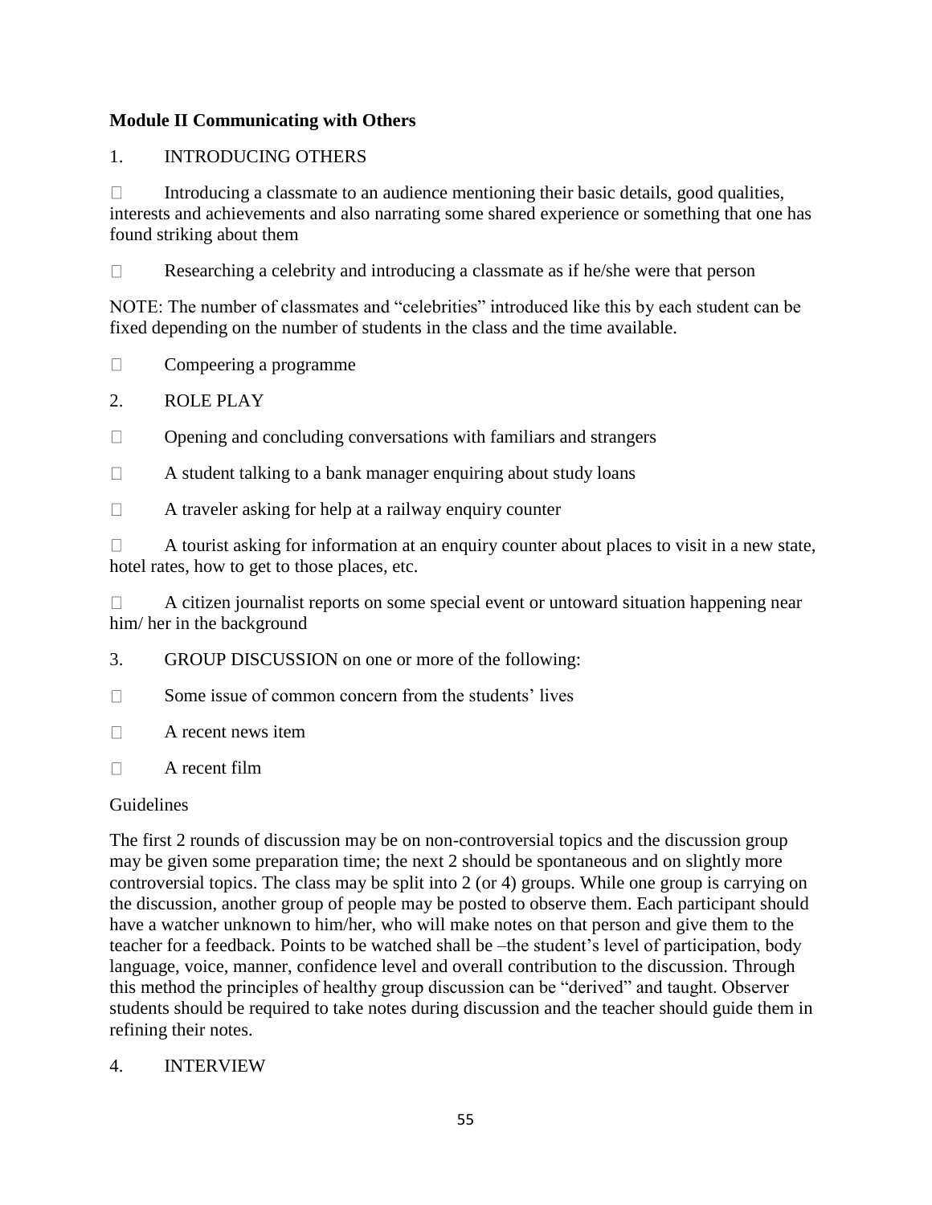**Module II Communicating with Others**

1. INTRODUCING OTHERS

- Introducing a classmate to an audience mentioning their basic details, good qualities, interests and achievements and also narrating some shared experience or something that one has found striking about them
- Researching a celebrity and introducing a classmate as if he/she were that person

NOTE: The number of classmates and "celebrities" introduced like this by each student can be fixed depending on the number of students in the class and the time available.

- Compeering a programme

2. ROLE PLAY

- Opening and concluding conversations with familiars and strangers
- A student talking to a bank manager enquiring about study loans
- A traveler asking for help at a railway enquiry counter
- A tourist asking for information at an enquiry counter about places to visit in a new state, hotel rates, how to get to those places, etc.
- A citizen journalist reports on some special event or untoward situation happening near him/ her in the background

3. GROUP DISCUSSION on one or more of the following:

- Some issue of common concern from the students' lives
- A recent news item
- A recent film

Guidelines

The first 2 rounds of discussion may be on non-controversial topics and the discussion group may be given some preparation time; the next 2 should be spontaneous and on slightly more controversial topics. The class may be split into 2 (or 4) groups. While one group is carrying on the discussion, another group of people may be posted to observe them. Each participant should have a watcher unknown to him/her, who will make notes on that person and give them to the teacher for a feedback. Points to be watched shall be –the student's level of participation, body language, voice, manner, confidence level and overall contribution to the discussion. Through this method the principles of healthy group discussion can be "derived" and taught. Observer students should be required to take notes during discussion and the teacher should guide them in refining their notes.

4. INTERVIEW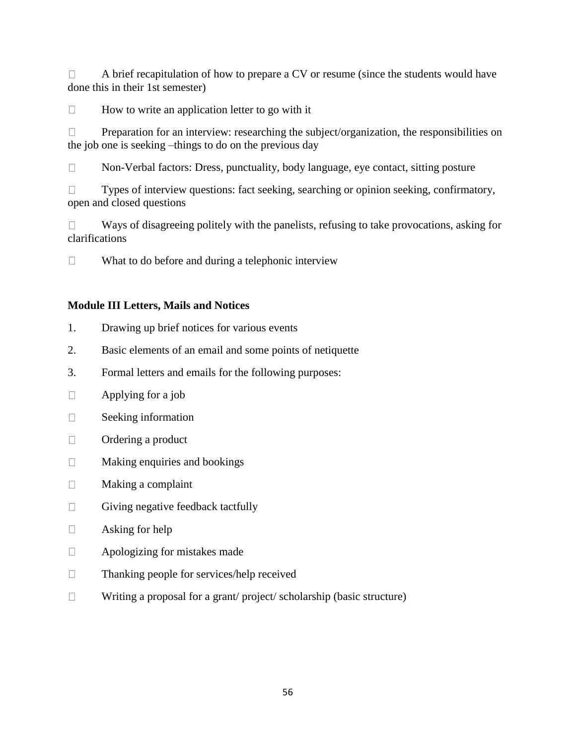- A brief recapitulation of how to prepare a CV or resume (since the students would have done this in their 1st semester)
- How to write an application letter to go with it
- Preparation for an interview: researching the subject/organization, the responsibilities on the job one is seeking –things to do on the previous day
- Non-Verbal factors: Dress, punctuality, body language, eye contact, sitting posture
- Types of interview questions: fact seeking, searching or opinion seeking, confirmatory, open and closed questions
- Ways of disagreeing politely with the panelists, refusing to take provocations, asking for clarifications
- What to do before and during a telephonic interview

**Module III Letters, Mails and Notices**

1. Drawing up brief notices for various events
2. Basic elements of an email and some points of netiquette
3. Formal letters and emails for the following purposes:

- Applying for a job
- Seeking information
- Ordering a product
- Making enquiries and bookings
- Making a complaint
- Giving negative feedback tactfully
- Asking for help
- Apologizing for mistakes made
- Thanking people for services/help received
- Writing a proposal for a grant/ project/ scholarship (basic structure)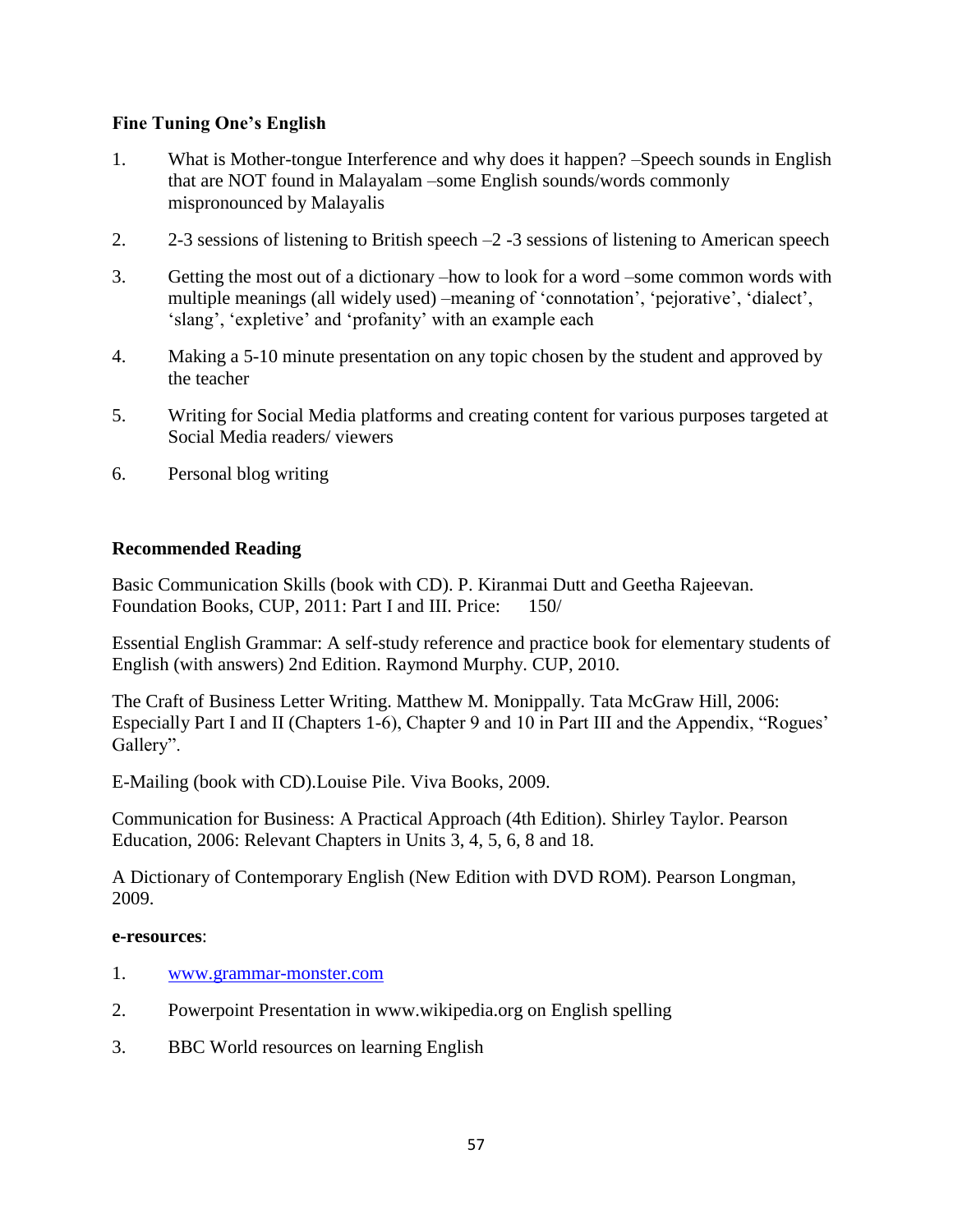**Fine Tuning One's English**

1. What is Mother-tongue Interference and why does it happen? –Speech sounds in English that are NOT found in Malayalam –some English sounds/words commonly mispronounced by Malayalis

2. 2-3 sessions of listening to British speech –2 -3 sessions of listening to American speech

3. Getting the most out of a dictionary –how to look for a word –some common words with multiple meanings (all widely used) –meaning of 'connotation', 'pejorative', 'dialect', 'slang', 'expletive' and 'profanity' with an example each

4. Making a 5-10 minute presentation on any topic chosen by the student and approved by the teacher

5. Writing for Social Media platforms and creating content for various purposes targeted at Social Media readers/ viewers

6. Personal blog writing

**Recommended Reading**

Basic Communication Skills (book with CD). P. Kiranmai Dutt and Geetha Rajeevan. Foundation Books, CUP, 2011: Part I and III. Price: 150/

Essential English Grammar: A self-study reference and practice book for elementary students of English (with answers) 2nd Edition. Raymond Murphy. CUP, 2010.

The Craft of Business Letter Writing. Matthew M. Monippally. Tata McGraw Hill, 2006: Especially Part I and II (Chapters 1-6), Chapter 9 and 10 in Part III and the Appendix, "Rogues' Gallery".

E-Mailing (book with CD).Louise Pile. Viva Books, 2009.

Communication for Business: A Practical Approach (4th Edition). Shirley Taylor. Pearson Education, 2006: Relevant Chapters in Units 3, 4, 5, 6, 8 and 18.

A Dictionary of Contemporary English (New Edition with DVD ROM). Pearson Longman, 2009.

**e-resources**:

1. www.grammar-monster.com

2. Powerpoint Presentation in www.wikipedia.org on English spelling

3. BBC World resources on learning English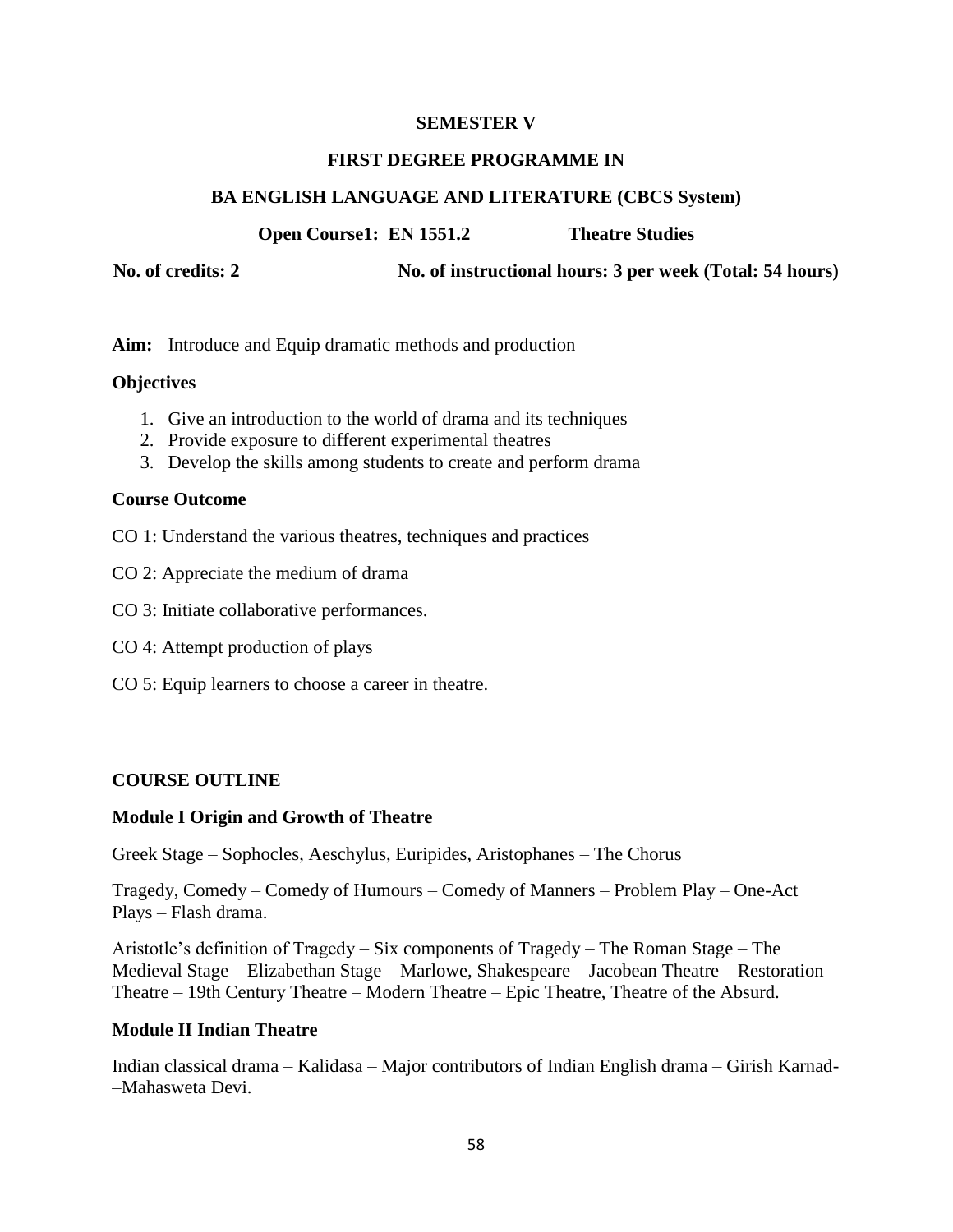**SEMESTER V**

**FIRST DEGREE PROGRAMME IN**

**BA ENGLISH LANGUAGE AND LITERATURE (CBCS System)**

**Open Course1: EN 1551.2 Theatre Studies**

**No. of credits: 2 No. of instructional hours: 3 per week (Total: 54 hours)**

**Aim:** Introduce and Equip dramatic methods and production

**Objectives**

1. Give an introduction to the world of drama and its techniques
2. Provide exposure to different experimental theatres
3. Develop the skills among students to create and perform drama

**Course Outcome**

CO 1: Understand the various theatres, techniques and practices

CO 2: Appreciate the medium of drama

CO 3: Initiate collaborative performances.

CO 4: Attempt production of plays

CO 5: Equip learners to choose a career in theatre.

**COURSE OUTLINE**

**Module I Origin and Growth of Theatre**

Greek Stage – Sophocles, Aeschylus, Euripides, Aristophanes – The Chorus

Tragedy, Comedy – Comedy of Humours – Comedy of Manners – Problem Play – One-Act Plays – Flash drama.

Aristotle's definition of Tragedy – Six components of Tragedy – The Roman Stage – The Medieval Stage – Elizabethan Stage – Marlowe, Shakespeare – Jacobean Theatre – Restoration Theatre – 19th Century Theatre – Modern Theatre – Epic Theatre, Theatre of the Absurd.

**Module II Indian Theatre**

Indian classical drama – Kalidasa – Major contributors of Indian English drama – Girish Karnad-–Mahasweta Devi.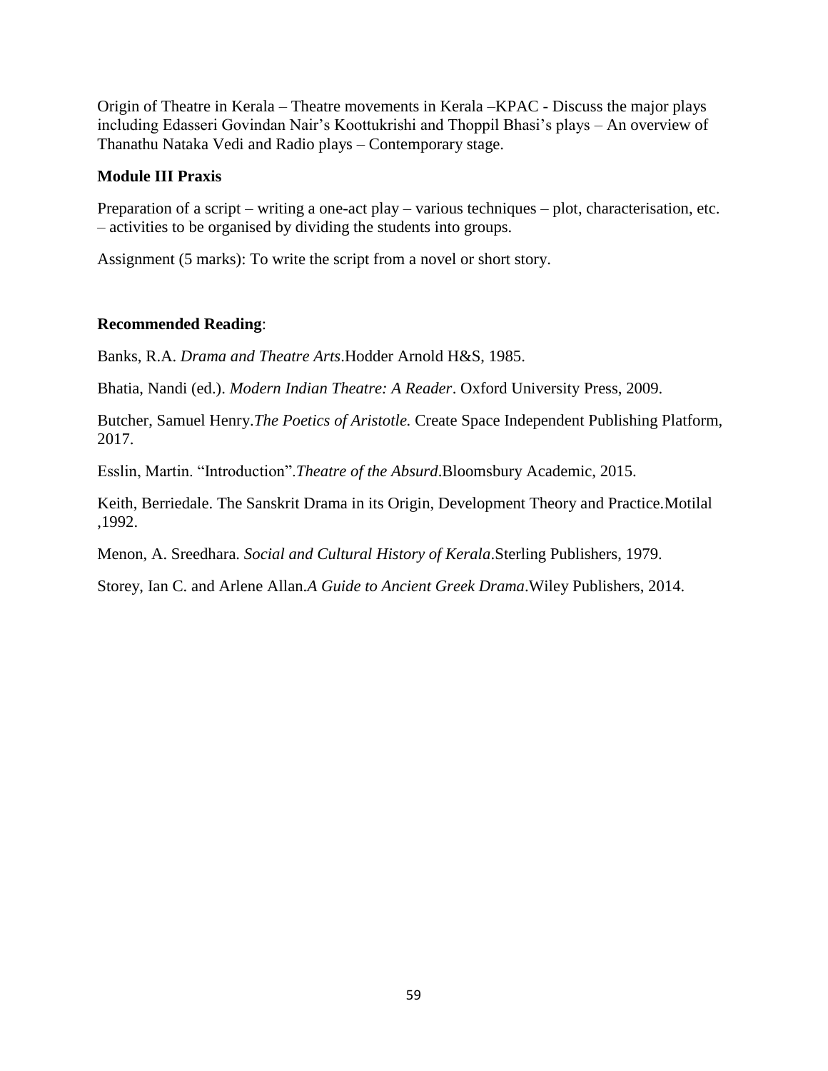Origin of Theatre in Kerala – Theatre movements in Kerala –KPAC - Discuss the major plays including Edasseri Govindan Nair's Koottukrishi and Thoppil Bhasi's plays – An overview of Thanathu Nataka Vedi and Radio plays – Contemporary stage.

**Module III Praxis**

Preparation of a script – writing a one-act play – various techniques – plot, characterisation, etc. – activities to be organised by dividing the students into groups.

Assignment (5 marks): To write the script from a novel or short story.

**Recommended Reading**:

Banks, R.A. *Drama and Theatre Arts*.Hodder Arnold H&S, 1985.

Bhatia, Nandi (ed.). *Modern Indian Theatre: A Reader*. Oxford University Press, 2009.

Butcher, Samuel Henry.*The Poetics of Aristotle.* Create Space Independent Publishing Platform, 2017.

Esslin, Martin. "Introduction".*Theatre of the Absurd*.Bloomsbury Academic, 2015.

Keith, Berriedale. The Sanskrit Drama in its Origin, Development Theory and Practice.Motilal ,1992.

Menon, A. Sreedhara. *Social and Cultural History of Kerala*.Sterling Publishers, 1979.

Storey, Ian C. and Arlene Allan.*A Guide to Ancient Greek Drama*.Wiley Publishers, 2014.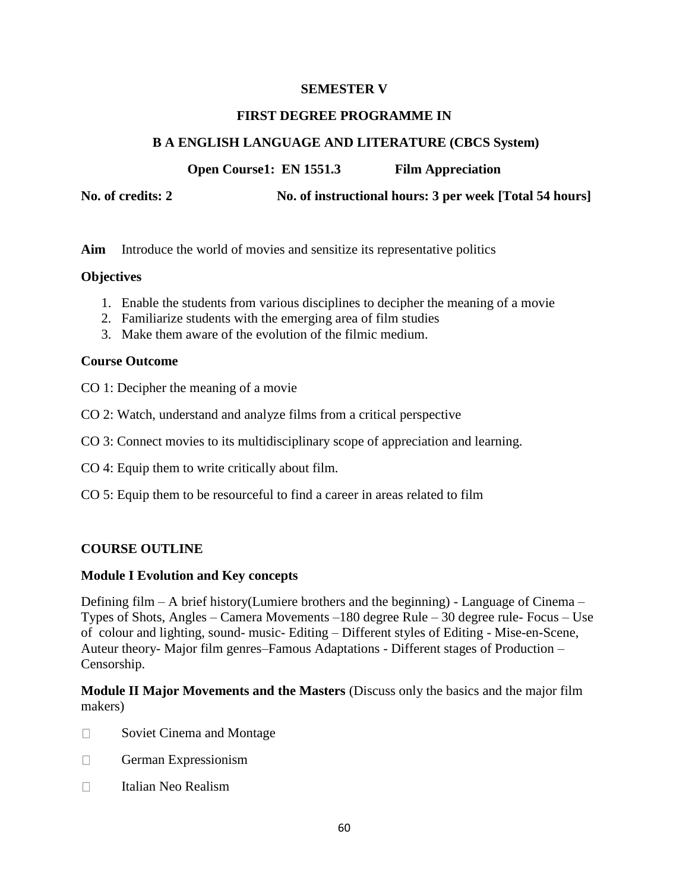**SEMESTER V**

**FIRST DEGREE PROGRAMME IN**

**B A ENGLISH LANGUAGE AND LITERATURE (CBCS System)**

**Open Course1: EN 1551.3 Film Appreciation**

**No. of credits: 2 No. of instructional hours: 3 per week [Total 54 hours]**

**Aim** Introduce the world of movies and sensitize its representative politics

**Objectives**

1. Enable the students from various disciplines to decipher the meaning of a movie
2. Familiarize students with the emerging area of film studies
3. Make them aware of the evolution of the filmic medium.

**Course Outcome**

CO 1: Decipher the meaning of a movie

CO 2: Watch, understand and analyze films from a critical perspective

CO 3: Connect movies to its multidisciplinary scope of appreciation and learning.

CO 4: Equip them to write critically about film.

CO 5: Equip them to be resourceful to find a career in areas related to film

**COURSE OUTLINE**

**Module I Evolution and Key concepts**

Defining film – A brief history(Lumiere brothers and the beginning) - Language of Cinema – Types of Shots, Angles – Camera Movements –180 degree Rule – 30 degree rule- Focus – Use of colour and lighting, sound- music- Editing – Different styles of Editing - Mise-en-Scene, Auteur theory- Major film genres–Famous Adaptations - Different stages of Production – Censorship.

**Module II Major Movements and the Masters** (Discuss only the basics and the major film makers)

- Soviet Cinema and Montage
- German Expressionism
- Italian Neo Realism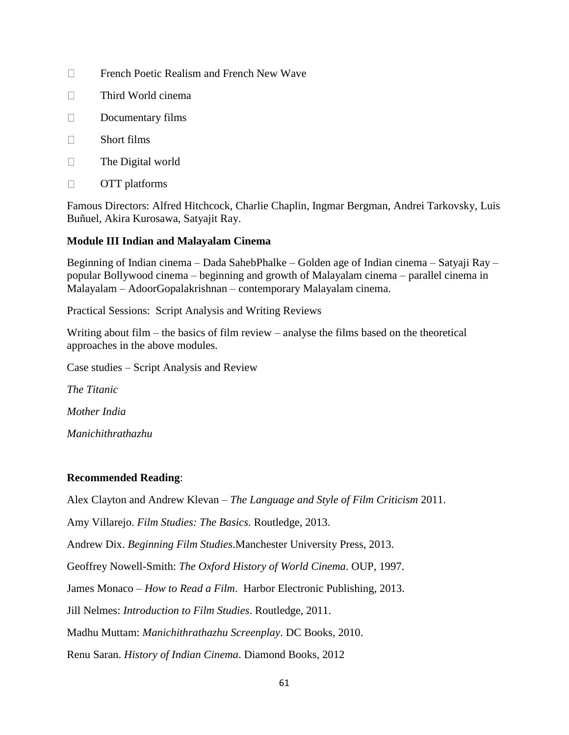- French Poetic Realism and French New Wave
- Third World cinema
- Documentary films
- Short films
- The Digital world
- OTT platforms

Famous Directors: Alfred Hitchcock, Charlie Chaplin, Ingmar Bergman, Andrei Tarkovsky, Luis Buñuel, Akira Kurosawa, Satyajit Ray.

**Module III Indian and Malayalam Cinema**

Beginning of Indian cinema – Dada SahebPhalke – Golden age of Indian cinema – Satyaji Ray – popular Bollywood cinema – beginning and growth of Malayalam cinema – parallel cinema in Malayalam – AdoorGopalakrishnan – contemporary Malayalam cinema.

Practical Sessions: Script Analysis and Writing Reviews

Writing about film – the basics of film review – analyse the films based on the theoretical approaches in the above modules.

Case studies – Script Analysis and Review

*The Titanic*

*Mother India*

*Manichithrathazhu*

**Recommended Reading**:

Alex Clayton and Andrew Klevan – *The Language and Style of Film Criticism* 2011.

Amy Villarejo. *Film Studies: The Basics*. Routledge, 2013.

Andrew Dix. *Beginning Film Studies*.Manchester University Press, 2013.

Geoffrey Nowell-Smith: *The Oxford History of World Cinema*. OUP, 1997.

James Monaco – *How to Read a Film*. Harbor Electronic Publishing, 2013.

Jill Nelmes: *Introduction to Film Studies*. Routledge, 2011.

Madhu Muttam: *Manichithrathazhu Screenplay*. DC Books, 2010.

Renu Saran. *History of Indian Cinema*. Diamond Books, 2012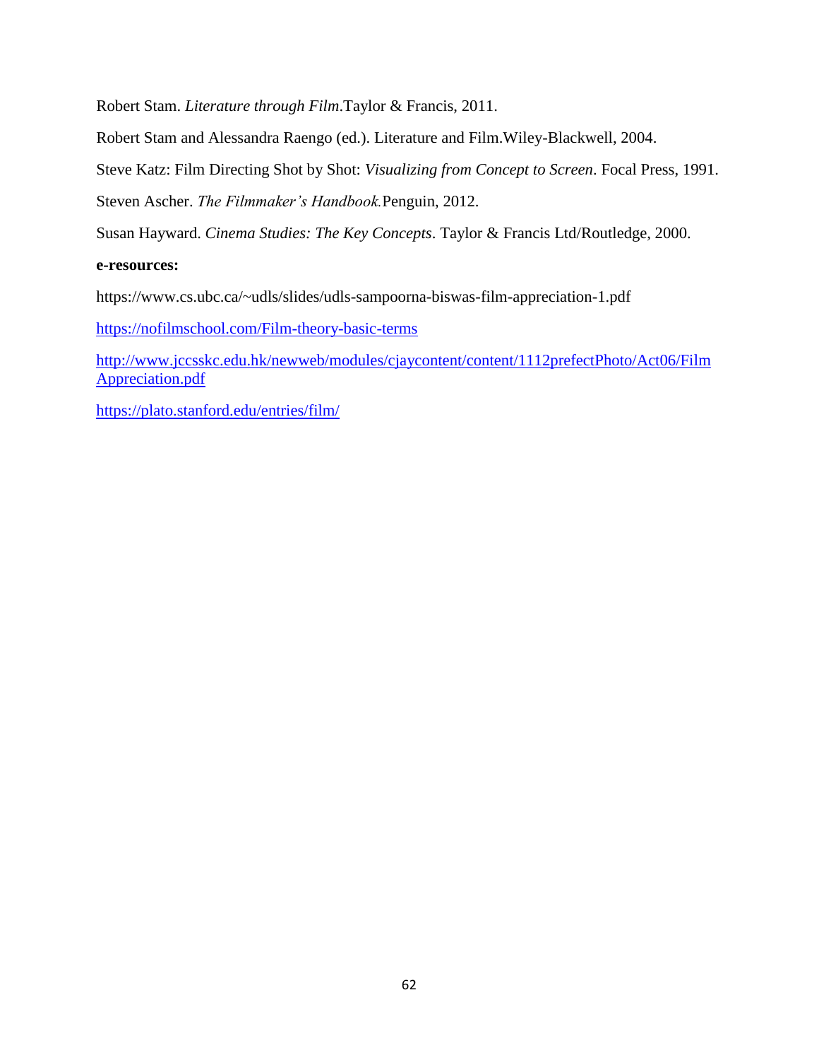Robert Stam. *Literature through Film*.Taylor & Francis, 2011.

Robert Stam and Alessandra Raengo (ed.). Literature and Film.Wiley-Blackwell, 2004.

Steve Katz: Film Directing Shot by Shot: *Visualizing from Concept to Screen*. Focal Press, 1991.

Steven Ascher. *The Filmmaker's Handbook.*Penguin, 2012.

Susan Hayward. *Cinema Studies: The Key Concepts*. Taylor & Francis Ltd/Routledge, 2000.

**e-resources:**

https://www.cs.ubc.ca/~udls/slides/udls-sampoorna-biswas-film-appreciation-1.pdf

https://nofilmschool.com/Film-theory-basic-terms

http://www.jccsskc.edu.hk/newweb/modules/cjaycontent/content/1112prefectPhoto/Act06/FilmAppreciation.pdf

https://plato.stanford.edu/entries/film/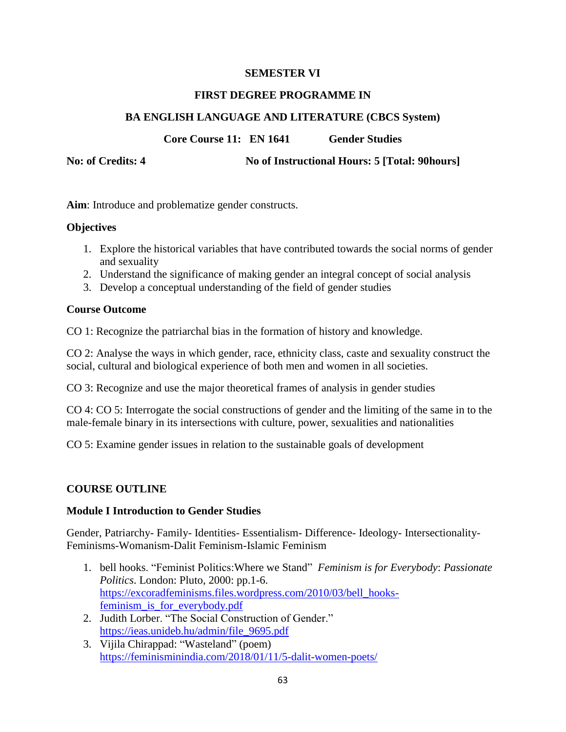**SEMESTER VI**

**FIRST DEGREE PROGRAMME IN**

**BA ENGLISH LANGUAGE AND LITERATURE (CBCS System)**

**Core Course 11: EN 1641 Gender Studies**

**No: of Credits: 4** **No of Instructional Hours: 5 [Total: 90hours]**

**Aim**: Introduce and problematize gender constructs.

**Objectives**

1. Explore the historical variables that have contributed towards the social norms of gender and sexuality
2. Understand the significance of making gender an integral concept of social analysis
3. Develop a conceptual understanding of the field of gender studies

**Course Outcome**

CO 1: Recognize the patriarchal bias in the formation of history and knowledge.

CO 2: Analyse the ways in which gender, race, ethnicity class, caste and sexuality construct the social, cultural and biological experience of both men and women in all societies.

CO 3: Recognize and use the major theoretical frames of analysis in gender studies

CO 4: CO 5: Interrogate the social constructions of gender and the limiting of the same in to the male-female binary in its intersections with culture, power, sexualities and nationalities

CO 5: Examine gender issues in relation to the sustainable goals of development

**COURSE OUTLINE**

**Module I Introduction to Gender Studies**

Gender, Patriarchy- Family- Identities- Essentialism- Difference- Ideology- Intersectionality- Feminisms-Womanism-Dalit Feminism-Islamic Feminism

1. bell hooks. "Feminist Politics:Where we Stand" *Feminism is for Everybody*: *Passionate Politics*. London: Pluto, 2000: pp.1-6. https://excoradfeminisms.files.wordpress.com/2010/03/bell_hooks-feminism_is_for_everybody.pdf
2. Judith Lorber. "The Social Construction of Gender." https://ieas.unideb.hu/admin/file_9695.pdf
3. Vijila Chirappad: "Wasteland" (poem) https://feminisminindia.com/2018/01/11/5-dalit-women-poets/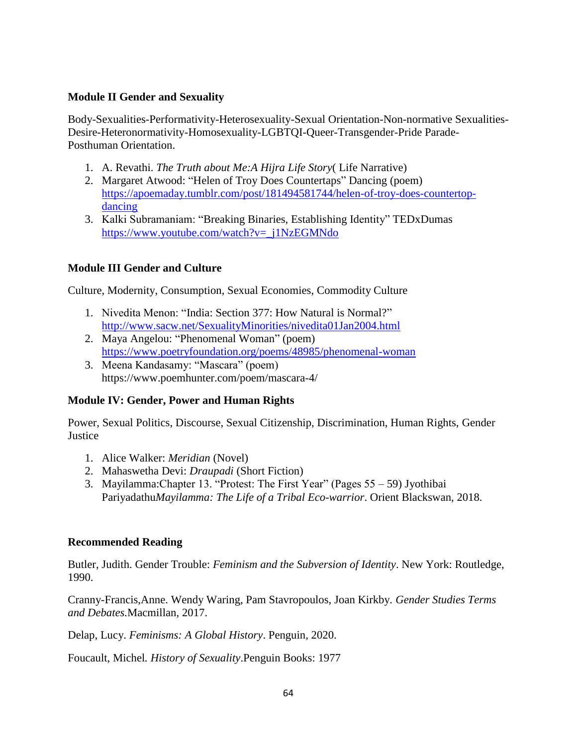**Module II Gender and Sexuality**

Body-Sexualities-Performativity-Heterosexuality-Sexual Orientation-Non-normative Sexualities-Desire-Heteronormativity-Homosexuality-LGBTQI-Queer-Transgender-Pride Parade-Posthuman Orientation.

1. A. Revathi. *The Truth about Me:A Hijra Life Story*( Life Narrative)
2. Margaret Atwood: "Helen of Troy Does Countertaps" Dancing (poem) https://apoemaday.tumblr.com/post/181494581744/helen-of-troy-does-countertop-dancing
3. Kalki Subramaniam: "Breaking Binaries, Establishing Identity" TEDxDumas https://www.youtube.com/watch?v=_j1NzEGMNdo

**Module III Gender and Culture**

Culture, Modernity, Consumption, Sexual Economies, Commodity Culture

1. Nivedita Menon: "India: Section 377: How Natural is Normal?" http://www.sacw.net/SexualityMinorities/nivedita01Jan2004.html
2. Maya Angelou: "Phenomenal Woman" (poem) https://www.poetryfoundation.org/poems/48985/phenomenal-woman
3. Meena Kandasamy: "Mascara" (poem) https://www.poemhunter.com/poem/mascara-4/

**Module IV: Gender, Power and Human Rights**

Power, Sexual Politics, Discourse, Sexual Citizenship, Discrimination, Human Rights, Gender Justice

1. Alice Walker: *Meridian* (Novel)
2. Mahaswetha Devi: *Draupadi* (Short Fiction)
3. Mayilamma:Chapter 13. "Protest: The First Year" (Pages 55 – 59) Jyothibai Pariyadathu*Mayilamma: The Life of a Tribal Eco-warrior*. Orient Blackswan, 2018.

**Recommended Reading**

Butler, Judith. Gender Trouble: *Feminism and the Subversion of Identity*. New York: Routledge, 1990.

Cranny-Francis,Anne. Wendy Waring, Pam Stavropoulos, Joan Kirkby. *Gender Studies Terms and Debates.*Macmillan, 2017.

Delap, Lucy. *Feminisms: A Global History*. Penguin, 2020.

Foucault, Michel. *History of Sexuality*.Penguin Books: 1977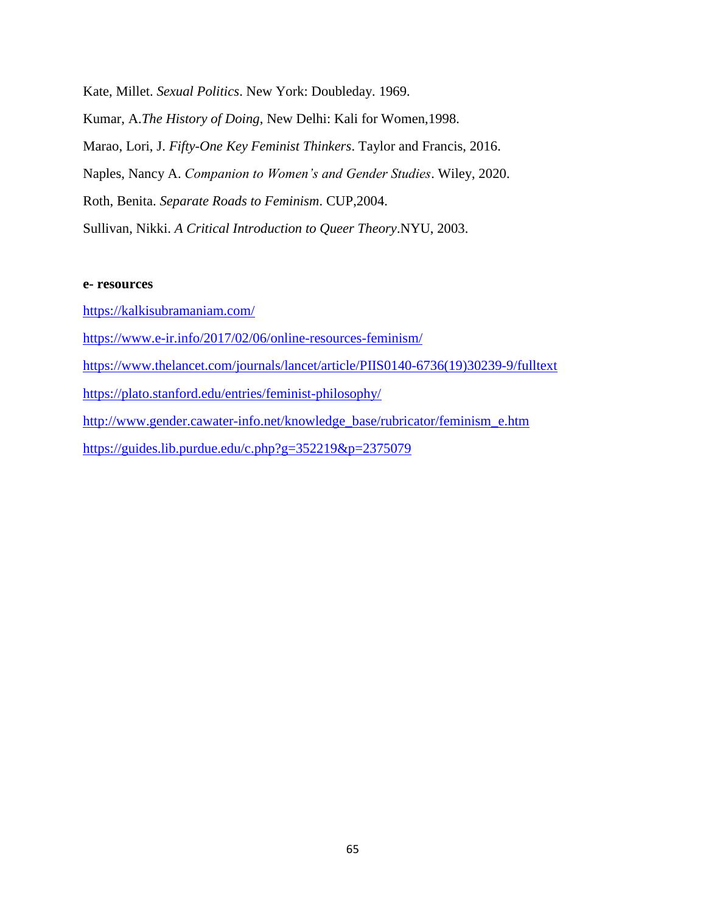Kate, Millet. *Sexual Politics*. New York: Doubleday. 1969.

Kumar, A.*The History of Doing*, New Delhi: Kali for Women,1998.

Marao, Lori, J. *Fifty-One Key Feminist Thinkers*. Taylor and Francis, 2016.

Naples, Nancy A. *Companion to Women's and Gender Studies*. Wiley, 2020.

Roth, Benita. *Separate Roads to Feminism*. CUP,2004.

Sullivan, Nikki. *A Critical Introduction to Queer Theory*.NYU, 2003.

**e- resources**

https://kalkisubramaniam.com/

https://www.e-ir.info/2017/02/06/online-resources-feminism/

https://www.thelancet.com/journals/lancet/article/PIIS0140-6736(19)30239-9/fulltext

https://plato.stanford.edu/entries/feminist-philosophy/

http://www.gender.cawater-info.net/knowledge_base/rubricator/feminism_e.htm

https://guides.lib.purdue.edu/c.php?g=352219&p=2375079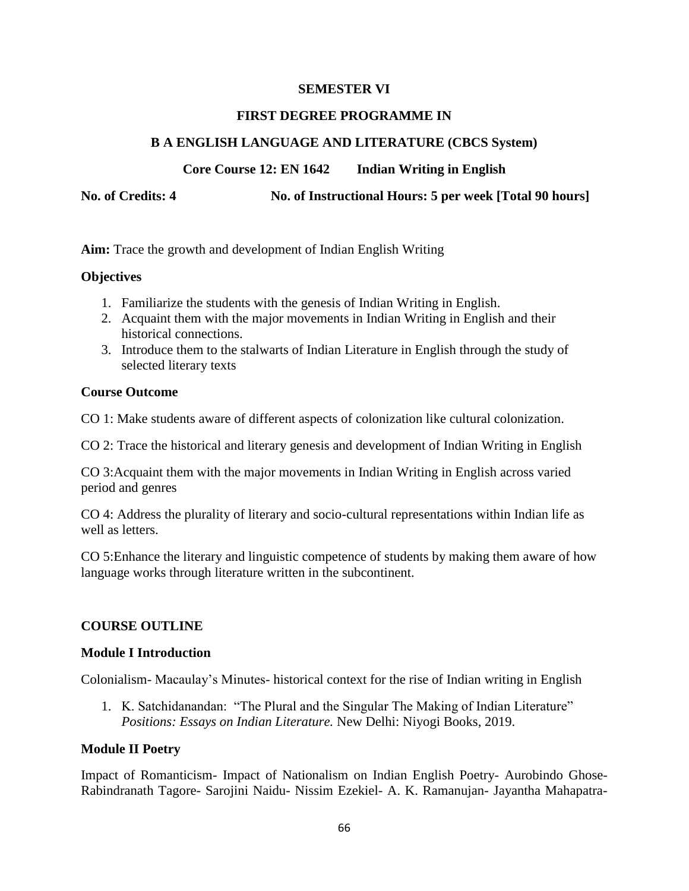**SEMESTER VI**

**FIRST DEGREE PROGRAMME IN**

**B A ENGLISH LANGUAGE AND LITERATURE (CBCS System)**

**Core Course 12: EN 1642 Indian Writing in English**

**No. of Credits: 4** **No. of Instructional Hours: 5 per week [Total 90 hours]**

**Aim:** Trace the growth and development of Indian English Writing

**Objectives**

1. Familiarize the students with the genesis of Indian Writing in English.
2. Acquaint them with the major movements in Indian Writing in English and their historical connections.
3. Introduce them to the stalwarts of Indian Literature in English through the study of selected literary texts

**Course Outcome**

CO 1: Make students aware of different aspects of colonization like cultural colonization.

CO 2: Trace the historical and literary genesis and development of Indian Writing in English

CO 3:Acquaint them with the major movements in Indian Writing in English across varied period and genres

CO 4: Address the plurality of literary and socio-cultural representations within Indian life as well as letters.

CO 5:Enhance the literary and linguistic competence of students by making them aware of how language works through literature written in the subcontinent.

**COURSE OUTLINE**

**Module I Introduction**

Colonialism- Macaulay's Minutes- historical context for the rise of Indian writing in English

1. K. Satchidanandan: "The Plural and the Singular The Making of Indian Literature" *Positions: Essays on Indian Literature.* New Delhi: Niyogi Books, 2019.

**Module II Poetry**

Impact of Romanticism- Impact of Nationalism on Indian English Poetry- Aurobindo Ghose- Rabindranath Tagore- Sarojini Naidu- Nissim Ezekiel- A. K. Ramanujan- Jayantha Mahapatra-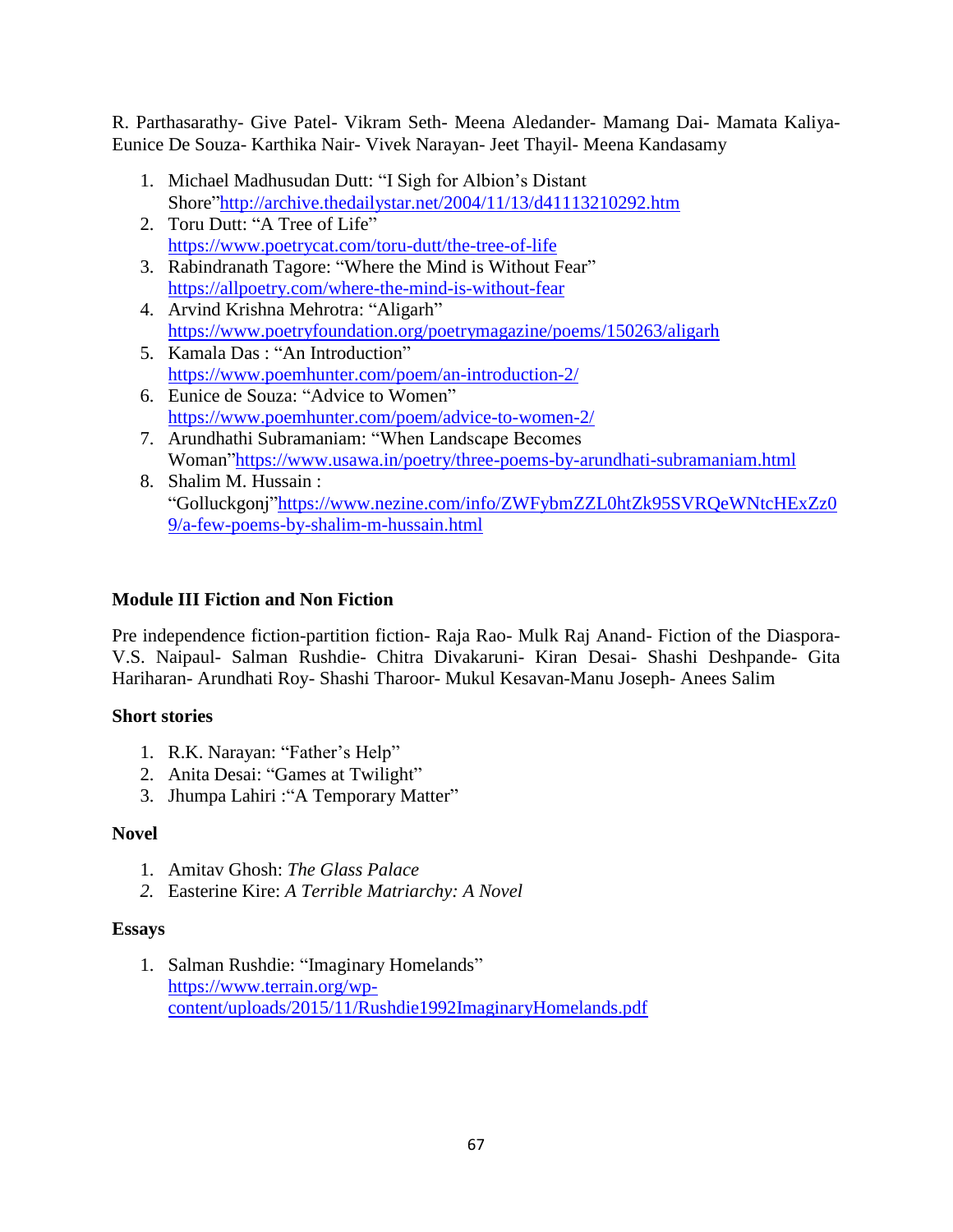R. Parthasarathy- Give Patel- Vikram Seth- Meena Aledander- Mamang Dai- Mamata Kaliya- Eunice De Souza- Karthika Nair- Vivek Narayan- Jeet Thayil- Meena Kandasamy

1. Michael Madhusudan Dutt: "I Sigh for Albion's Distant Shore"http://archive.thedailystar.net/2004/11/13/d41113210292.htm
2. Toru Dutt: "A Tree of Life" https://www.poetrycat.com/toru-dutt/the-tree-of-life
3. Rabindranath Tagore: "Where the Mind is Without Fear" https://allpoetry.com/where-the-mind-is-without-fear
4. Arvind Krishna Mehrotra: "Aligarh" https://www.poetryfoundation.org/poetrymagazine/poems/150263/aligarh
5. Kamala Das : "An Introduction" https://www.poemhunter.com/poem/an-introduction-2/
6. Eunice de Souza: "Advice to Women" https://www.poemhunter.com/poem/advice-to-women-2/
7. Arundhathi Subramaniam: "When Landscape Becomes Woman"https://www.usawa.in/poetry/three-poems-by-arundhati-subramaniam.html
8. Shalim M. Hussain : "Golluckgonj"https://www.nezine.com/info/ZWFybmZZL0htZk95SVRQeWNtcHExZz09/a-few-poems-by-shalim-m-hussain.html

**Module III Fiction and Non Fiction**

Pre independence fiction-partition fiction- Raja Rao- Mulk Raj Anand- Fiction of the Diaspora- V.S. Naipaul- Salman Rushdie- Chitra Divakaruni- Kiran Desai- Shashi Deshpande- Gita Hariharan- Arundhati Roy- Shashi Tharoor- Mukul Kesavan-Manu Joseph- Anees Salim

**Short stories**

1. R.K. Narayan: "Father's Help"
2. Anita Desai: "Games at Twilight"
3. Jhumpa Lahiri :"A Temporary Matter"

**Novel**

1. Amitav Ghosh: *The Glass Palace*
2. Easterine Kire: *A Terrible Matriarchy: A Novel*

**Essays**

1. Salman Rushdie: "Imaginary Homelands" https://www.terrain.org/wp-content/uploads/2015/11/Rushdie1992ImaginaryHomelands.pdf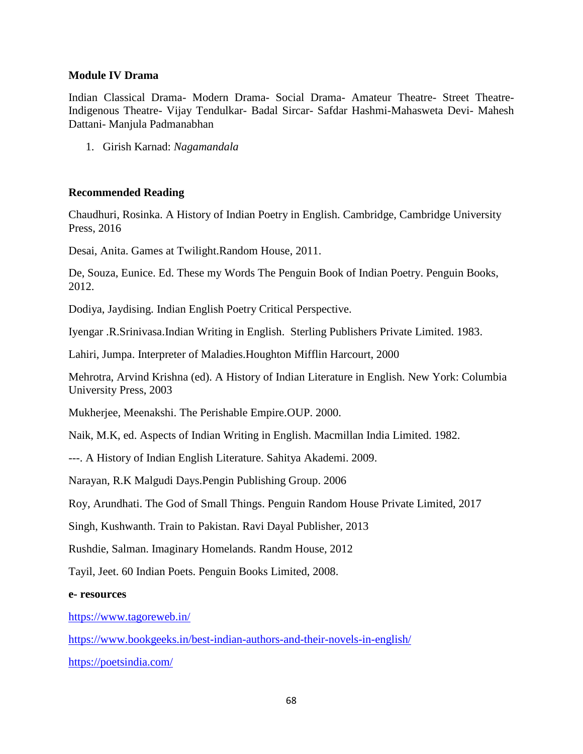**Module IV Drama**

Indian Classical Drama- Modern Drama- Social Drama- Amateur Theatre- Street Theatre- Indigenous Theatre- Vijay Tendulkar- Badal Sircar- Safdar Hashmi-Mahasweta Devi- Mahesh Dattani- Manjula Padmanabhan

1. Girish Karnad: *Nagamandala*

**Recommended Reading**

Chaudhuri, Rosinka. A History of Indian Poetry in English. Cambridge, Cambridge University Press, 2016

Desai, Anita. Games at Twilight.Random House, 2011.

De, Souza, Eunice. Ed. These my Words The Penguin Book of Indian Poetry. Penguin Books, 2012.

Dodiya, Jaydising. Indian English Poetry Critical Perspective.

Iyengar .R.Srinivasa.Indian Writing in English. Sterling Publishers Private Limited. 1983.

Lahiri, Jumpa. Interpreter of Maladies.Houghton Mifflin Harcourt, 2000

Mehrotra, Arvind Krishna (ed). A History of Indian Literature in English. New York: Columbia University Press, 2003

Mukherjee, Meenakshi. The Perishable Empire.OUP. 2000.

Naik, M.K, ed. Aspects of Indian Writing in English. Macmillan India Limited. 1982.

---. A History of Indian English Literature. Sahitya Akademi. 2009.

Narayan, R.K Malgudi Days.Pengin Publishing Group. 2006

Roy, Arundhati. The God of Small Things. Penguin Random House Private Limited, 2017

Singh, Kushwanth. Train to Pakistan. Ravi Dayal Publisher, 2013

Rushdie, Salman. Imaginary Homelands. Randm House, 2012

Tayil, Jeet. 60 Indian Poets. Penguin Books Limited, 2008.

**e- resources**

https://www.tagoreweb.in/

https://www.bookgeeks.in/best-indian-authors-and-their-novels-in-english/

https://poetsindia.com/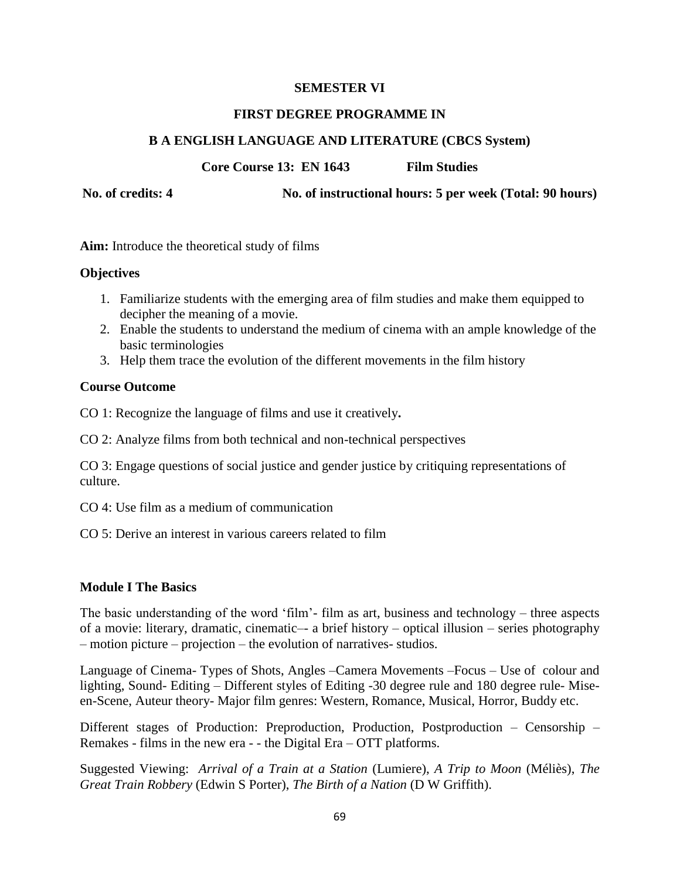**SEMESTER VI**

**FIRST DEGREE PROGRAMME IN**

**B A ENGLISH LANGUAGE AND LITERATURE (CBCS System)**

**Core Course 13: EN 1643 Film Studies**

**No. of credits: 4** **No. of instructional hours: 5 per week (Total: 90 hours)**

**Aim:** Introduce the theoretical study of films

**Objectives**

1. Familiarize students with the emerging area of film studies and make them equipped to decipher the meaning of a movie.
2. Enable the students to understand the medium of cinema with an ample knowledge of the basic terminologies
3. Help them trace the evolution of the different movements in the film history

**Course Outcome**

CO 1: Recognize the language of films and use it creatively**.**

CO 2: Analyze films from both technical and non-technical perspectives

CO 3: Engage questions of social justice and gender justice by critiquing representations of culture.

CO 4: Use film as a medium of communication

CO 5: Derive an interest in various careers related to film

**Module I The Basics**

The basic understanding of the word 'film'- film as art, business and technology – three aspects of a movie: literary, dramatic, cinematic–- a brief history – optical illusion – series photography – motion picture – projection – the evolution of narratives- studios.

Language of Cinema- Types of Shots, Angles –Camera Movements –Focus – Use of colour and lighting, Sound- Editing – Different styles of Editing -30 degree rule and 180 degree rule- Mise-en-Scene, Auteur theory- Major film genres: Western, Romance, Musical, Horror, Buddy etc.

Different stages of Production: Preproduction, Production, Postproduction – Censorship – Remakes - films in the new era - - the Digital Era – OTT platforms.

Suggested Viewing: *Arrival of a Train at a Station* (Lumiere), *A Trip to Moon* (Méliès), *The Great Train Robbery* (Edwin S Porter), *The Birth of a Nation* (D W Griffith).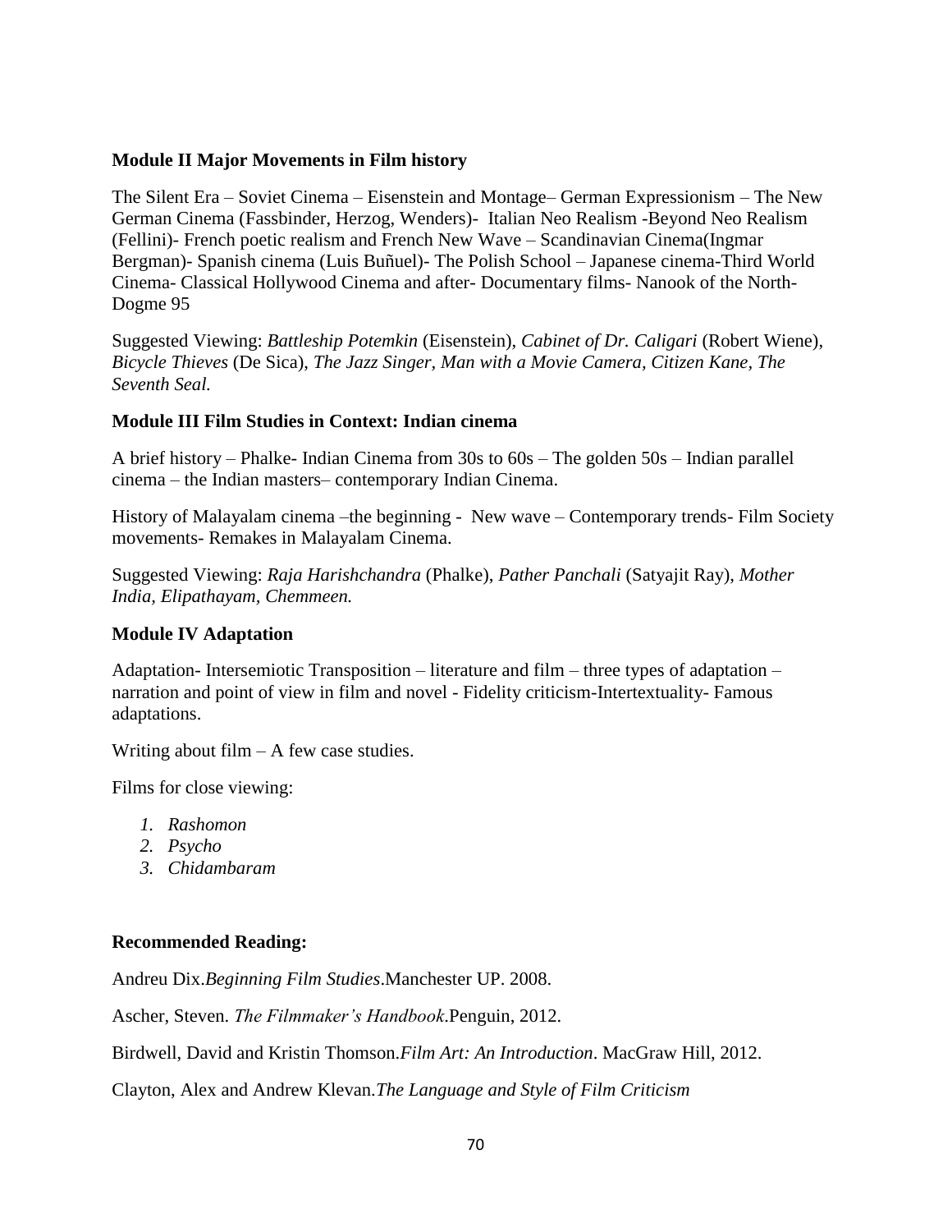**Module II Major Movements in Film history**

The Silent Era – Soviet Cinema – Eisenstein and Montage– German Expressionism – The New German Cinema (Fassbinder, Herzog, Wenders)- Italian Neo Realism -Beyond Neo Realism (Fellini)- French poetic realism and French New Wave – Scandinavian Cinema(Ingmar Bergman)- Spanish cinema (Luis Buñuel)- The Polish School – Japanese cinema-Third World Cinema- Classical Hollywood Cinema and after- Documentary films- Nanook of the North- Dogme 95

Suggested Viewing: *Battleship Potemkin* (Eisenstein), *Cabinet of Dr. Caligari* (Robert Wiene), *Bicycle Thieves* (De Sica), *The Jazz Singer, Man with a Movie Camera, Citizen Kane, The Seventh Seal.*

**Module III Film Studies in Context: Indian cinema**

A brief history – Phalke- Indian Cinema from 30s to 60s – The golden 50s – Indian parallel cinema – the Indian masters– contemporary Indian Cinema.

History of Malayalam cinema –the beginning - New wave – Contemporary trends- Film Society movements- Remakes in Malayalam Cinema.

Suggested Viewing: *Raja Harishchandra* (Phalke), *Pather Panchali* (Satyajit Ray), *Mother India, Elipathayam, Chemmeen.*

**Module IV Adaptation**

Adaptation- Intersemiotic Transposition – literature and film – three types of adaptation – narration and point of view in film and novel - Fidelity criticism-Intertextuality- Famous adaptations.

Writing about film – A few case studies.

Films for close viewing:

1. *Rashomon*
2. *Psycho*
3. *Chidambaram*

**Recommended Reading:**

Andreu Dix.*Beginning Film Studies*.Manchester UP. 2008.

Ascher, Steven. *The Filmmaker's Handbook*.Penguin, 2012.

Birdwell, David and Kristin Thomson.*Film Art: An Introduction*. MacGraw Hill, 2012.

Clayton, Alex and Andrew Klevan.*The Language and Style of Film Criticism*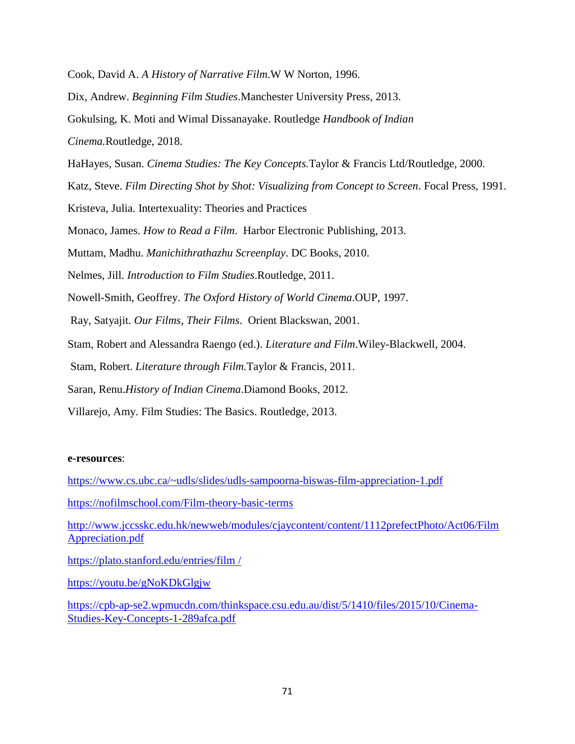Cook, David A. *A History of Narrative Film*.W W Norton, 1996.

Dix, Andrew. *Beginning Film Studies*.Manchester University Press, 2013.

Gokulsing, K. Moti and Wimal Dissanayake. Routledge *Handbook of Indian Cinema.*Routledge, 2018.

HaHayes, Susan. *Cinema Studies: The Key Concepts.*Taylor & Francis Ltd/Routledge, 2000.

Katz, Steve. *Film Directing Shot by Shot: Visualizing from Concept to Screen*. Focal Press, 1991.

Kristeva, Julia. Intertexuality: Theories and Practices

Monaco, James. *How to Read a Film*. Harbor Electronic Publishing, 2013.

Muttam, Madhu. *Manichithrathazhu Screenplay*. DC Books, 2010.

Nelmes, Jill. *Introduction to Film Studies*.Routledge, 2011.

Nowell-Smith, Geoffrey. *The Oxford History of World Cinema*.OUP, 1997.

Ray, Satyajit. *Our Films, Their Films*. Orient Blackswan, 2001.

Stam, Robert and Alessandra Raengo (ed.). *Literature and Film*.Wiley-Blackwell, 2004.

Stam, Robert. *Literature through Film.*Taylor & Francis, 2011.

Saran, Renu.*History of Indian Cinema*.Diamond Books, 2012.

Villarejo, Amy. Film Studies: The Basics. Routledge, 2013.

**e-resources**:

https://www.cs.ubc.ca/~udls/slides/udls-sampoorna-biswas-film-appreciation-1.pdf

https://nofilmschool.com/Film-theory-basic-terms

http://www.jccsskc.edu.hk/newweb/modules/cjaycontent/content/1112prefectPhoto/Act06/FilmAppreciation.pdf

https://plato.stanford.edu/entries/film /

https://youtu.be/gNoKDkGlgjw

https://cpb-ap-se2.wpmucdn.com/thinkspace.csu.edu.au/dist/5/1410/files/2015/10/Cinema-Studies-Key-Concepts-1-289afca.pdf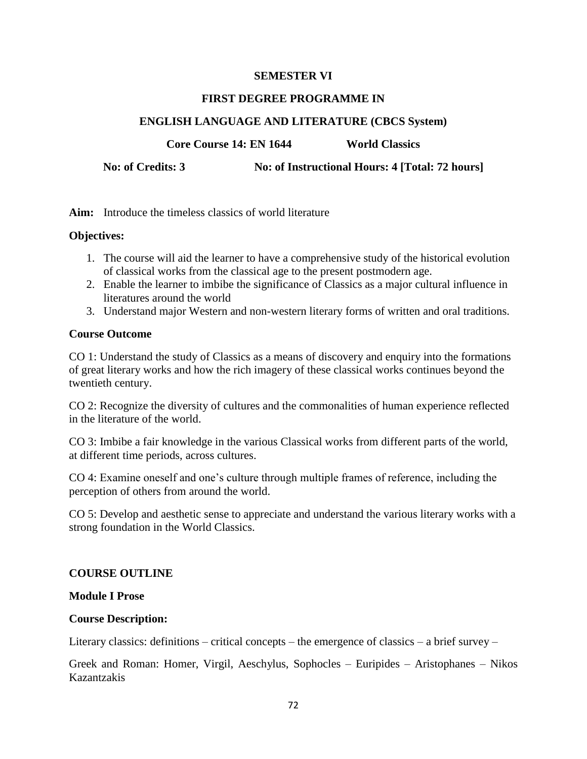**SEMESTER VI**

**FIRST DEGREE PROGRAMME IN**

**ENGLISH LANGUAGE AND LITERATURE (CBCS System)**

**Core Course 14: EN 1644 World Classics**

**No: of Credits: 3 No: of Instructional Hours: 4 [Total: 72 hours]**

**Aim:** Introduce the timeless classics of world literature

**Objectives:**

1. The course will aid the learner to have a comprehensive study of the historical evolution of classical works from the classical age to the present postmodern age.
2. Enable the learner to imbibe the significance of Classics as a major cultural influence in literatures around the world
3. Understand major Western and non-western literary forms of written and oral traditions.

**Course Outcome**

CO 1: Understand the study of Classics as a means of discovery and enquiry into the formations of great literary works and how the rich imagery of these classical works continues beyond the twentieth century.

CO 2: Recognize the diversity of cultures and the commonalities of human experience reflected in the literature of the world.

CO 3: Imbibe a fair knowledge in the various Classical works from different parts of the world, at different time periods, across cultures.

CO 4: Examine oneself and one's culture through multiple frames of reference, including the perception of others from around the world.

CO 5: Develop and aesthetic sense to appreciate and understand the various literary works with a strong foundation in the World Classics.

**COURSE OUTLINE**

**Module I Prose**

**Course Description:**

Literary classics: definitions – critical concepts – the emergence of classics – a brief survey –

Greek and Roman: Homer, Virgil, Aeschylus, Sophocles – Euripides – Aristophanes – Nikos Kazantzakis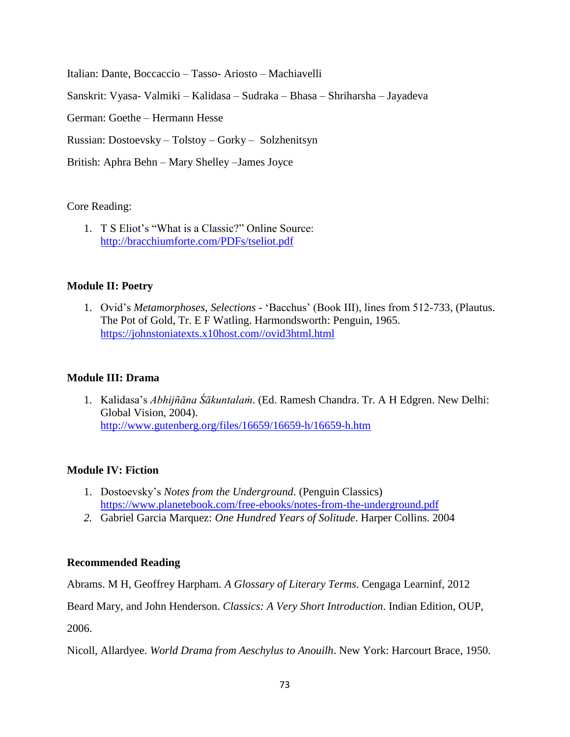Italian: Dante, Boccaccio – Tasso- Ariosto – Machiavelli

Sanskrit: Vyasa- Valmiki – Kalidasa – Sudraka – Bhasa – Shriharsha – Jayadeva

German: Goethe – Hermann Hesse

Russian: Dostoevsky – Tolstoy – Gorky – Solzhenitsyn

British: Aphra Behn – Mary Shelley –James Joyce

Core Reading:

1. T S Eliot's "What is a Classic?" Online Source: http://bracchiumforte.com/PDFs/tseliot.pdf

**Module II: Poetry**

1. Ovid's *Metamorphoses, Selections* - 'Bacchus' (Book III), lines from 512-733, (Plautus. The Pot of Gold, Tr. E F Watling. Harmondsworth: Penguin, 1965. https://johnstoniatexts.x10host.com//ovid3html.html

**Module III: Drama**

1. Kalidasa's *Abhijñāna Śākuntalaṁ*. (Ed. Ramesh Chandra. Tr. A H Edgren. New Delhi: Global Vision, 2004). http://www.gutenberg.org/files/16659/16659-h/16659-h.htm

**Module IV: Fiction**

1. Dostoevsky's *Notes from the Underground*. (Penguin Classics) https://www.planetebook.com/free-ebooks/notes-from-the-underground.pdf
2. Gabriel Garcia Marquez: *One Hundred Years of Solitude*. Harper Collins. 2004

**Recommended Reading**

Abrams. M H, Geoffrey Harpham. *A Glossary of Literary Terms*. Cengaga Learninf, 2012

Beard Mary, and John Henderson. *Classics: A Very Short Introduction*. Indian Edition, OUP, 2006.

Nicoll, Allardyee. *World Drama from Aeschylus to Anouilh*. New York: Harcourt Brace, 1950.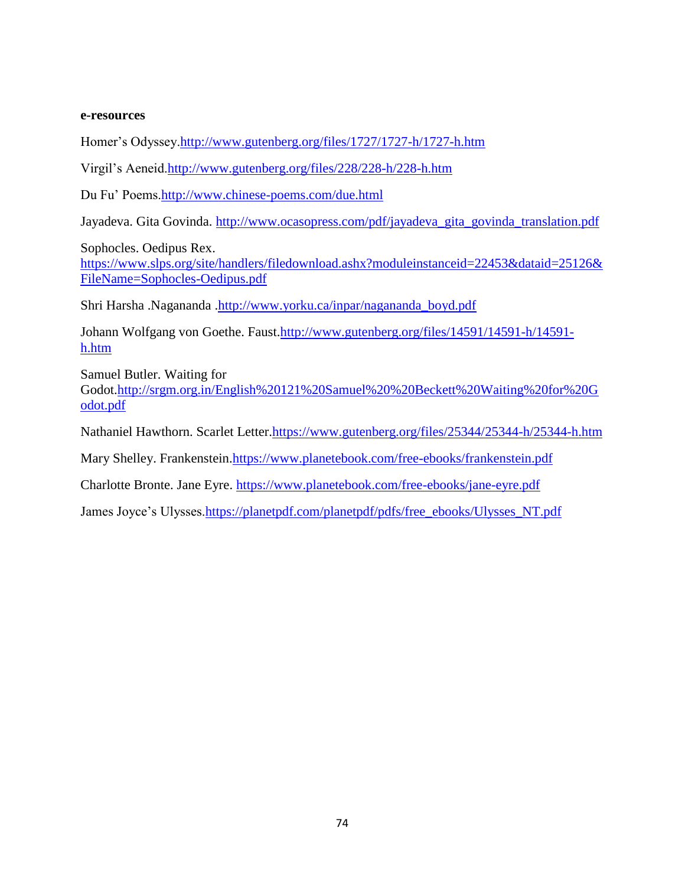**e-resources**

Homer's Odyssey.http://www.gutenberg.org/files/1727/1727-h/1727-h.htm

Virgil's Aeneid.http://www.gutenberg.org/files/228/228-h/228-h.htm

Du Fu' Poems.http://www.chinese-poems.com/due.html

Jayadeva. Gita Govinda. http://www.ocasopress.com/pdf/jayadeva_gita_govinda_translation.pdf

Sophocles. Oedipus Rex. https://www.slps.org/site/handlers/filedownload.ashx?moduleinstanceid=22453&dataid=25126&FileName=Sophocles-Oedipus.pdf

Shri Harsha .Nagananda .http://www.yorku.ca/inpar/nagananda_boyd.pdf

Johann Wolfgang von Goethe. Faust.http://www.gutenberg.org/files/14591/14591-h/14591-h.htm

Samuel Butler. Waiting for Godot.http://srgm.org.in/English%20121%20Samuel%20%20Beckett%20Waiting%20for%20Godot.pdf

Nathaniel Hawthorn. Scarlet Letter.https://www.gutenberg.org/files/25344/25344-h/25344-h.htm

Mary Shelley. Frankenstein.https://www.planetebook.com/free-ebooks/frankenstein.pdf

Charlotte Bronte. Jane Eyre. https://www.planetebook.com/free-ebooks/jane-eyre.pdf

James Joyce's Ulysses.https://planetpdf.com/planetpdf/pdfs/free_ebooks/Ulysses_NT.pdf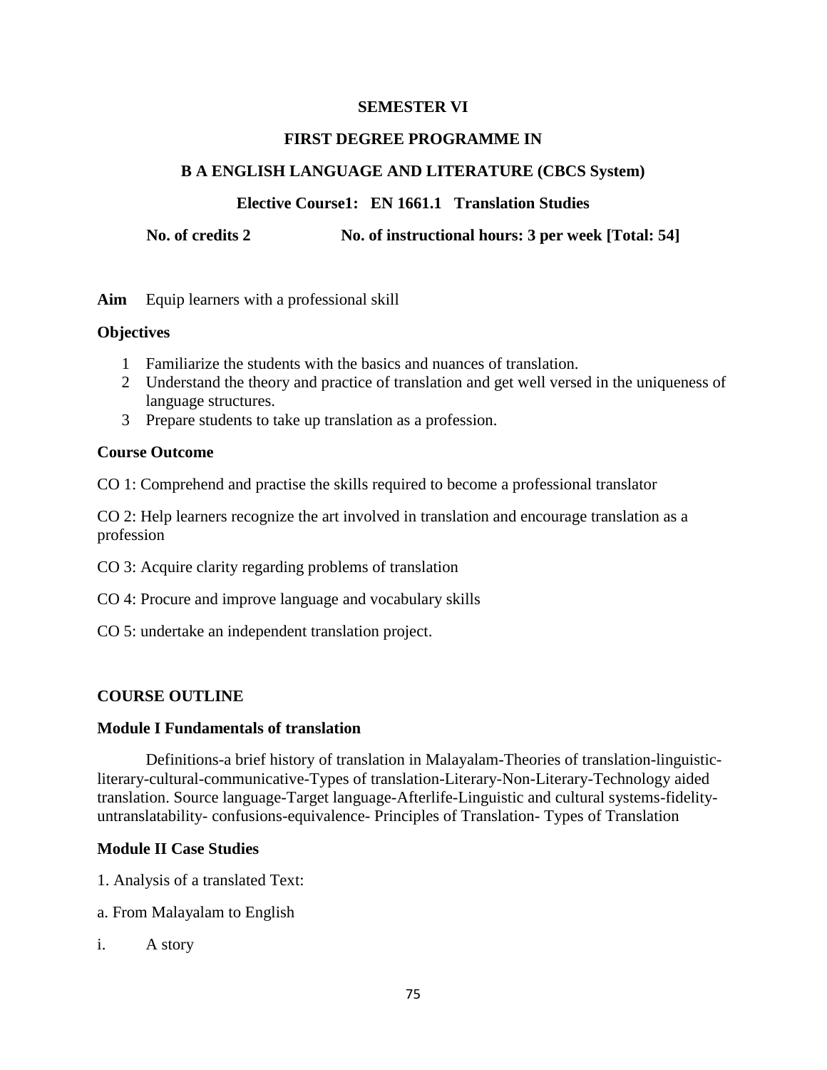**SEMESTER VI**

**FIRST DEGREE PROGRAMME IN**

**B A ENGLISH LANGUAGE AND LITERATURE (CBCS System)**

**Elective Course1: EN 1661.1 Translation Studies**

**No. of credits 2** **No. of instructional hours: 3 per week [Total: 54]**

**Aim** Equip learners with a professional skill

**Objectives**

1. Familiarize the students with the basics and nuances of translation.
2. Understand the theory and practice of translation and get well versed in the uniqueness of language structures.
3. Prepare students to take up translation as a profession.

**Course Outcome**

CO 1: Comprehend and practise the skills required to become a professional translator

CO 2: Help learners recognize the art involved in translation and encourage translation as a profession

CO 3: Acquire clarity regarding problems of translation

CO 4: Procure and improve language and vocabulary skills

CO 5: undertake an independent translation project.

**COURSE OUTLINE**

**Module I Fundamentals of translation**

Definitions-a brief history of translation in Malayalam-Theories of translation-linguistic-literary-cultural-communicative-Types of translation-Literary-Non-Literary-Technology aided translation. Source language-Target language-Afterlife-Linguistic and cultural systems-fidelity-untranslatability- confusions-equivalence- Principles of Translation- Types of Translation

**Module II Case Studies**

1. Analysis of a translated Text:

a. From Malayalam to English

i. A story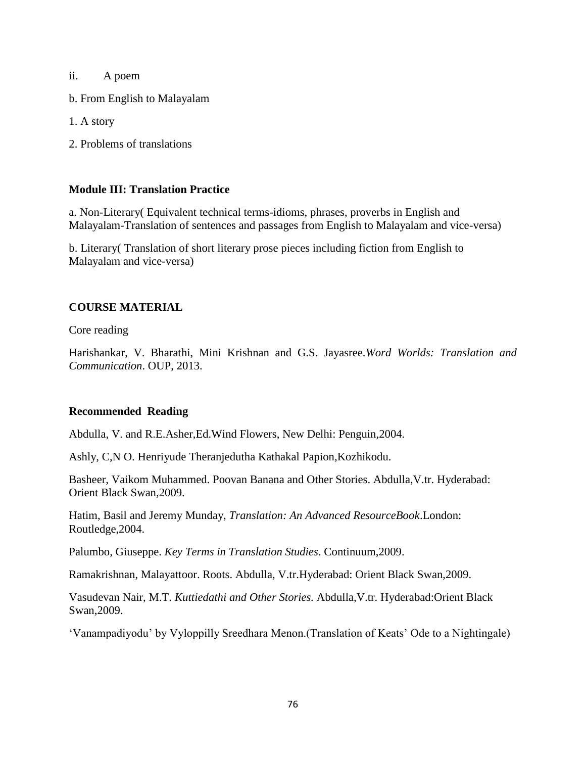ii. A poem

b. From English to Malayalam

1. A story

2. Problems of translations

**Module III: Translation Practice**

a. Non-Literary( Equivalent technical terms-idioms, phrases, proverbs in English and Malayalam-Translation of sentences and passages from English to Malayalam and vice-versa)

b. Literary( Translation of short literary prose pieces including fiction from English to Malayalam and vice-versa)

**COURSE MATERIAL**

Core reading

Harishankar, V. Bharathi, Mini Krishnan and G.S. Jayasree.*Word Worlds: Translation and Communication*. OUP, 2013.

**Recommended Reading**

Abdulla, V. and R.E.Asher,Ed.Wind Flowers, New Delhi: Penguin,2004.

Ashly, C,N O. Henriyude Theranjedutha Kathakal Papion,Kozhikodu.

Basheer, Vaikom Muhammed. Poovan Banana and Other Stories. Abdulla,V.tr. Hyderabad: Orient Black Swan,2009.

Hatim, Basil and Jeremy Munday, *Translation: An Advanced ResourceBook*.London: Routledge,2004.

Palumbo, Giuseppe. *Key Terms in Translation Studies*. Continuum,2009.

Ramakrishnan, Malayattoor. Roots. Abdulla, V.tr.Hyderabad: Orient Black Swan,2009.

Vasudevan Nair, M.T. *Kuttiedathi and Other Stories.* Abdulla,V.tr. Hyderabad:Orient Black Swan,2009.

'Vanampadiyodu' by Vyloppilly Sreedhara Menon.(Translation of Keats' Ode to a Nightingale)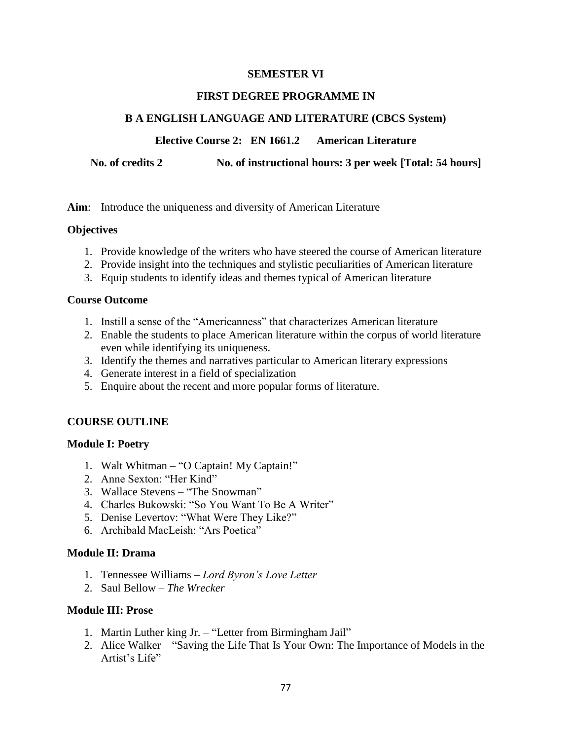**SEMESTER VI**

**FIRST DEGREE PROGRAMME IN**

**B A ENGLISH LANGUAGE AND LITERATURE (CBCS System)**

**Elective Course 2: EN 1661.2 American Literature**

**No. of credits 2 No. of instructional hours: 3 per week [Total: 54 hours]**

**Aim**: Introduce the uniqueness and diversity of American Literature

### Objectives

1. Provide knowledge of the writers who have steered the course of American literature
2. Provide insight into the techniques and stylistic peculiarities of American literature
3. Equip students to identify ideas and themes typical of American literature

### Course Outcome

1. Instill a sense of the "Americanness" that characterizes American literature
2. Enable the students to place American literature within the corpus of world literature even while identifying its uniqueness.
3. Identify the themes and narratives particular to American literary expressions
4. Generate interest in a field of specialization
5. Enquire about the recent and more popular forms of literature.

## COURSE OUTLINE

### Module I: Poetry

1. Walt Whitman – "O Captain! My Captain!"
2. Anne Sexton: "Her Kind"
3. Wallace Stevens – "The Snowman"
4. Charles Bukowski: "So You Want To Be A Writer"
5. Denise Levertov: "What Were They Like?"
6. Archibald MacLeish: "Ars Poetica"

### Module II: Drama

1. Tennessee Williams – *Lord Byron's Love Letter*
2. Saul Bellow – *The Wrecker*

### Module III: Prose

1. Martin Luther king Jr. – "Letter from Birmingham Jail"
2. Alice Walker – "Saving the Life That Is Your Own: The Importance of Models in the Artist's Life"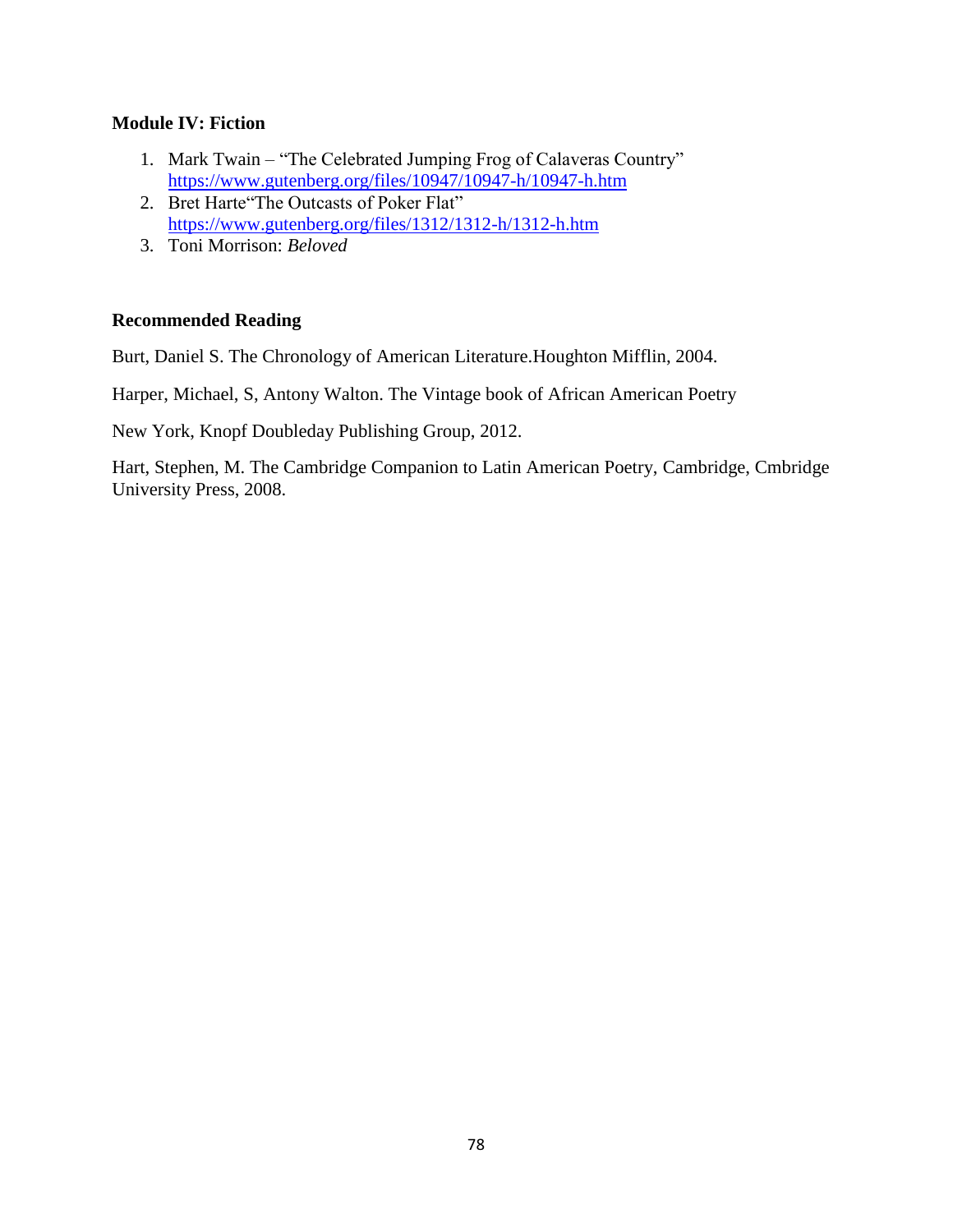**Module IV: Fiction**

1. Mark Twain – "The Celebrated Jumping Frog of Calaveras Country" https://www.gutenberg.org/files/10947/10947-h/10947-h.htm
2. Bret Harte"The Outcasts of Poker Flat" https://www.gutenberg.org/files/1312/1312-h/1312-h.htm
3. Toni Morrison: *Beloved*

**Recommended Reading**

Burt, Daniel S. The Chronology of American Literature.Houghton Mifflin, 2004.

Harper, Michael, S, Antony Walton. The Vintage book of African American Poetry

New York, Knopf Doubleday Publishing Group, 2012.

Hart, Stephen, M. The Cambridge Companion to Latin American Poetry, Cambridge, Cmbridge University Press, 2008.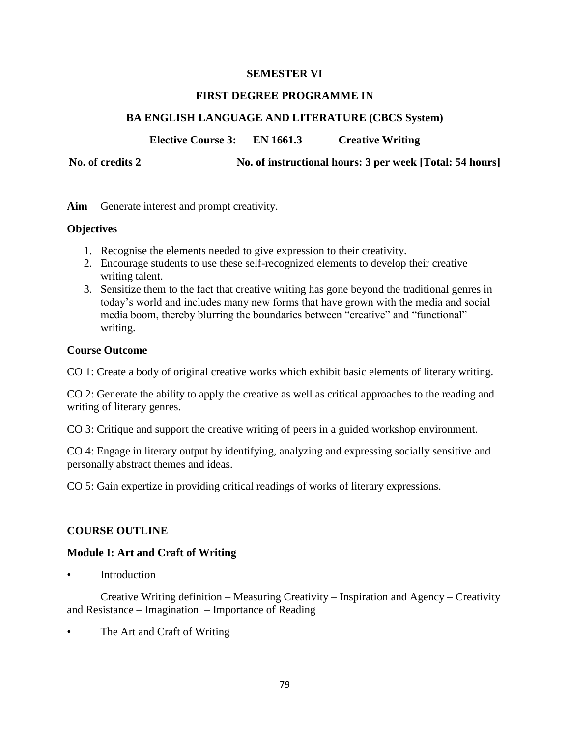**SEMESTER VI**

**FIRST DEGREE PROGRAMME IN**

**BA ENGLISH LANGUAGE AND LITERATURE (CBCS System)**

**Elective Course 3: EN 1661.3 Creative Writing**

**No. of credits 2 No. of instructional hours: 3 per week [Total: 54 hours]**

**Aim** Generate interest and prompt creativity.

**Objectives**

1. Recognise the elements needed to give expression to their creativity.
2. Encourage students to use these self-recognized elements to develop their creative writing talent.
3. Sensitize them to the fact that creative writing has gone beyond the traditional genres in today's world and includes many new forms that have grown with the media and social media boom, thereby blurring the boundaries between "creative" and "functional" writing.

**Course Outcome**

CO 1: Create a body of original creative works which exhibit basic elements of literary writing.

CO 2: Generate the ability to apply the creative as well as critical approaches to the reading and writing of literary genres.

CO 3: Critique and support the creative writing of peers in a guided workshop environment.

CO 4: Engage in literary output by identifying, analyzing and expressing socially sensitive and personally abstract themes and ideas.

CO 5: Gain expertize in providing critical readings of works of literary expressions.

**COURSE OUTLINE**

**Module I: Art and Craft of Writing**

- Introduction

  Creative Writing definition – Measuring Creativity – Inspiration and Agency – Creativity and Resistance – Imagination – Importance of Reading

- The Art and Craft of Writing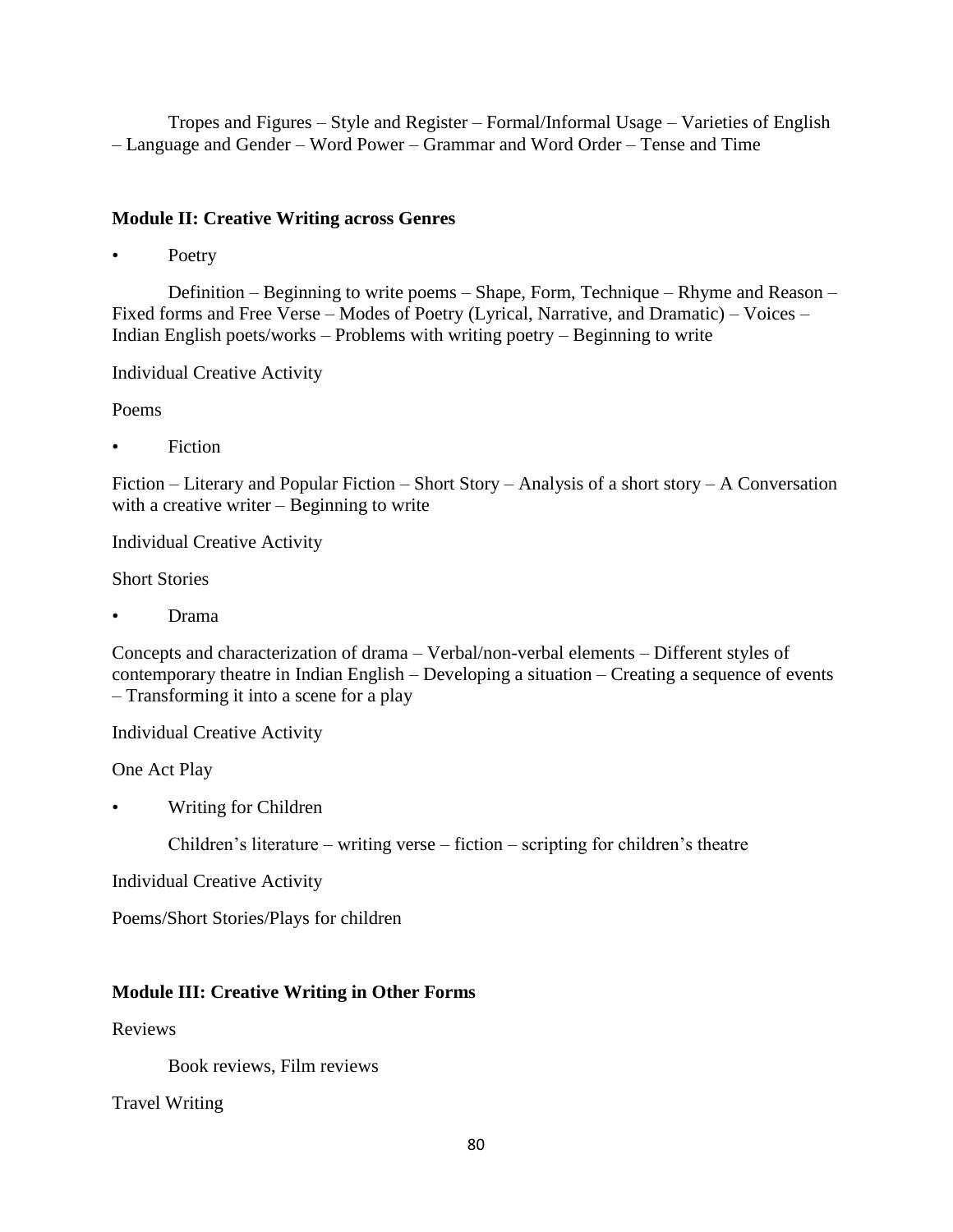Tropes and Figures – Style and Register – Formal/Informal Usage – Varieties of English – Language and Gender – Word Power – Grammar and Word Order – Tense and Time

**Module II: Creative Writing across Genres**

- Poetry

Definition – Beginning to write poems – Shape, Form, Technique – Rhyme and Reason – Fixed forms and Free Verse – Modes of Poetry (Lyrical, Narrative, and Dramatic) – Voices – Indian English poets/works – Problems with writing poetry – Beginning to write

Individual Creative Activity

Poems

- Fiction

Fiction – Literary and Popular Fiction – Short Story – Analysis of a short story – A Conversation with a creative writer – Beginning to write

Individual Creative Activity

Short Stories

- Drama

Concepts and characterization of drama – Verbal/non-verbal elements – Different styles of contemporary theatre in Indian English – Developing a situation – Creating a sequence of events – Transforming it into a scene for a play

Individual Creative Activity

One Act Play

- Writing for Children

Children's literature – writing verse – fiction – scripting for children's theatre

Individual Creative Activity

Poems/Short Stories/Plays for children

**Module III: Creative Writing in Other Forms**

Reviews

Book reviews, Film reviews

Travel Writing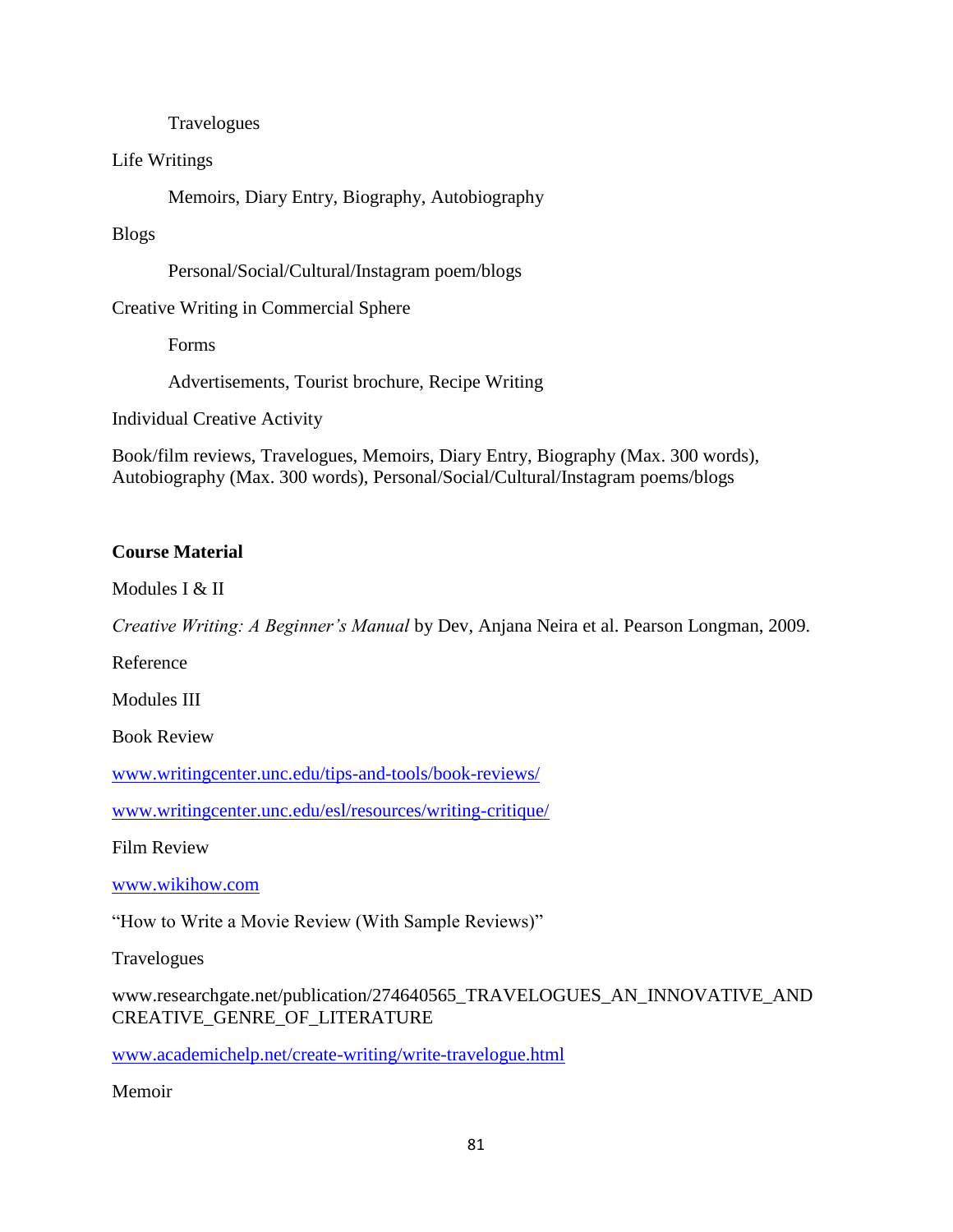Travelogues

Life Writings

Memoirs, Diary Entry, Biography, Autobiography

Blogs

Personal/Social/Cultural/Instagram poem/blogs

Creative Writing in Commercial Sphere

Forms

Advertisements, Tourist brochure, Recipe Writing

Individual Creative Activity

Book/film reviews, Travelogues, Memoirs, Diary Entry, Biography (Max. 300 words), Autobiography (Max. 300 words), Personal/Social/Cultural/Instagram poems/blogs

**Course Material**

Modules I & II

*Creative Writing: A Beginner's Manual* by Dev, Anjana Neira et al. Pearson Longman, 2009.

Reference

Modules III

Book Review

www.writingcenter.unc.edu/tips-and-tools/book-reviews/

www.writingcenter.unc.edu/esl/resources/writing-critique/

Film Review

www.wikihow.com

"How to Write a Movie Review (With Sample Reviews)"

Travelogues

www.researchgate.net/publication/274640565_TRAVELOGUES_AN_INNOVATIVE_AND CREATIVE_GENRE_OF_LITERATURE

www.academichelp.net/create-writing/write-travelogue.html

Memoir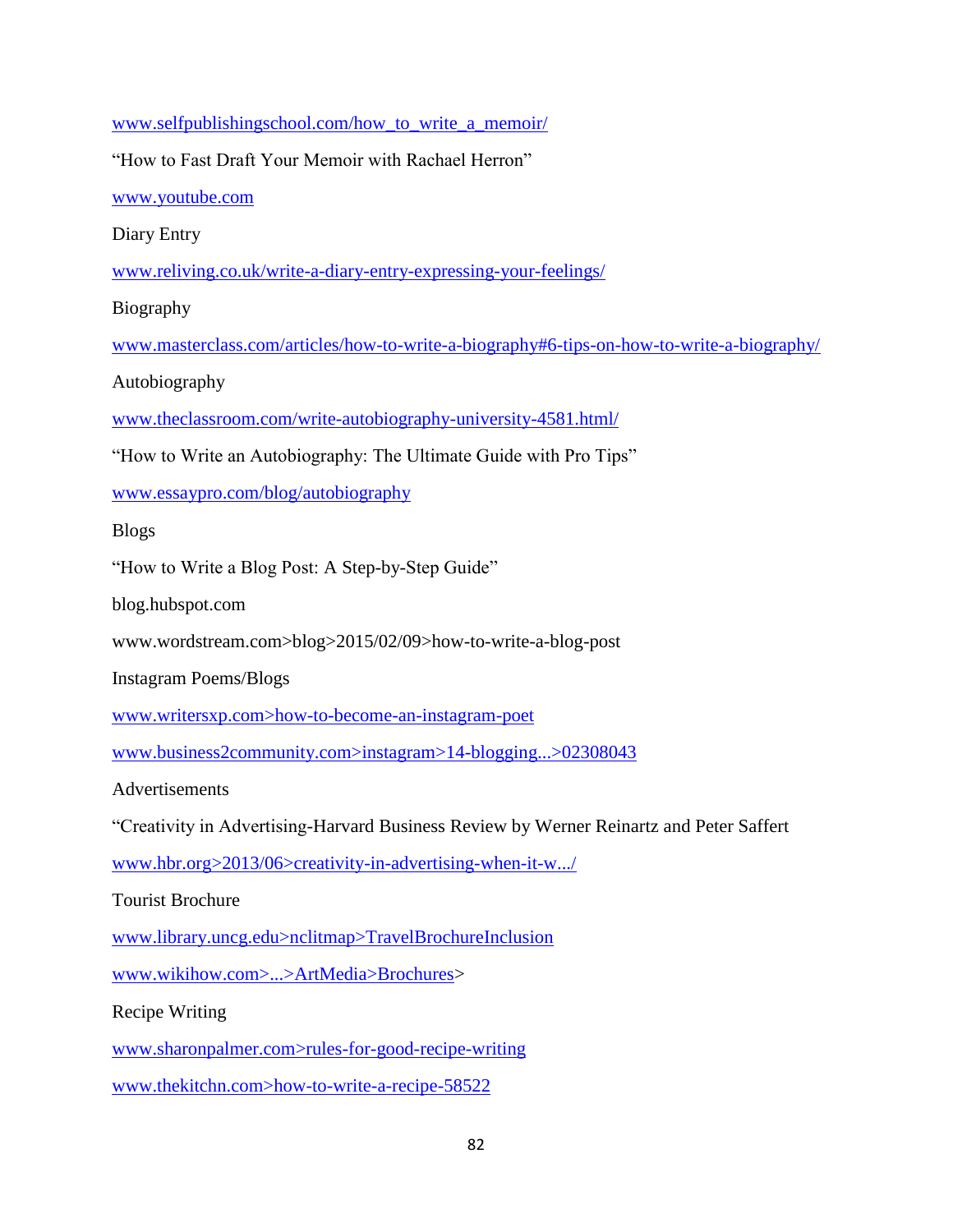www.selfpublishingschool.com/how_to_write_a_memoir/

"How to Fast Draft Your Memoir with Rachael Herron"

www.youtube.com

Diary Entry

www.reliving.co.uk/write-a-diary-entry-expressing-your-feelings/

Biography

www.masterclass.com/articles/how-to-write-a-biography#6-tips-on-how-to-write-a-biography/

Autobiography

www.theclassroom.com/write-autobiography-university-4581.html/

"How to Write an Autobiography: The Ultimate Guide with Pro Tips"

www.essaypro.com/blog/autobiography

Blogs

"How to Write a Blog Post: A Step-by-Step Guide"

blog.hubspot.com

www.wordstream.com>blog>2015/02/09>how-to-write-a-blog-post

Instagram Poems/Blogs

www.writersxp.com>how-to-become-an-instagram-poet

www.business2community.com>instagram>14-blogging...>02308043

Advertisements

"Creativity in Advertising-Harvard Business Review by Werner Reinartz and Peter Saffert

www.hbr.org>2013/06>creativity-in-advertising-when-it-w.../

Tourist Brochure

www.library.uncg.edu>nclitmap>TravelBrochureInclusion

www.wikihow.com>...>ArtMedia>Brochures>

Recipe Writing

www.sharonpalmer.com>rules-for-good-recipe-writing

www.thekitchn.com>how-to-write-a-recipe-58522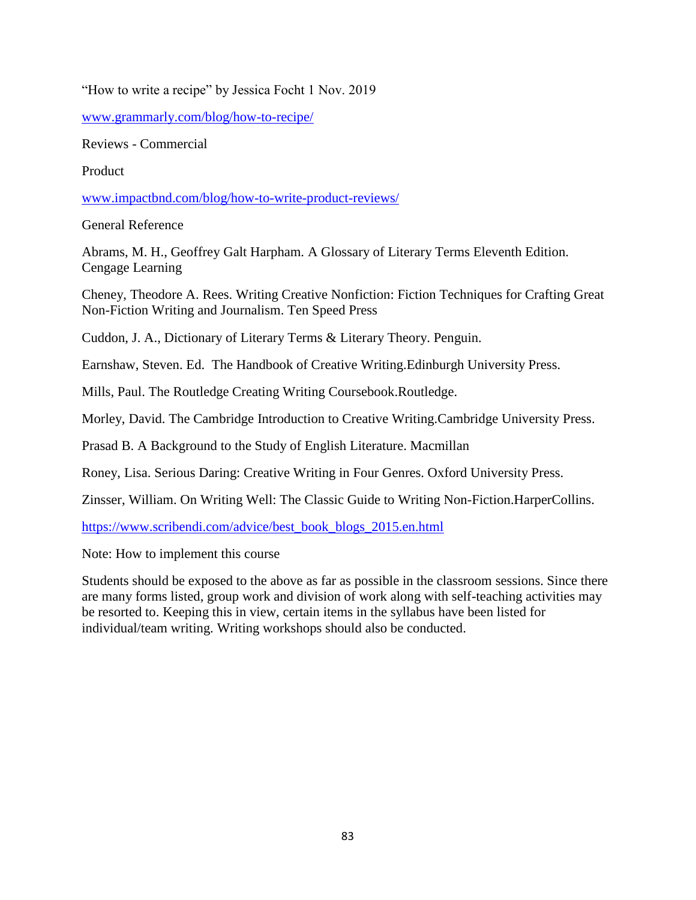"How to write a recipe" by Jessica Focht 1 Nov. 2019

www.grammarly.com/blog/how-to-recipe/

Reviews - Commercial

Product

www.impactbnd.com/blog/how-to-write-product-reviews/

General Reference

Abrams, M. H., Geoffrey Galt Harpham. A Glossary of Literary Terms Eleventh Edition. Cengage Learning

Cheney, Theodore A. Rees. Writing Creative Nonfiction: Fiction Techniques for Crafting Great Non-Fiction Writing and Journalism. Ten Speed Press

Cuddon, J. A., Dictionary of Literary Terms & Literary Theory. Penguin.

Earnshaw, Steven. Ed. The Handbook of Creative Writing.Edinburgh University Press.

Mills, Paul. The Routledge Creating Writing Coursebook.Routledge.

Morley, David. The Cambridge Introduction to Creative Writing.Cambridge University Press.

Prasad B. A Background to the Study of English Literature. Macmillan

Roney, Lisa. Serious Daring: Creative Writing in Four Genres. Oxford University Press.

Zinsser, William. On Writing Well: The Classic Guide to Writing Non-Fiction.HarperCollins.

https://www.scribendi.com/advice/best_book_blogs_2015.en.html

Note: How to implement this course

Students should be exposed to the above as far as possible in the classroom sessions. Since there are many forms listed, group work and division of work along with self-teaching activities may be resorted to. Keeping this in view, certain items in the syllabus have been listed for individual/team writing. Writing workshops should also be conducted.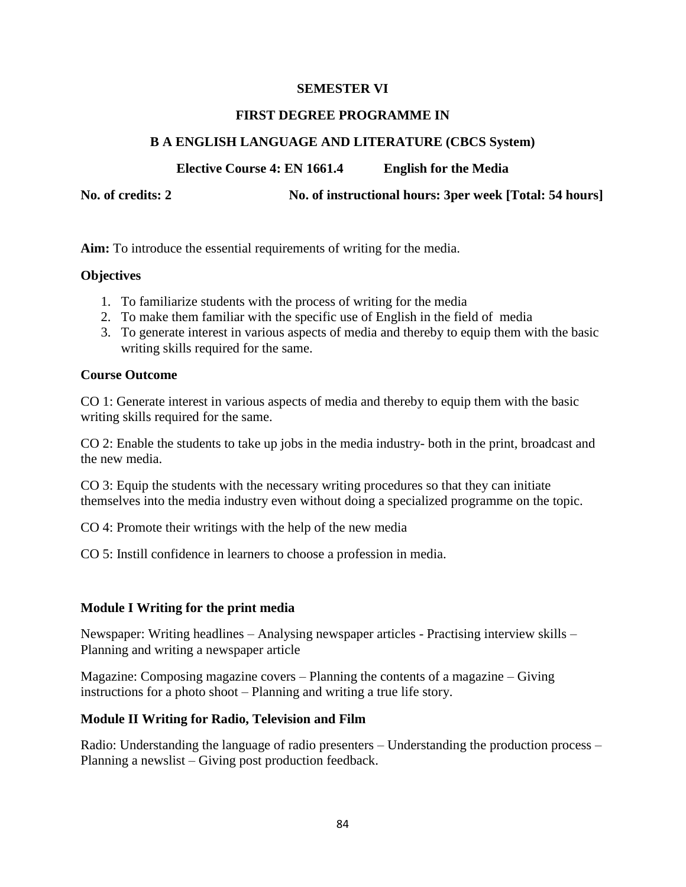**SEMESTER VI**

**FIRST DEGREE PROGRAMME IN**

**B A ENGLISH LANGUAGE AND LITERATURE (CBCS System)**

**Elective Course 4: EN 1661.4 English for the Media**

**No. of credits: 2** **No. of instructional hours: 3per week [Total: 54 hours]**

**Aim:** To introduce the essential requirements of writing for the media.

**Objectives**

1. To familiarize students with the process of writing for the media
2. To make them familiar with the specific use of English in the field of media
3. To generate interest in various aspects of media and thereby to equip them with the basic writing skills required for the same.

**Course Outcome**

CO 1: Generate interest in various aspects of media and thereby to equip them with the basic writing skills required for the same.

CO 2: Enable the students to take up jobs in the media industry- both in the print, broadcast and the new media.

CO 3: Equip the students with the necessary writing procedures so that they can initiate themselves into the media industry even without doing a specialized programme on the topic.

CO 4: Promote their writings with the help of the new media

CO 5: Instill confidence in learners to choose a profession in media.

**Module I Writing for the print media**

Newspaper: Writing headlines – Analysing newspaper articles - Practising interview skills – Planning and writing a newspaper article

Magazine: Composing magazine covers – Planning the contents of a magazine – Giving instructions for a photo shoot – Planning and writing a true life story.

**Module II Writing for Radio, Television and Film**

Radio: Understanding the language of radio presenters – Understanding the production process – Planning a newslist – Giving post production feedback.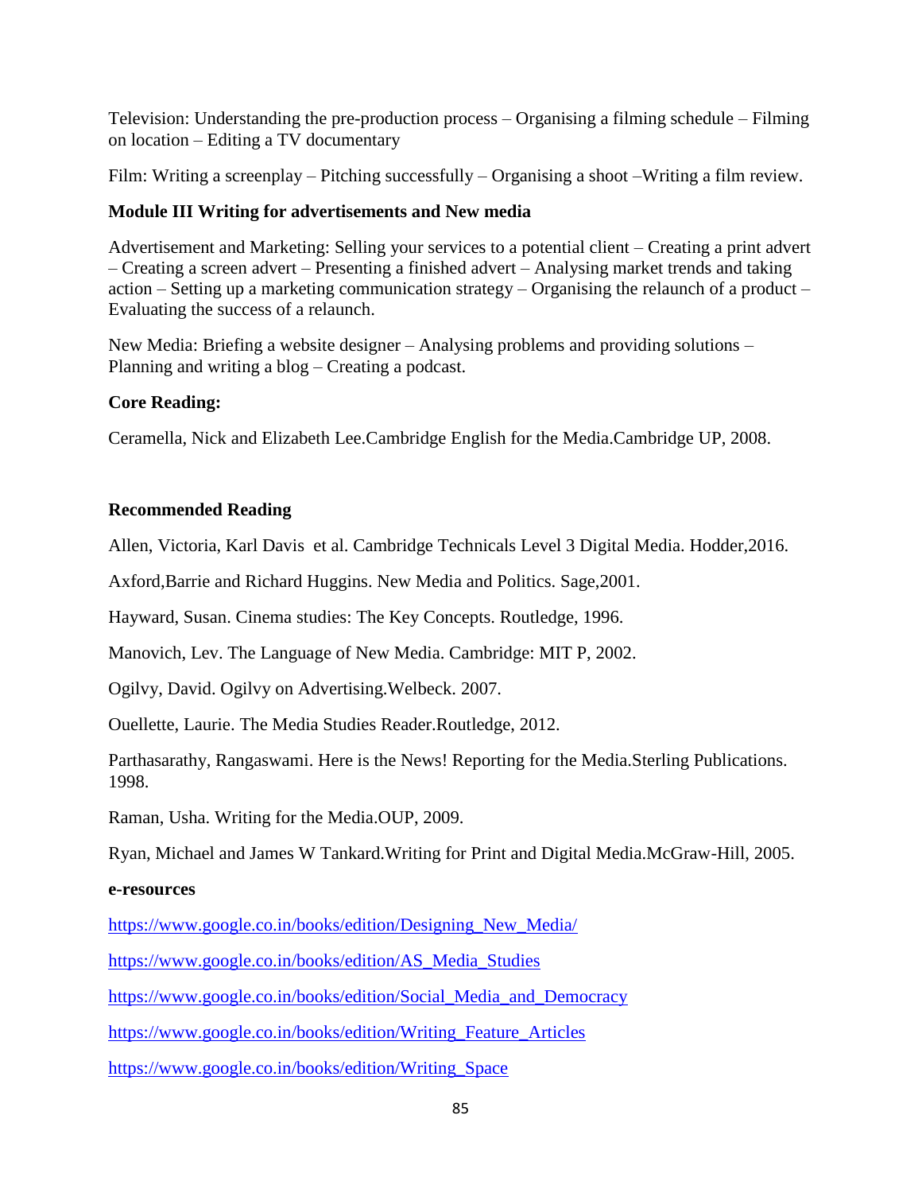Television: Understanding the pre-production process – Organising a filming schedule – Filming on location – Editing a TV documentary

Film: Writing a screenplay – Pitching successfully – Organising a shoot –Writing a film review.

**Module III Writing for advertisements and New media**

Advertisement and Marketing: Selling your services to a potential client – Creating a print advert – Creating a screen advert – Presenting a finished advert – Analysing market trends and taking action – Setting up a marketing communication strategy – Organising the relaunch of a product – Evaluating the success of a relaunch.

New Media: Briefing a website designer – Analysing problems and providing solutions – Planning and writing a blog – Creating a podcast.

**Core Reading:**

Ceramella, Nick and Elizabeth Lee.Cambridge English for the Media.Cambridge UP, 2008.

**Recommended Reading**

Allen, Victoria, Karl Davis et al. Cambridge Technicals Level 3 Digital Media. Hodder,2016.

Axford,Barrie and Richard Huggins. New Media and Politics. Sage,2001.

Hayward, Susan. Cinema studies: The Key Concepts. Routledge, 1996.

Manovich, Lev. The Language of New Media. Cambridge: MIT P, 2002.

Ogilvy, David. Ogilvy on Advertising.Welbeck. 2007.

Ouellette, Laurie. The Media Studies Reader.Routledge, 2012.

Parthasarathy, Rangaswami. Here is the News! Reporting for the Media.Sterling Publications. 1998.

Raman, Usha. Writing for the Media.OUP, 2009.

Ryan, Michael and James W Tankard.Writing for Print and Digital Media.McGraw-Hill, 2005.

**e-resources**

https://www.google.co.in/books/edition/Designing_New_Media/

https://www.google.co.in/books/edition/AS_Media_Studies

https://www.google.co.in/books/edition/Social_Media_and_Democracy

https://www.google.co.in/books/edition/Writing_Feature_Articles

https://www.google.co.in/books/edition/Writing_Space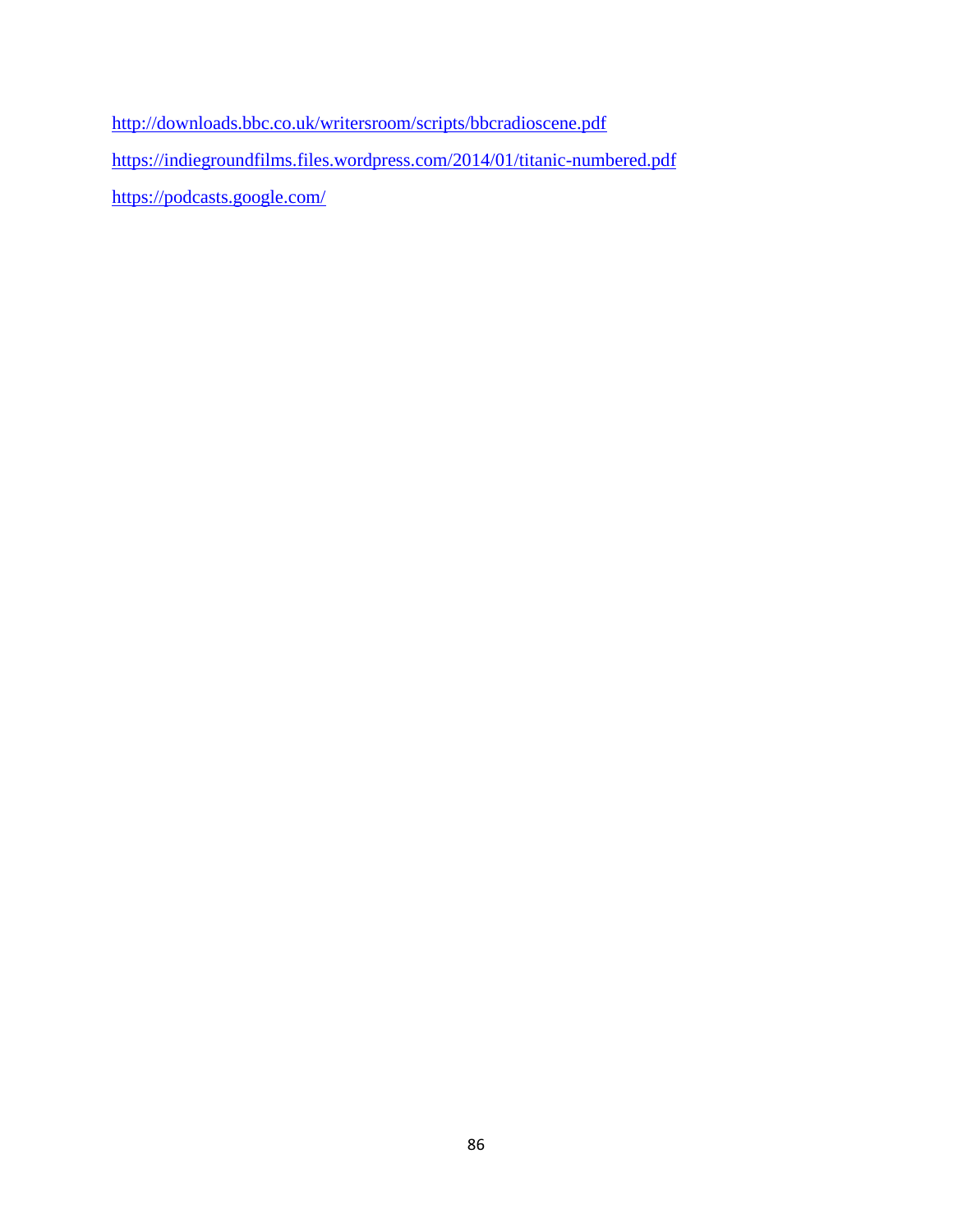http://downloads.bbc.co.uk/writersroom/scripts/bbcradioscene.pdf

https://indiegroundfilms.files.wordpress.com/2014/01/titanic-numbered.pdf

https://podcasts.google.com/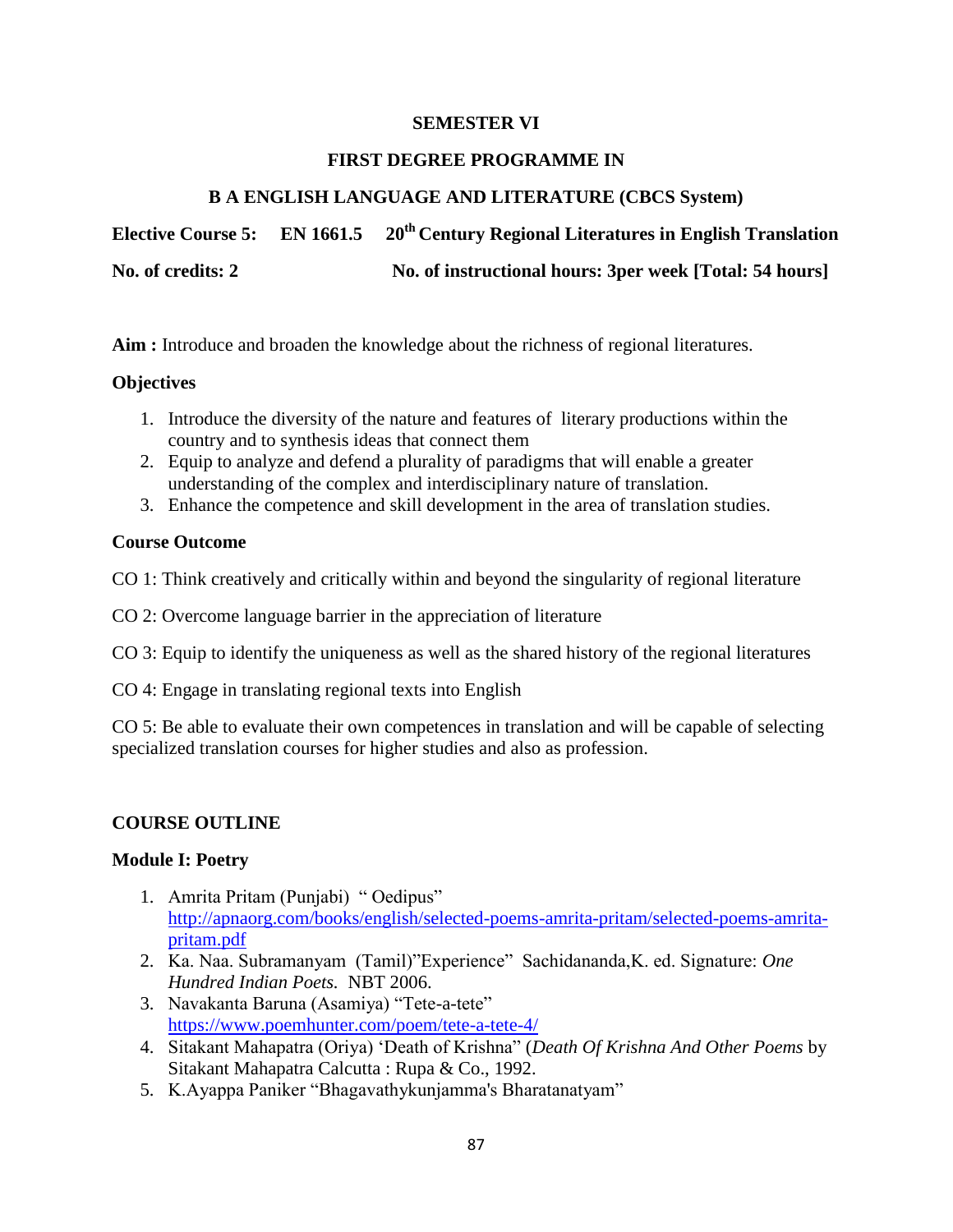**SEMESTER VI**

**FIRST DEGREE PROGRAMME IN**

**B A ENGLISH LANGUAGE AND LITERATURE (CBCS System)**

**Elective Course 5: EN 1661.5 20th Century Regional Literatures in English Translation**

**No. of credits: 2 No. of instructional hours: 3per week [Total: 54 hours]**

**Aim :** Introduce and broaden the knowledge about the richness of regional literatures.

**Objectives**

1. Introduce the diversity of the nature and features of literary productions within the country and to synthesis ideas that connect them
2. Equip to analyze and defend a plurality of paradigms that will enable a greater understanding of the complex and interdisciplinary nature of translation.
3. Enhance the competence and skill development in the area of translation studies.

**Course Outcome**

CO 1: Think creatively and critically within and beyond the singularity of regional literature

CO 2: Overcome language barrier in the appreciation of literature

CO 3: Equip to identify the uniqueness as well as the shared history of the regional literatures

CO 4: Engage in translating regional texts into English

CO 5: Be able to evaluate their own competences in translation and will be capable of selecting specialized translation courses for higher studies and also as profession.

**COURSE OUTLINE**

**Module I: Poetry**

1. Amrita Pritam (Punjabi) " Oedipus" [http://apnaorg.com/books/english/selected-poems-amrita-pritam/selected-poems-amrita-pritam.pdf](http://apnaorg.com/books/english/selected-poems-amrita-pritam/selected-poems-amrita-pritam.pdf)
2. Ka. Naa. Subramanyam (Tamil)"Experience" Sachidananda,K. ed. Signature: *One Hundred Indian Poets.* NBT 2006.
3. Navakanta Baruna (Asamiya) "Tete-a-tete" [https://www.poemhunter.com/poem/tete-a-tete-4/](https://www.poemhunter.com/poem/tete-a-tete-4/)
4. Sitakant Mahapatra (Oriya) 'Death of Krishna" (*Death Of Krishna And Other Poems* by Sitakant Mahapatra Calcutta : Rupa & Co., 1992.
5. K.Ayappa Paniker "Bhagavathykunjamma's Bharatanatyam"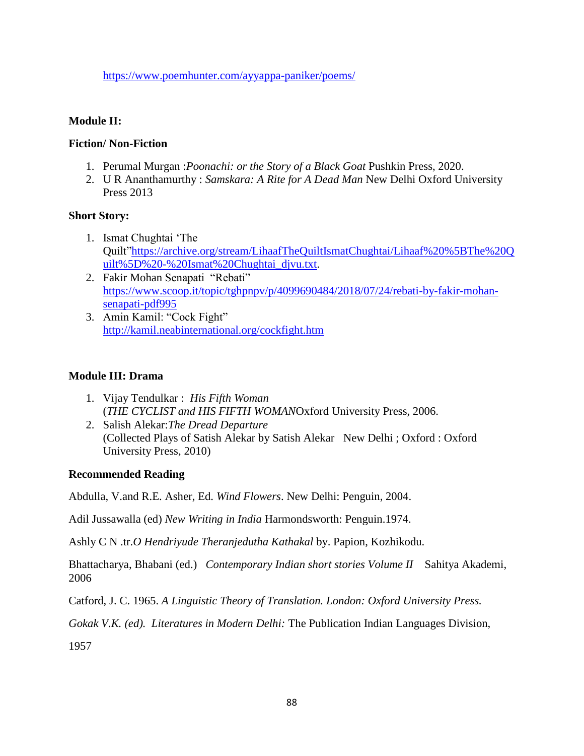https://www.poemhunter.com/ayyappa-paniker/poems/

**Module II:**

**Fiction/ Non-Fiction**

1. Perumal Murgan :*Poonachi: or the Story of a Black Goat* Pushkin Press, 2020.
2. U R Ananthamurthy : *Samskara: A Rite for A Dead Man* New Delhi Oxford University Press 2013

**Short Story:**

1. Ismat Chughtai 'The Quilt"https://archive.org/stream/LihaafTheQuiltIsmatChughtai/Lihaaf%20%5BThe%20Quilt%5D%20-%20Ismat%20Chughtai_djvu.txt.
2. Fakir Mohan Senapati "Rebati" https://www.scoop.it/topic/tghpnpv/p/4099690484/2018/07/24/rebati-by-fakir-mohan-senapati-pdf995
3. Amin Kamil: "Cock Fight" http://kamil.neabinternational.org/cockfight.htm

**Module III: Drama**

1. Vijay Tendulkar : *His Fifth Woman* (*THE CYCLIST and HIS FIFTH WOMAN*Oxford University Press, 2006.
2. Salish Alekar:*The Dread Departure* (Collected Plays of Satish Alekar by Satish Alekar New Delhi ; Oxford : Oxford University Press, 2010)

**Recommended Reading**

Abdulla, V.and R.E. Asher, Ed. *Wind Flowers*. New Delhi: Penguin, 2004.

Adil Jussawalla (ed) *New Writing in India* Harmondsworth: Penguin.1974.

Ashly C N .tr.*O Hendriyude Theranjedutha Kathakal* by. Papion, Kozhikodu.

Bhattacharya, Bhabani (ed.) *Contemporary Indian short stories Volume II* Sahitya Akademi, 2006

Catford, J. C. 1965. *A Linguistic Theory of Translation. London: Oxford University Press.*

*Gokak V.K. (ed). Literatures in Modern Delhi:* The Publication Indian Languages Division, 1957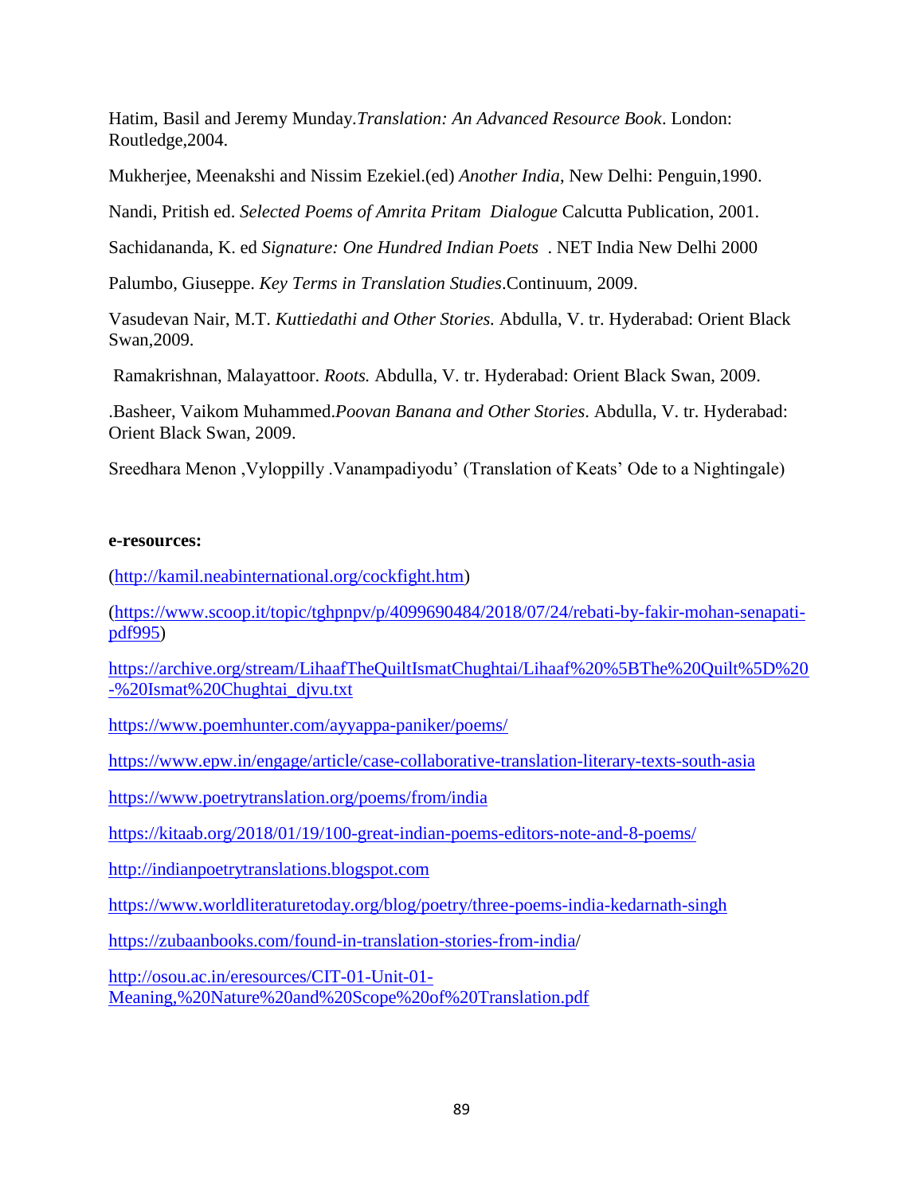Hatim, Basil and Jeremy Munday.*Translation: An Advanced Resource Book*. London: Routledge,2004.

Mukherjee, Meenakshi and Nissim Ezekiel.(ed) *Another India*, New Delhi: Penguin,1990.

Nandi, Pritish ed. *Selected Poems of Amrita Pritam Dialogue* Calcutta Publication, 2001.

Sachidananda, K. ed *Signature: One Hundred Indian Poets* . NET India New Delhi 2000

Palumbo, Giuseppe. *Key Terms in Translation Studies*.Continuum, 2009.

Vasudevan Nair, M.T. *Kuttiedathi and Other Stories.* Abdulla, V. tr. Hyderabad: Orient Black Swan,2009.

Ramakrishnan, Malayattoor. *Roots.* Abdulla, V. tr. Hyderabad: Orient Black Swan, 2009.

.Basheer, Vaikom Muhammed.*Poovan Banana and Other Stories*. Abdulla, V. tr. Hyderabad: Orient Black Swan, 2009.

Sreedhara Menon ,Vyloppilly .Vanampadiyodu' (Translation of Keats' Ode to a Nightingale)

**e-resources:**

(http://kamil.neabinternational.org/cockfight.htm)

(https://www.scoop.it/topic/tghpnpv/p/4099690484/2018/07/24/rebati-by-fakir-mohan-senapati-pdf995)

https://archive.org/stream/LihaafTheQuiltIsmatChughtai/Lihaaf%20%5BThe%20Quilt%5D%20-%20Ismat%20Chughtai_djvu.txt

https://www.poemhunter.com/ayyappa-paniker/poems/

https://www.epw.in/engage/article/case-collaborative-translation-literary-texts-south-asia

https://www.poetrytranslation.org/poems/from/india

https://kitaab.org/2018/01/19/100-great-indian-poems-editors-note-and-8-poems/

http://indianpoetrytranslations.blogspot.com

https://www.worldliteraturetoday.org/blog/poetry/three-poems-india-kedarnath-singh

https://zubaanbooks.com/found-in-translation-stories-from-india/

http://osou.ac.in/eresources/CIT-01-Unit-01-Meaning,%20Nature%20and%20Scope%20of%20Translation.pdf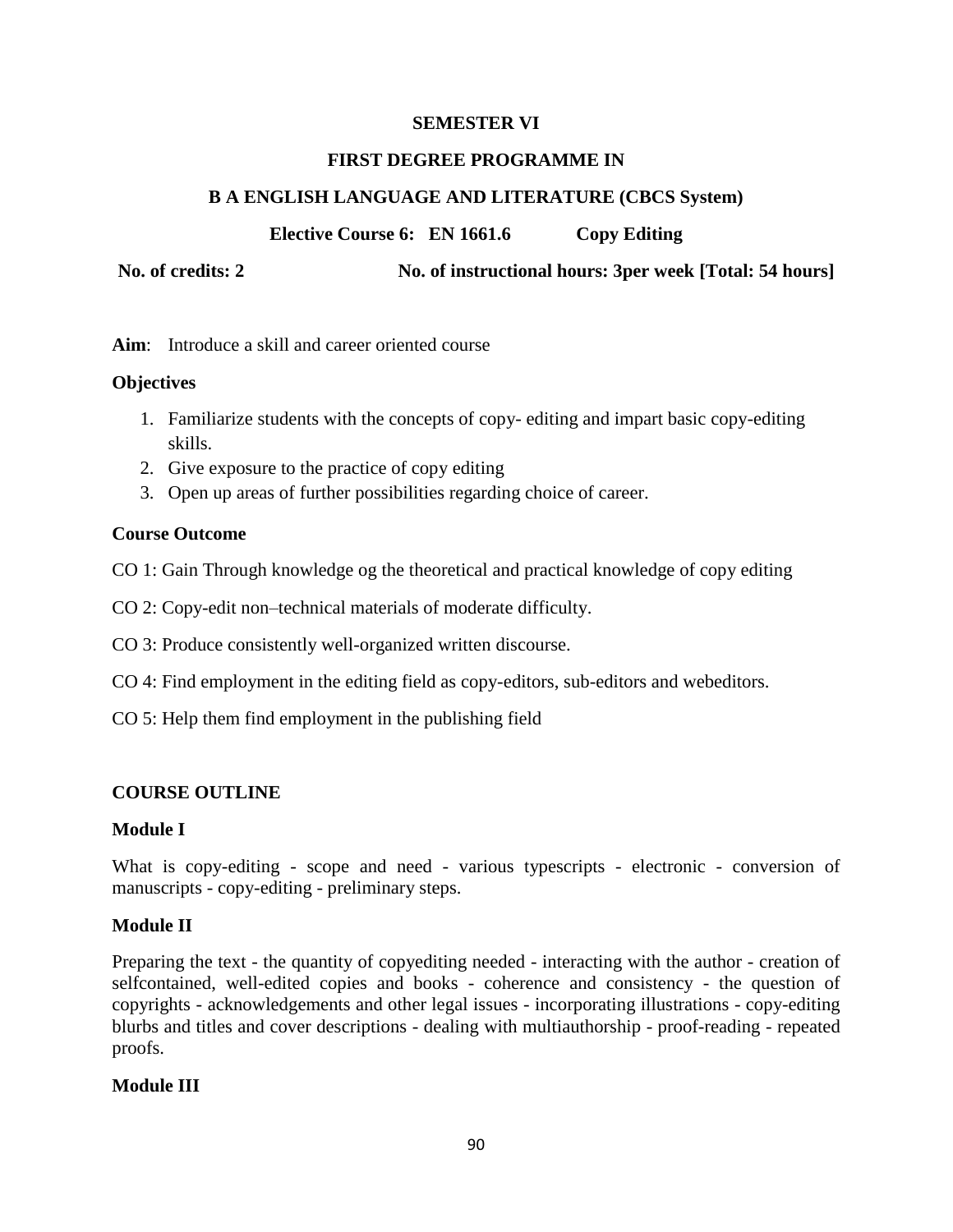**SEMESTER VI**

**FIRST DEGREE PROGRAMME IN**

**B A ENGLISH LANGUAGE AND LITERATURE (CBCS System)**

**Elective Course 6: EN 1661.6 Copy Editing**

**No. of credits: 2** **No. of instructional hours: 3per week [Total: 54 hours]**

**Aim**: Introduce a skill and career oriented course

**Objectives**

1. Familiarize students with the concepts of copy- editing and impart basic copy-editing skills.
2. Give exposure to the practice of copy editing
3. Open up areas of further possibilities regarding choice of career.

**Course Outcome**

CO 1: Gain Through knowledge og the theoretical and practical knowledge of copy editing

CO 2: Copy-edit non–technical materials of moderate difficulty.

CO 3: Produce consistently well-organized written discourse.

CO 4: Find employment in the editing field as copy-editors, sub-editors and webeditors.

CO 5: Help them find employment in the publishing field

**COURSE OUTLINE**

**Module I**

What is copy-editing - scope and need - various typescripts - electronic - conversion of manuscripts - copy-editing - preliminary steps.

**Module II**

Preparing the text - the quantity of copyediting needed - interacting with the author - creation of selfcontained, well-edited copies and books - coherence and consistency - the question of copyrights - acknowledgements and other legal issues - incorporating illustrations - copy-editing blurbs and titles and cover descriptions - dealing with multiauthorship - proof-reading - repeated proofs.

**Module III**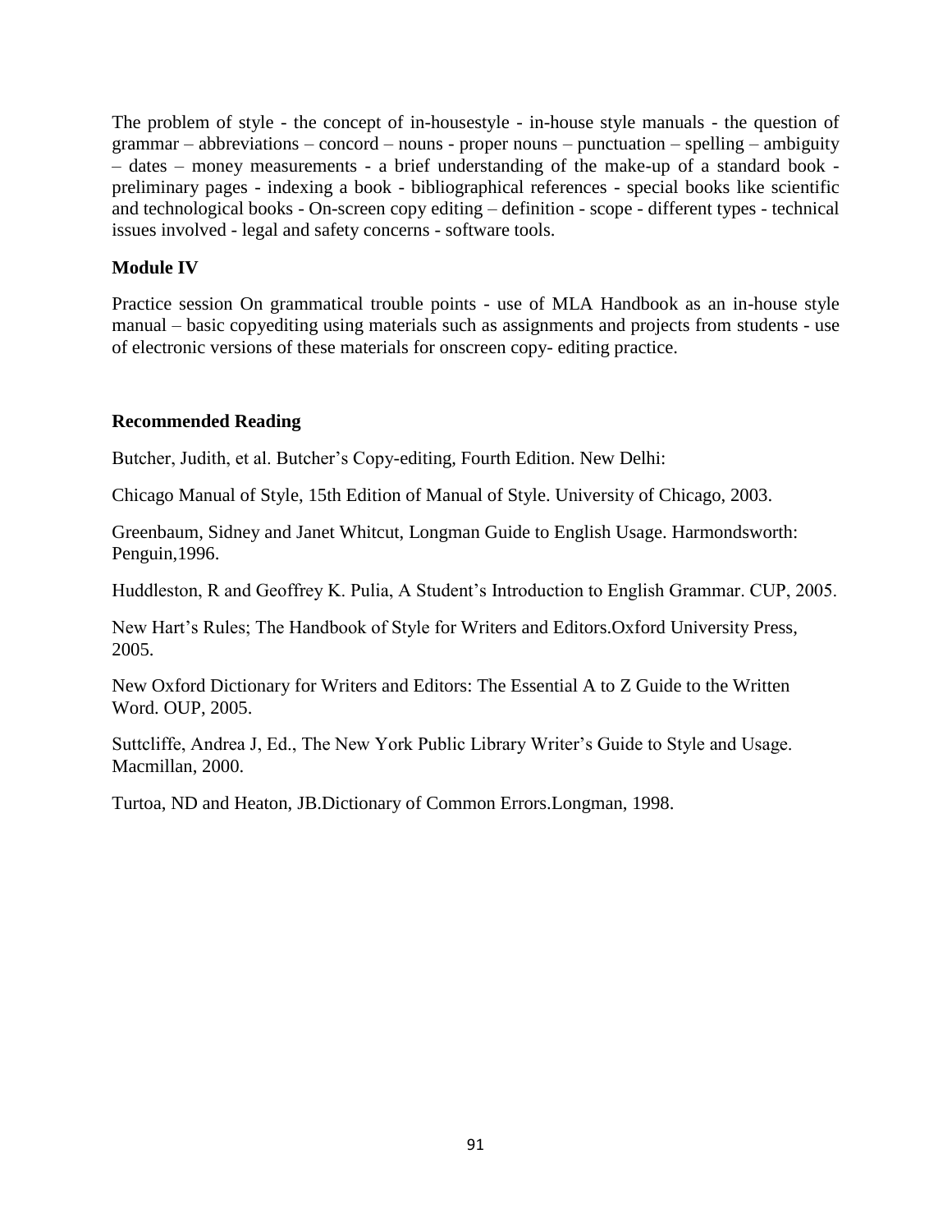The problem of style - the concept of in-housestyle - in-house style manuals - the question of grammar – abbreviations – concord – nouns - proper nouns – punctuation – spelling – ambiguity – dates – money measurements - a brief understanding of the make-up of a standard book - preliminary pages - indexing a book - bibliographical references - special books like scientific and technological books - On-screen copy editing – definition - scope - different types - technical issues involved - legal and safety concerns - software tools.

### Module IV

Practice session On grammatical trouble points - use of MLA Handbook as an in-house style manual – basic copyediting using materials such as assignments and projects from students - use of electronic versions of these materials for onscreen copy- editing practice.

### Recommended Reading

Butcher, Judith, et al. Butcher's Copy-editing, Fourth Edition. New Delhi:

Chicago Manual of Style, 15th Edition of Manual of Style. University of Chicago, 2003.

Greenbaum, Sidney and Janet Whitcut, Longman Guide to English Usage. Harmondsworth: Penguin,1996.

Huddleston, R and Geoffrey K. Pulia, A Student's Introduction to English Grammar. CUP, 2005.

New Hart's Rules; The Handbook of Style for Writers and Editors.Oxford University Press, 2005.

New Oxford Dictionary for Writers and Editors: The Essential A to Z Guide to the Written Word. OUP, 2005.

Suttcliffe, Andrea J, Ed., The New York Public Library Writer's Guide to Style and Usage. Macmillan, 2000.

Turtoa, ND and Heaton, JB.Dictionary of Common Errors.Longman, 1998.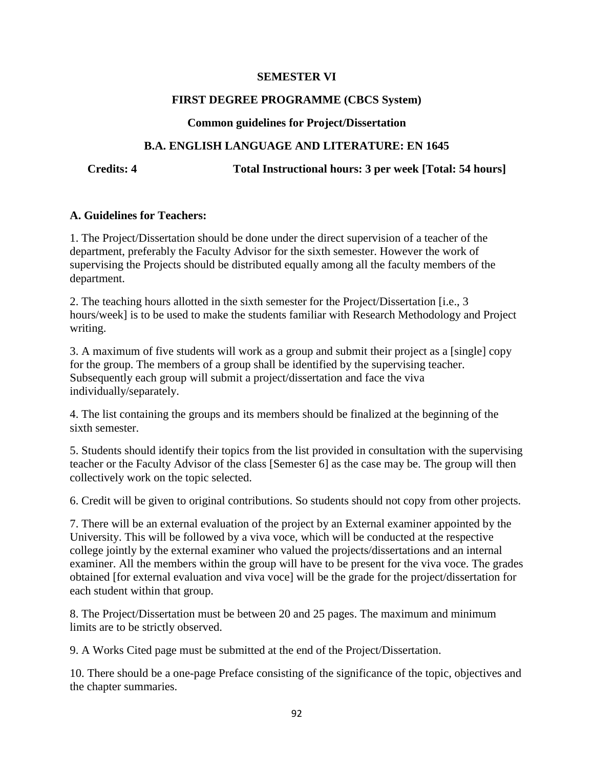**SEMESTER VI**

**FIRST DEGREE PROGRAMME (CBCS System)**

**Common guidelines for Project/Dissertation**

**B.A. ENGLISH LANGUAGE AND LITERATURE: EN 1645**

**Credits: 4** **Total Instructional hours: 3 per week [Total: 54 hours]**

**A. Guidelines for Teachers:**

1. The Project/Dissertation should be done under the direct supervision of a teacher of the department, preferably the Faculty Advisor for the sixth semester. However the work of supervising the Projects should be distributed equally among all the faculty members of the department.

2. The teaching hours allotted in the sixth semester for the Project/Dissertation [i.e., 3 hours/week] is to be used to make the students familiar with Research Methodology and Project writing.

3. A maximum of five students will work as a group and submit their project as a [single] copy for the group. The members of a group shall be identified by the supervising teacher. Subsequently each group will submit a project/dissertation and face the viva individually/separately.

4. The list containing the groups and its members should be finalized at the beginning of the sixth semester.

5. Students should identify their topics from the list provided in consultation with the supervising teacher or the Faculty Advisor of the class [Semester 6] as the case may be. The group will then collectively work on the topic selected.

6. Credit will be given to original contributions. So students should not copy from other projects.

7. There will be an external evaluation of the project by an External examiner appointed by the University. This will be followed by a viva voce, which will be conducted at the respective college jointly by the external examiner who valued the projects/dissertations and an internal examiner. All the members within the group will have to be present for the viva voce. The grades obtained [for external evaluation and viva voce] will be the grade for the project/dissertation for each student within that group.

8. The Project/Dissertation must be between 20 and 25 pages. The maximum and minimum limits are to be strictly observed.

9. A Works Cited page must be submitted at the end of the Project/Dissertation.

10. There should be a one-page Preface consisting of the significance of the topic, objectives and the chapter summaries.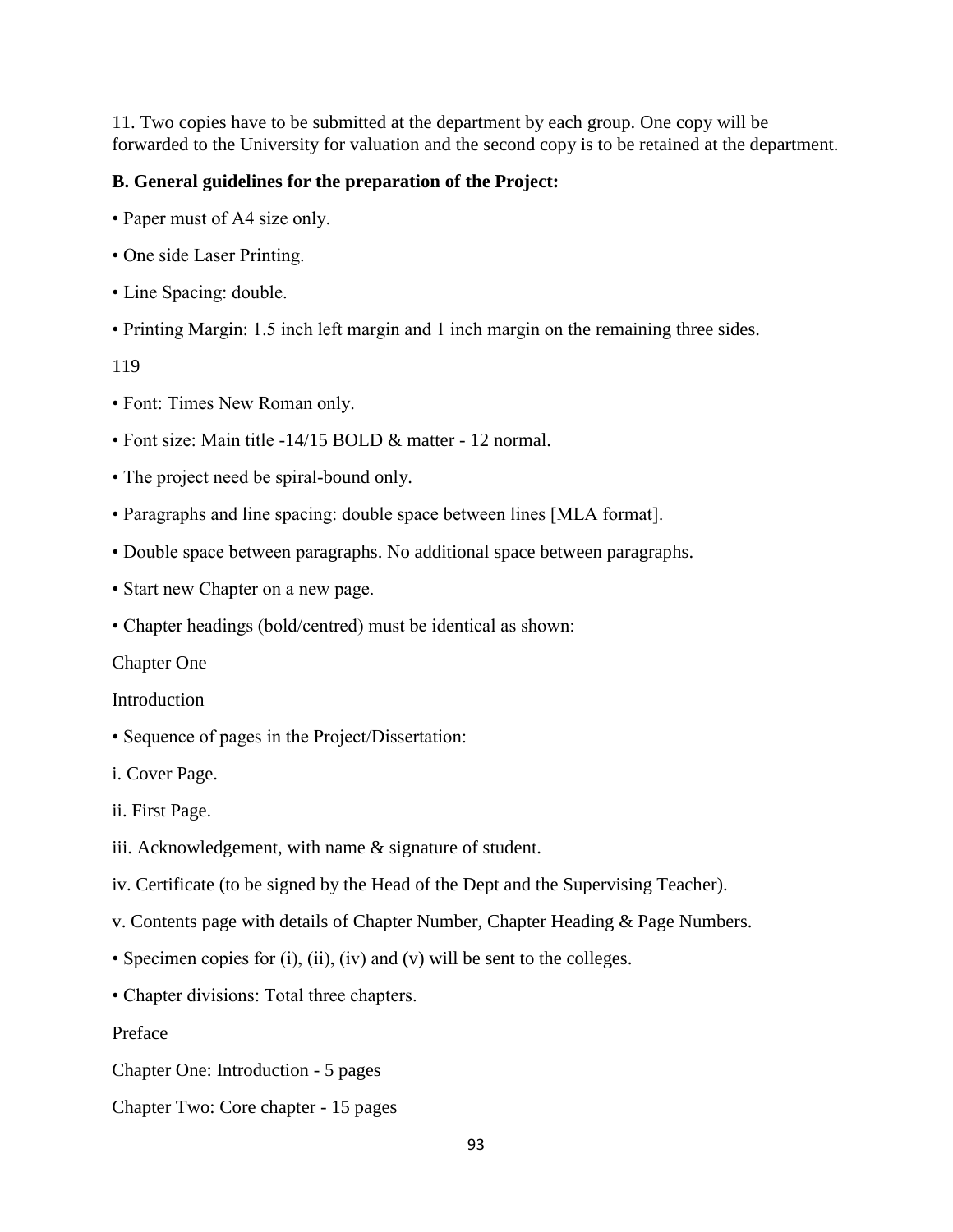11. Two copies have to be submitted at the department by each group. One copy will be forwarded to the University for valuation and the second copy is to be retained at the department.

**B. General guidelines for the preparation of the Project:**

• Paper must of A4 size only.

• One side Laser Printing.

• Line Spacing: double.

• Printing Margin: 1.5 inch left margin and 1 inch margin on the remaining three sides.

119

• Font: Times New Roman only.

• Font size: Main title -14/15 BOLD & matter - 12 normal.

• The project need be spiral-bound only.

• Paragraphs and line spacing: double space between lines [MLA format].

• Double space between paragraphs. No additional space between paragraphs.

• Start new Chapter on a new page.

• Chapter headings (bold/centred) must be identical as shown:

Chapter One

Introduction

• Sequence of pages in the Project/Dissertation:

i. Cover Page.

ii. First Page.

iii. Acknowledgement, with name & signature of student.

iv. Certificate (to be signed by the Head of the Dept and the Supervising Teacher).

v. Contents page with details of Chapter Number, Chapter Heading & Page Numbers.

• Specimen copies for (i), (ii), (iv) and (v) will be sent to the colleges.

• Chapter divisions: Total three chapters.

Preface

Chapter One: Introduction - 5 pages

Chapter Two: Core chapter - 15 pages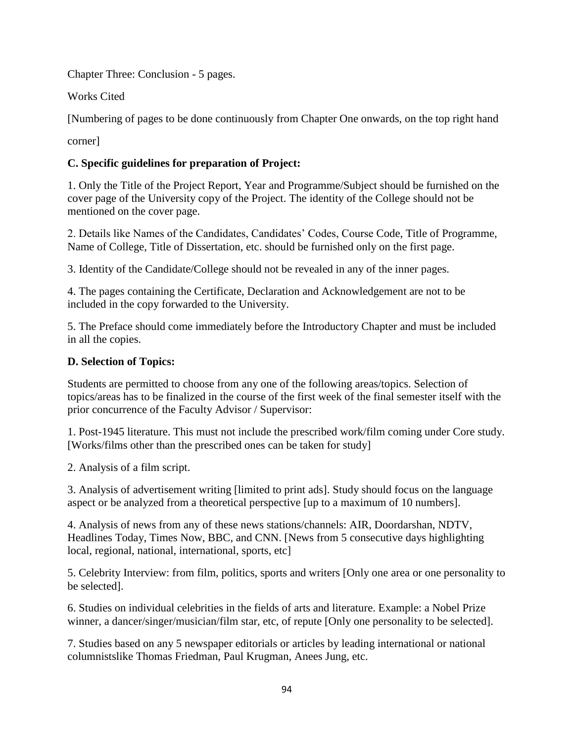Chapter Three: Conclusion - 5 pages.

Works Cited

[Numbering of pages to be done continuously from Chapter One onwards, on the top right hand corner]

**C. Specific guidelines for preparation of Project:**

1. Only the Title of the Project Report, Year and Programme/Subject should be furnished on the cover page of the University copy of the Project. The identity of the College should not be mentioned on the cover page.

2. Details like Names of the Candidates, Candidates' Codes, Course Code, Title of Programme, Name of College, Title of Dissertation, etc. should be furnished only on the first page.

3. Identity of the Candidate/College should not be revealed in any of the inner pages.

4. The pages containing the Certificate, Declaration and Acknowledgement are not to be included in the copy forwarded to the University.

5. The Preface should come immediately before the Introductory Chapter and must be included in all the copies.

**D. Selection of Topics:**

Students are permitted to choose from any one of the following areas/topics. Selection of topics/areas has to be finalized in the course of the first week of the final semester itself with the prior concurrence of the Faculty Advisor / Supervisor:

1. Post-1945 literature. This must not include the prescribed work/film coming under Core study. [Works/films other than the prescribed ones can be taken for study]

2. Analysis of a film script.

3. Analysis of advertisement writing [limited to print ads]. Study should focus on the language aspect or be analyzed from a theoretical perspective [up to a maximum of 10 numbers].

4. Analysis of news from any of these news stations/channels: AIR, Doordarshan, NDTV, Headlines Today, Times Now, BBC, and CNN. [News from 5 consecutive days highlighting local, regional, national, international, sports, etc]

5. Celebrity Interview: from film, politics, sports and writers [Only one area or one personality to be selected].

6. Studies on individual celebrities in the fields of arts and literature. Example: a Nobel Prize winner, a dancer/singer/musician/film star, etc, of repute [Only one personality to be selected].

7. Studies based on any 5 newspaper editorials or articles by leading international or national columnistslike Thomas Friedman, Paul Krugman, Anees Jung, etc.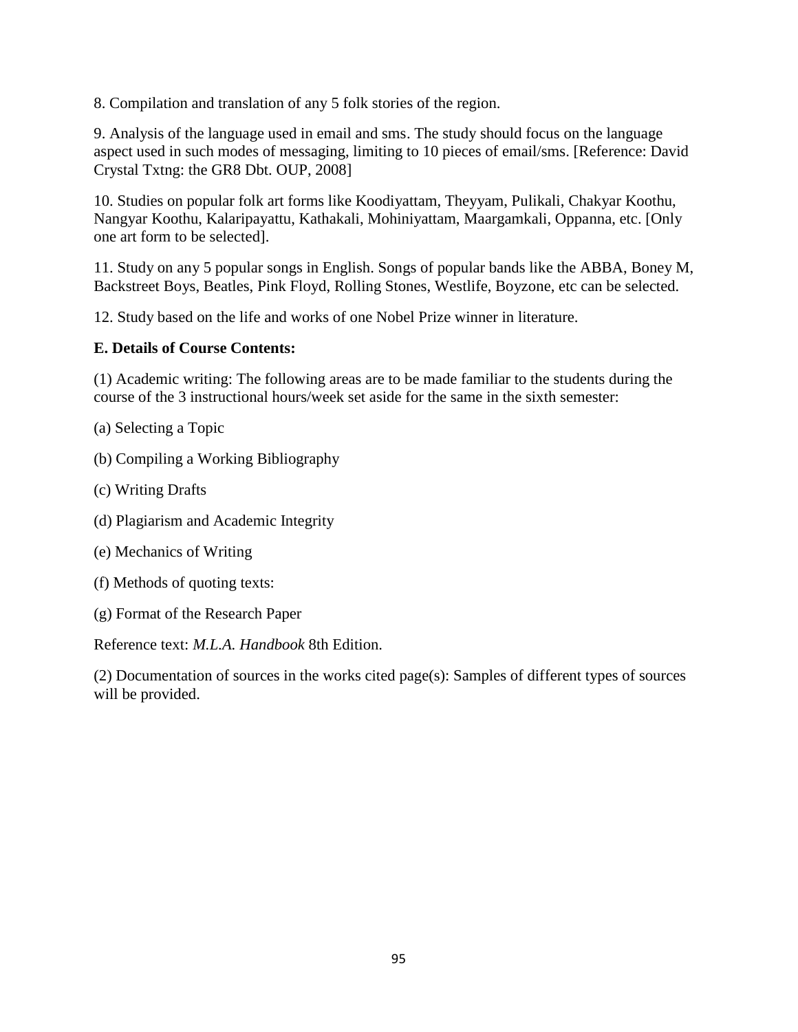8. Compilation and translation of any 5 folk stories of the region.

9. Analysis of the language used in email and sms. The study should focus on the language aspect used in such modes of messaging, limiting to 10 pieces of email/sms. [Reference: David Crystal Txtng: the GR8 Dbt. OUP, 2008]

10. Studies on popular folk art forms like Koodiyattam, Theyyam, Pulikali, Chakyar Koothu, Nangyar Koothu, Kalaripayattu, Kathakali, Mohiniyattam, Maargamkali, Oppanna, etc. [Only one art form to be selected].

11. Study on any 5 popular songs in English. Songs of popular bands like the ABBA, Boney M, Backstreet Boys, Beatles, Pink Floyd, Rolling Stones, Westlife, Boyzone, etc can be selected.

12. Study based on the life and works of one Nobel Prize winner in literature.

**E. Details of Course Contents:**

(1) Academic writing: The following areas are to be made familiar to the students during the course of the 3 instructional hours/week set aside for the same in the sixth semester:

(a) Selecting a Topic

(b) Compiling a Working Bibliography

(c) Writing Drafts

(d) Plagiarism and Academic Integrity

(e) Mechanics of Writing

(f) Methods of quoting texts:

(g) Format of the Research Paper

Reference text: *M.L.A. Handbook* 8th Edition.

(2) Documentation of sources in the works cited page(s): Samples of different types of sources will be provided.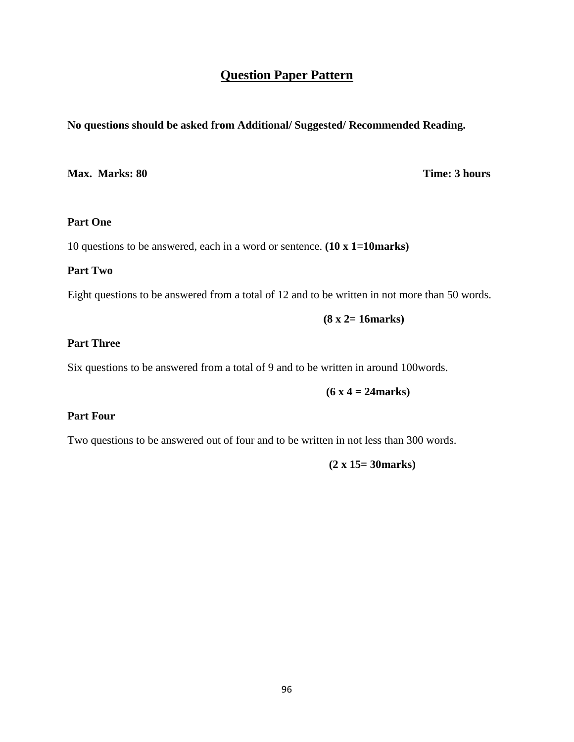## Question Paper Pattern

**No questions should be asked from Additional/ Suggested/ Recommended Reading.**

**Max. Marks: 80** **Time: 3 hours**

**Part One**

10 questions to be answered, each in a word or sentence. **(10 x 1=10marks)**

**Part Two**

Eight questions to be answered from a total of 12 and to be written in not more than 50 words.

**(8 x 2= 16marks)**

**Part Three**

Six questions to be answered from a total of 9 and to be written in around 100words.

**(6 x 4 = 24marks)**

**Part Four**

Two questions to be answered out of four and to be written in not less than 300 words.

**(2 x 15= 30marks)**